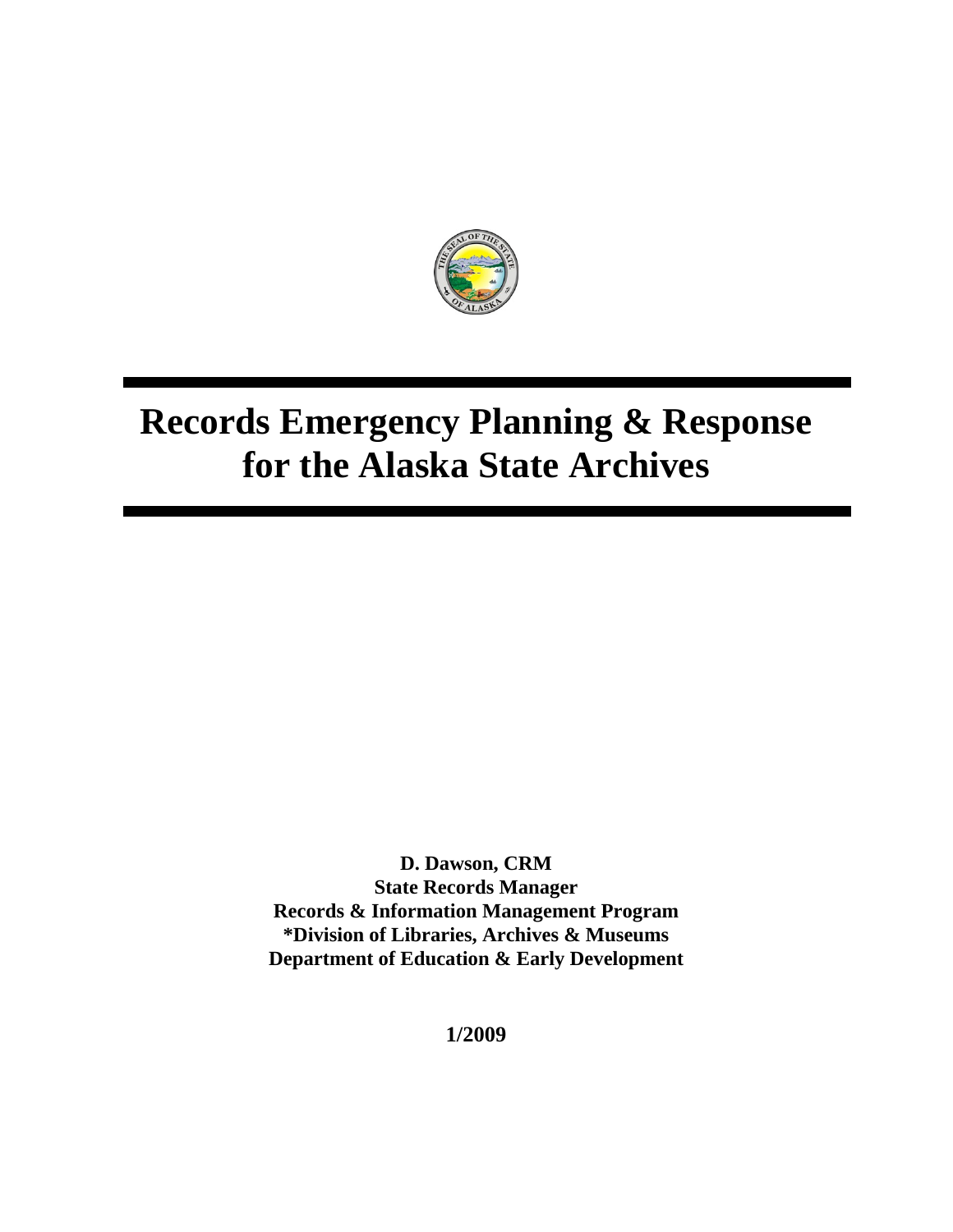# Records Emergency Planning & Response for the Alaska State Archives

**D. Dawson, CRM**
**State Records Manager**
**Records & Information Management Program**
***Division of Libraries, Archives & Museums**
**Department of Education & Early Development**

**1/2009**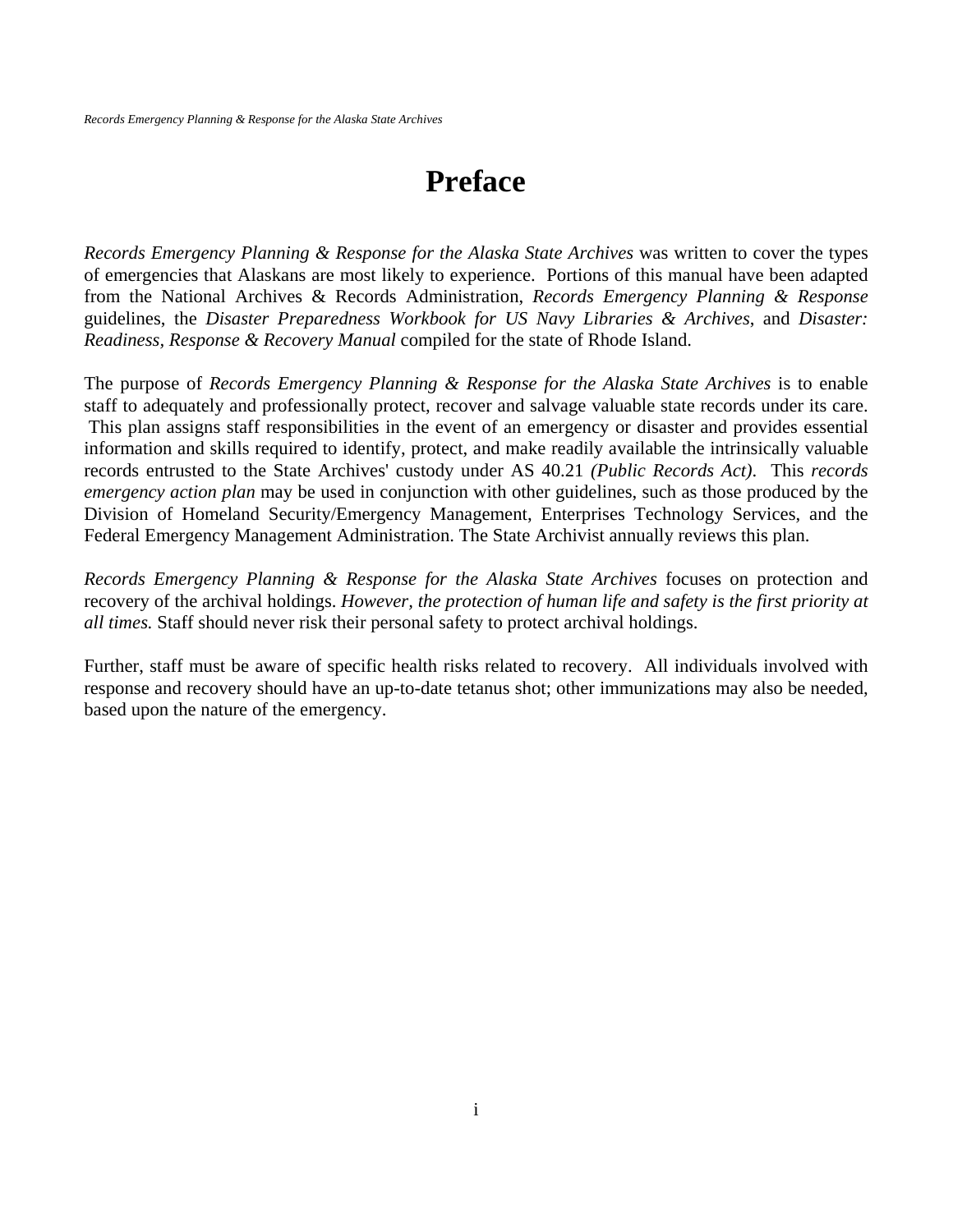# Preface

*Records Emergency Planning & Response for the Alaska State Archives* was written to cover the types of emergencies that Alaskans are most likely to experience. Portions of this manual have been adapted from the National Archives & Records Administration, *Records Emergency Planning & Response* guidelines, the *Disaster Preparedness Workbook for US Navy Libraries & Archives*, and *Disaster: Readiness, Response & Recovery Manual* compiled for the state of Rhode Island.

The purpose of *Records Emergency Planning & Response for the Alaska State Archives* is to enable staff to adequately and professionally protect, recover and salvage valuable state records under its care. This plan assigns staff responsibilities in the event of an emergency or disaster and provides essential information and skills required to identify, protect, and make readily available the intrinsically valuable records entrusted to the State Archives' custody under AS 40.21 *(Public Records Act)*. This *records emergency action plan* may be used in conjunction with other guidelines, such as those produced by the Division of Homeland Security/Emergency Management, Enterprises Technology Services, and the Federal Emergency Management Administration. The State Archivist annually reviews this plan.

*Records Emergency Planning & Response for the Alaska State Archives* focuses on protection and recovery of the archival holdings. *However, the protection of human life and safety is the first priority at all times.* Staff should never risk their personal safety to protect archival holdings.

Further, staff must be aware of specific health risks related to recovery. All individuals involved with response and recovery should have an up-to-date tetanus shot; other immunizations may also be needed, based upon the nature of the emergency.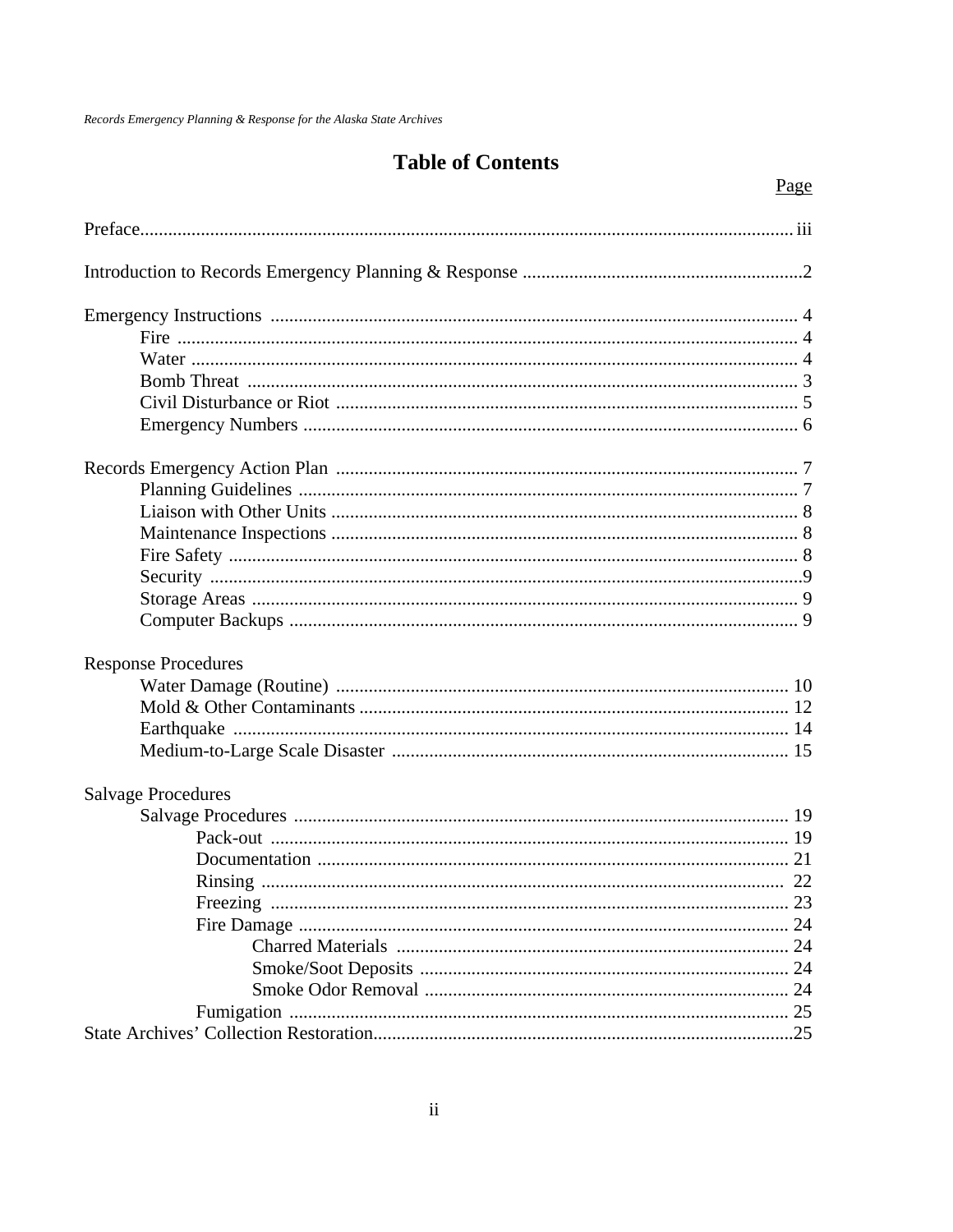# Table of Contents

| | Page |
|---|---|
| Preface | iii |
| Introduction to Records Emergency Planning & Response | 2 |
| Emergency Instructions | 4 |
| Fire | 4 |
| Water | 4 |
| Bomb Threat | 3 |
| Civil Disturbance or Riot | 5 |
| Emergency Numbers | 6 |
| Records Emergency Action Plan | 7 |
| Planning Guidelines | 7 |
| Liaison with Other Units | 8 |
| Maintenance Inspections | 8 |
| Fire Safety | 8 |
| Security | 9 |
| Storage Areas | 9 |
| Computer Backups | 9 |
| Response Procedures | |
| Water Damage (Routine) | 10 |
| Mold & Other Contaminants | 12 |
| Earthquake | 14 |
| Medium-to-Large Scale Disaster | 15 |
| Salvage Procedures | |
| Salvage Procedures | 19 |
| Pack-out | 19 |
| Documentation | 21 |
| Rinsing | 22 |
| Freezing | 23 |
| Fire Damage | 24 |
| Charred Materials | 24 |
| Smoke/Soot Deposits | 24 |
| Smoke Odor Removal | 24 |
| Fumigation | 25 |
| State Archives' Collection Restoration | 25 |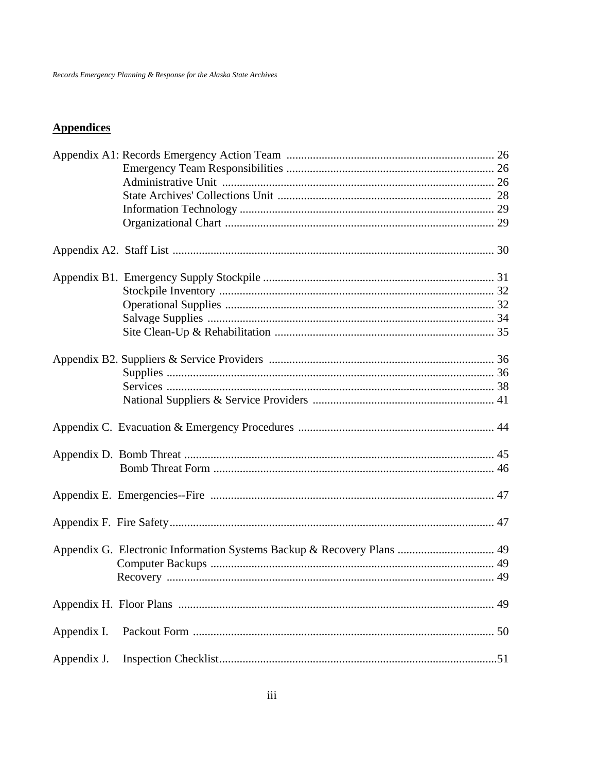## Appendices

Appendix A1: Records Emergency Action Team ........................................................................ 26
- Emergency Team Responsibilities ........................................................................ 26
- Administrative Unit ........................................................................ 26
- State Archives' Collections Unit ........................................................................ 28
- Information Technology ........................................................................ 29
- Organizational Chart ........................................................................ 29

Appendix A2. Staff List ........................................................................ 30

Appendix B1. Emergency Supply Stockpile ........................................................................ 31
- Stockpile Inventory ........................................................................ 32
- Operational Supplies ........................................................................ 32
- Salvage Supplies ........................................................................ 34
- Site Clean-Up & Rehabilitation ........................................................................ 35

Appendix B2. Suppliers & Service Providers ........................................................................ 36
- Supplies ........................................................................ 36
- Services ........................................................................ 38
- National Suppliers & Service Providers ........................................................................ 41

Appendix C. Evacuation & Emergency Procedures ........................................................................ 44

Appendix D. Bomb Threat ........................................................................ 45
- Bomb Threat Form ........................................................................ 46

Appendix E. Emergencies--Fire ........................................................................ 47

Appendix F. Fire Safety........................................................................ 47

Appendix G. Electronic Information Systems Backup & Recovery Plans ........................................................................ 49
- Computer Backups ........................................................................ 49
- Recovery ........................................................................ 49

Appendix H. Floor Plans ........................................................................ 49

Appendix I. Packout Form ........................................................................ 50

Appendix J. Inspection Checklist........................................................................51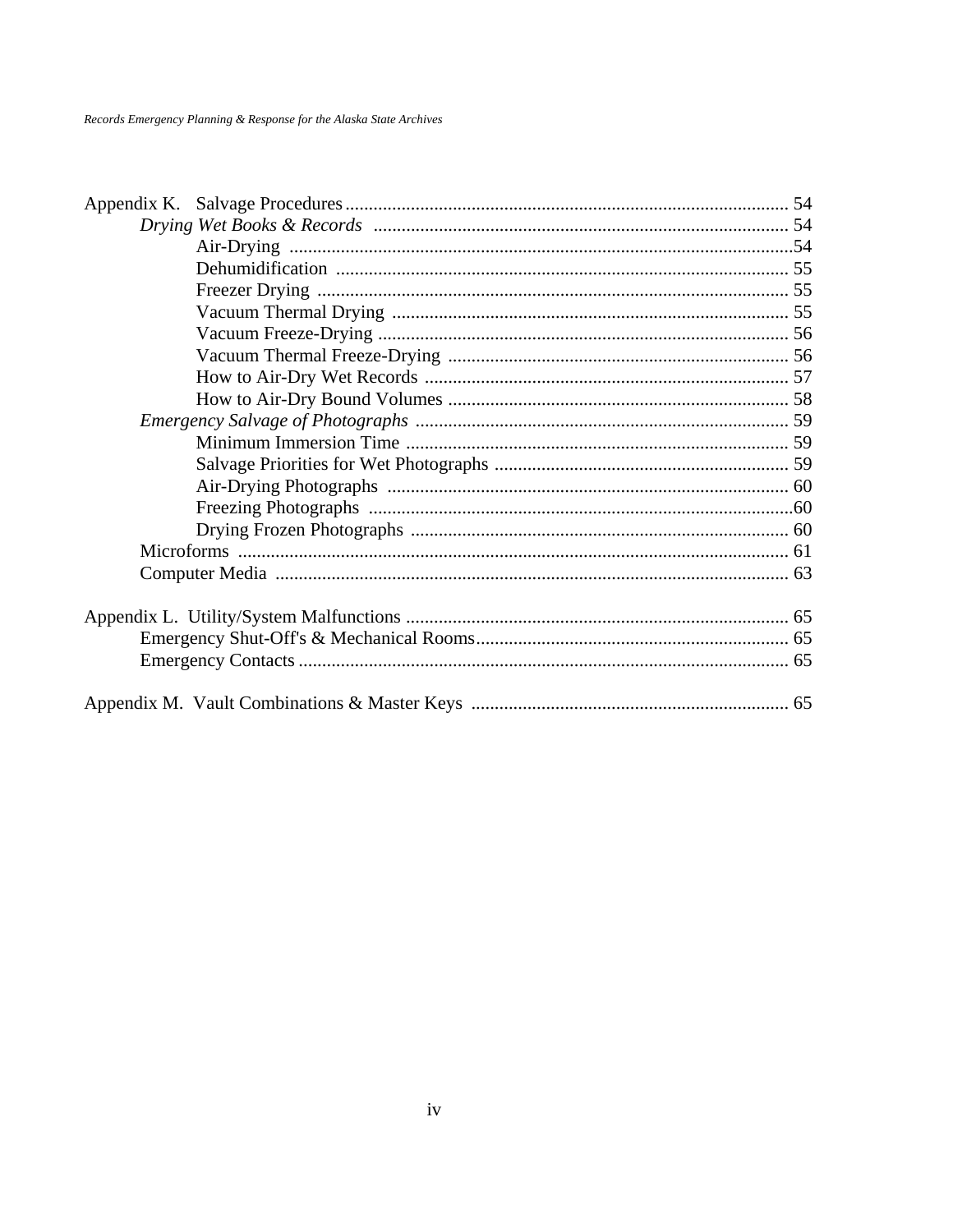Appendix K. Salvage Procedures .............................................................................................. 54

*Drying Wet Books & Records* ......................................................................................... 54

Air-Drying ...........................................................................................................54

Dehumidification ................................................................................................ 55

Freezer Drying .................................................................................................... 55

Vacuum Thermal Drying .................................................................................... 55

Vacuum Freeze-Drying ...................................................................................... 56

Vacuum Thermal Freeze-Drying ........................................................................ 56

How to Air-Dry Wet Records ............................................................................. 57

How to Air-Dry Bound Volumes ........................................................................ 58

*Emergency Salvage of Photographs* ................................................................................ 59

Minimum Immersion Time ................................................................................. 59

Salvage Priorities for Wet Photographs .............................................................. 59

Air-Drying Photographs ..................................................................................... 60

Freezing Photographs .........................................................................................60

Drying Frozen Photographs ................................................................................ 60

Microforms ..................................................................................................................... 61

Computer Media ............................................................................................................. 63

Appendix L. Utility/System Malfunctions ................................................................................. 65

Emergency Shut-Off's & Mechanical Rooms.................................................................. 65

Emergency Contacts ........................................................................................................ 65

Appendix M. Vault Combinations & Master Keys .................................................................... 65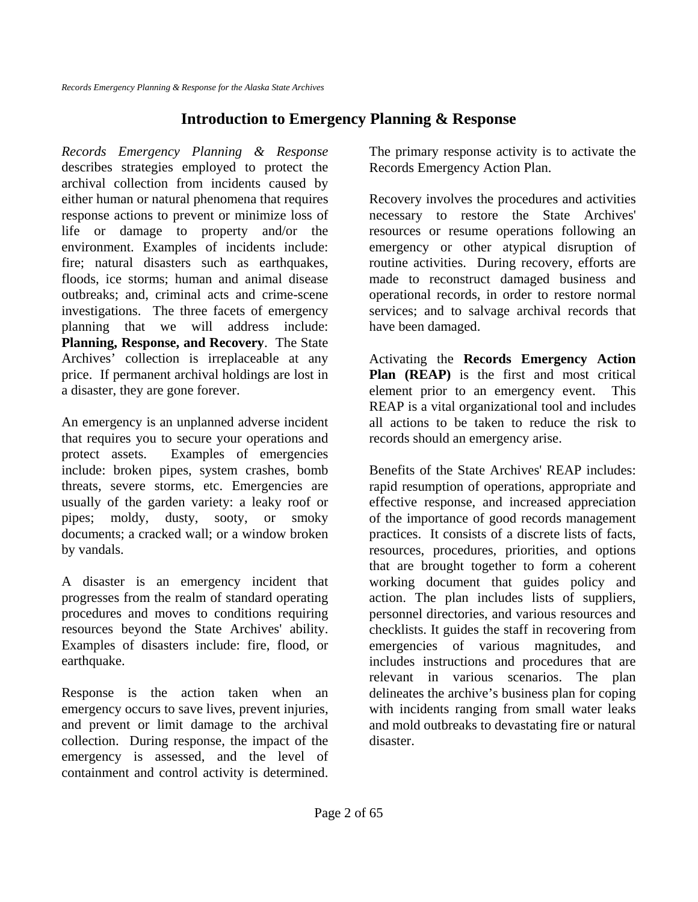# Introduction to Emergency Planning & Response

*Records Emergency Planning & Response* describes strategies employed to protect the archival collection from incidents caused by either human or natural phenomena that requires response actions to prevent or minimize loss of life or damage to property and/or the environment. Examples of incidents include: fire; natural disasters such as earthquakes, floods, ice storms; human and animal disease outbreaks; and, criminal acts and crime-scene investigations. The three facets of emergency planning that we will address include: **Planning, Response, and Recovery**. The State Archives' collection is irreplaceable at any price. If permanent archival holdings are lost in a disaster, they are gone forever.

An emergency is an unplanned adverse incident that requires you to secure your operations and protect assets. Examples of emergencies include: broken pipes, system crashes, bomb threats, severe storms, etc. Emergencies are usually of the garden variety: a leaky roof or pipes; moldy, dusty, sooty, or smoky documents; a cracked wall; or a window broken by vandals.

A disaster is an emergency incident that progresses from the realm of standard operating procedures and moves to conditions requiring resources beyond the State Archives' ability. Examples of disasters include: fire, flood, or earthquake.

Response is the action taken when an emergency occurs to save lives, prevent injuries, and prevent or limit damage to the archival collection. During response, the impact of the emergency is assessed, and the level of containment and control activity is determined. The primary response activity is to activate the Records Emergency Action Plan.

Recovery involves the procedures and activities necessary to restore the State Archives' resources or resume operations following an emergency or other atypical disruption of routine activities. During recovery, efforts are made to reconstruct damaged business and operational records, in order to restore normal services; and to salvage archival records that have been damaged.

Activating the **Records Emergency Action Plan (REAP)** is the first and most critical element prior to an emergency event. This REAP is a vital organizational tool and includes all actions to be taken to reduce the risk to records should an emergency arise.

Benefits of the State Archives' REAP includes: rapid resumption of operations, appropriate and effective response, and increased appreciation of the importance of good records management practices. It consists of a discrete lists of facts, resources, procedures, priorities, and options that are brought together to form a coherent working document that guides policy and action. The plan includes lists of suppliers, personnel directories, and various resources and checklists. It guides the staff in recovering from emergencies of various magnitudes, and includes instructions and procedures that are relevant in various scenarios. The plan delineates the archive's business plan for coping with incidents ranging from small water leaks and mold outbreaks to devastating fire or natural disaster.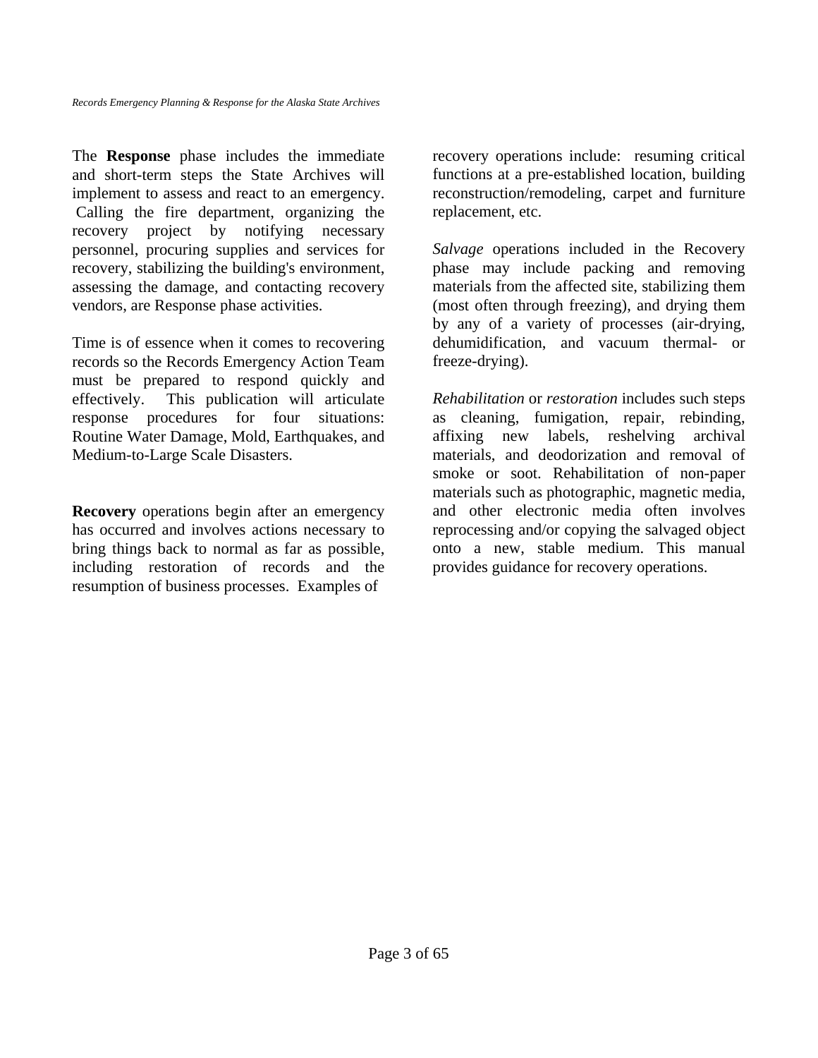The **Response** phase includes the immediate and short-term steps the State Archives will implement to assess and react to an emergency. Calling the fire department, organizing the recovery project by notifying necessary personnel, procuring supplies and services for recovery, stabilizing the building's environment, assessing the damage, and contacting recovery vendors, are Response phase activities.

Time is of essence when it comes to recovering records so the Records Emergency Action Team must be prepared to respond quickly and effectively. This publication will articulate response procedures for four situations: Routine Water Damage, Mold, Earthquakes, and Medium-to-Large Scale Disasters.

**Recovery** operations begin after an emergency has occurred and involves actions necessary to bring things back to normal as far as possible, including restoration of records and the resumption of business processes. Examples of recovery operations include: resuming critical functions at a pre-established location, building reconstruction/remodeling, carpet and furniture replacement, etc.

*Salvage* operations included in the Recovery phase may include packing and removing materials from the affected site, stabilizing them (most often through freezing), and drying them by any of a variety of processes (air-drying, dehumidification, and vacuum thermal- or freeze-drying).

*Rehabilitation* or *restoration* includes such steps as cleaning, fumigation, repair, rebinding, affixing new labels, reshelving archival materials, and deodorization and removal of smoke or soot. Rehabilitation of non-paper materials such as photographic, magnetic media, and other electronic media often involves reprocessing and/or copying the salvaged object onto a new, stable medium. This manual provides guidance for recovery operations.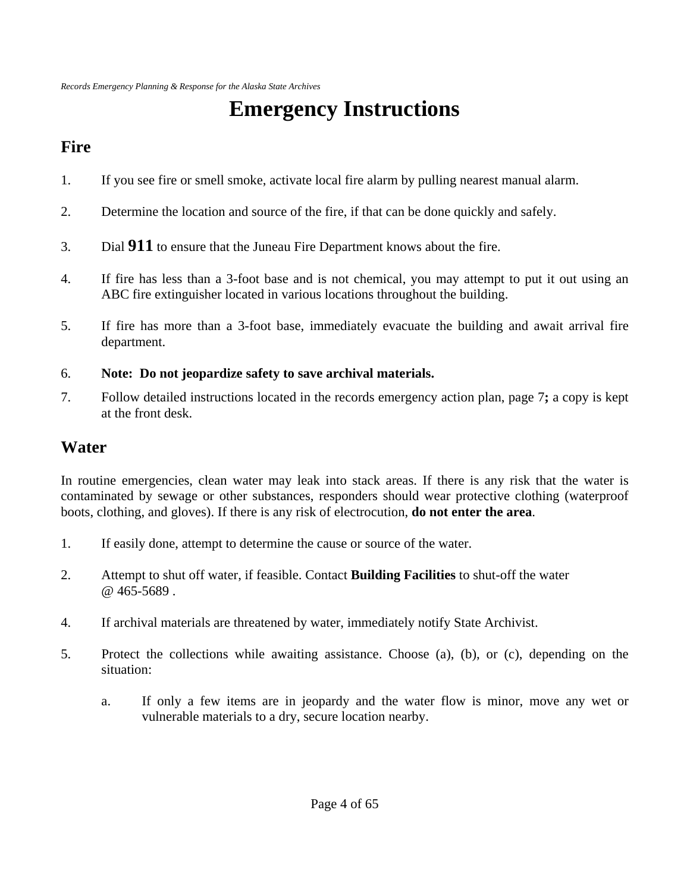# Emergency Instructions

## Fire

1. If you see fire or smell smoke, activate local fire alarm by pulling nearest manual alarm.

2. Determine the location and source of the fire, if that can be done quickly and safely.

3. Dial **911** to ensure that the Juneau Fire Department knows about the fire.

4. If fire has less than a 3-foot base and is not chemical, you may attempt to put it out using an ABC fire extinguisher located in various locations throughout the building.

5. If fire has more than a 3-foot base, immediately evacuate the building and await arrival fire department.

6. **Note: Do not jeopardize safety to save archival materials.**

7. Follow detailed instructions located in the records emergency action plan, page 7**;** a copy is kept at the front desk.

## Water

In routine emergencies, clean water may leak into stack areas. If there is any risk that the water is contaminated by sewage or other substances, responders should wear protective clothing (waterproof boots, clothing, and gloves). If there is any risk of electrocution, **do not enter the area**.

1. If easily done, attempt to determine the cause or source of the water.

2. Attempt to shut off water, if feasible. Contact **Building Facilities** to shut-off the water @ 465-5689 .

4. If archival materials are threatened by water, immediately notify State Archivist.

5. Protect the collections while awaiting assistance. Choose (a), (b), or (c), depending on the situation:

   a. If only a few items are in jeopardy and the water flow is minor, move any wet or vulnerable materials to a dry, secure location nearby.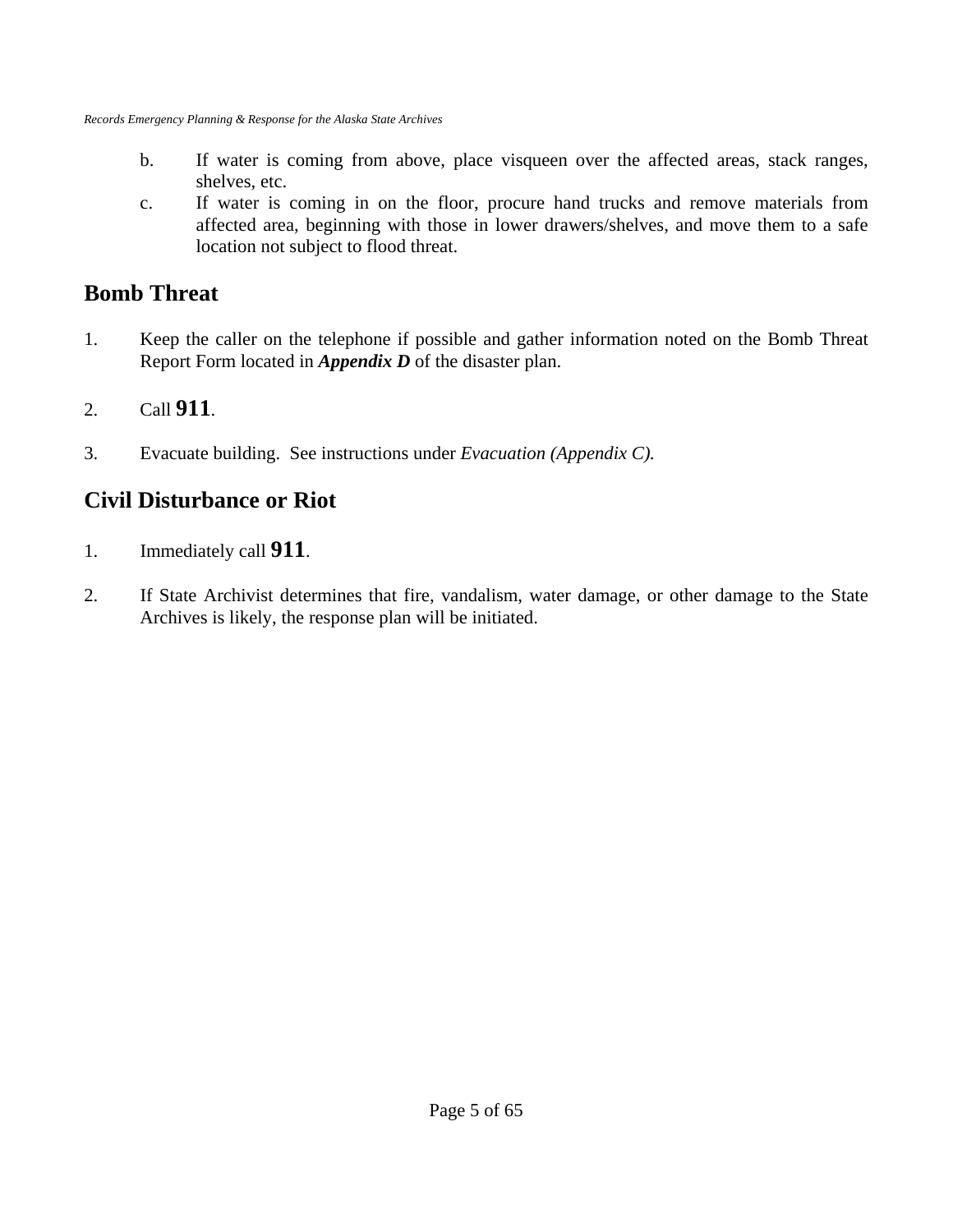b. If water is coming from above, place visqueen over the affected areas, stack ranges, shelves, etc.
c. If water is coming in on the floor, procure hand trucks and remove materials from affected area, beginning with those in lower drawers/shelves, and move them to a safe location not subject to flood threat.

## Bomb Threat

1. Keep the caller on the telephone if possible and gather information noted on the Bomb Threat Report Form located in ***Appendix D*** of the disaster plan.

2. Call **911**.

3. Evacuate building. See instructions under *Evacuation (Appendix C).*

## Civil Disturbance or Riot

1. Immediately call **911**.

2. If State Archivist determines that fire, vandalism, water damage, or other damage to the State Archives is likely, the response plan will be initiated.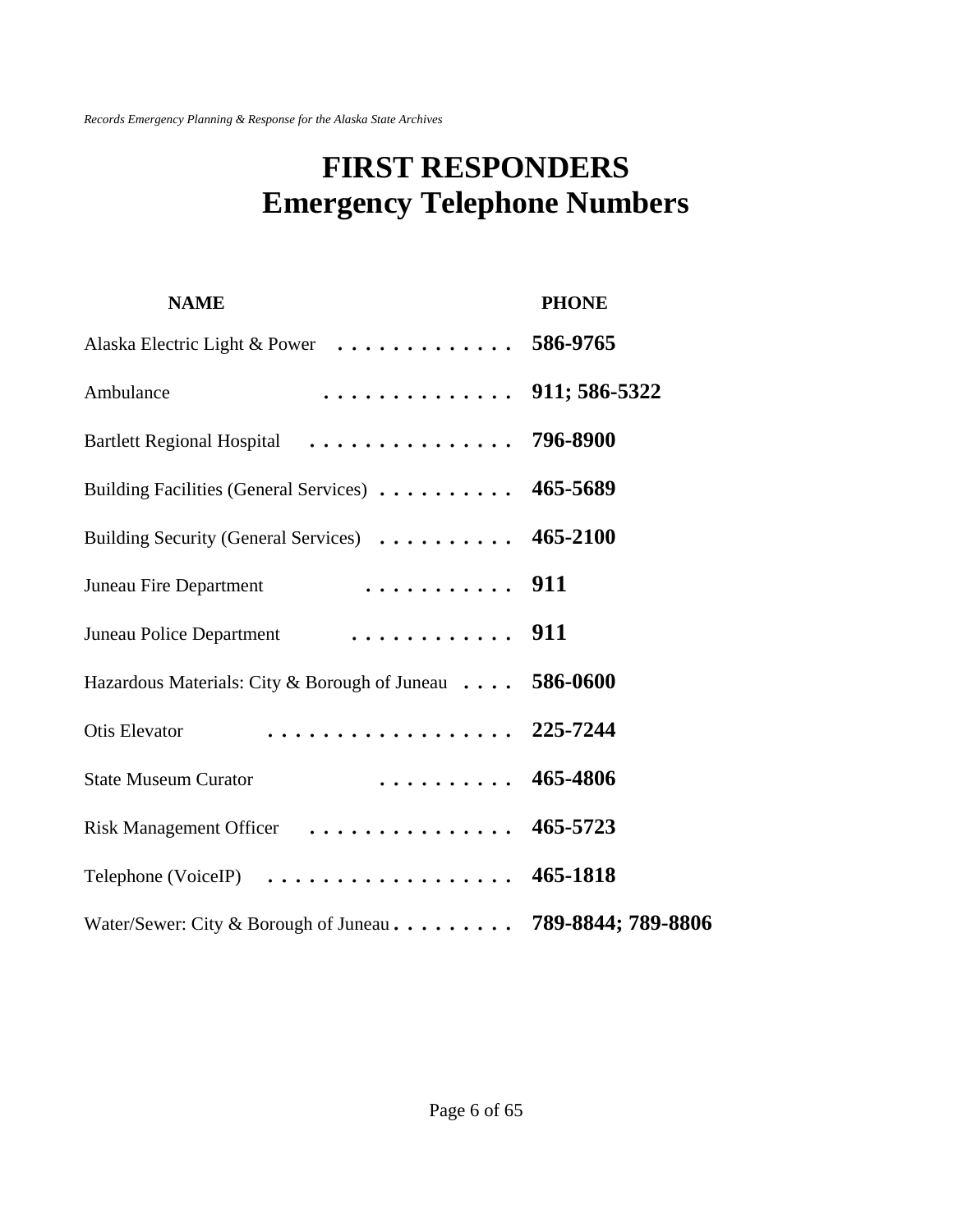# FIRST RESPONDERS
# Emergency Telephone Numbers

| NAME | PHONE |
|---|---|
| Alaska Electric Light & Power | **586-9765** |
| Ambulance | **911; 586-5322** |
| Bartlett Regional Hospital | **796-8900** |
| Building Facilities (General Services) | **465-5689** |
| Building Security (General Services) | **465-2100** |
| Juneau Fire Department | **911** |
| Juneau Police Department | **911** |
| Hazardous Materials: City & Borough of Juneau | **586-0600** |
| Otis Elevator | **225-7244** |
| State Museum Curator | **465-4806** |
| Risk Management Officer | **465-5723** |
| Telephone (VoiceIP) | **465-1818** |
| Water/Sewer: City & Borough of Juneau | **789-8844; 789-8806** |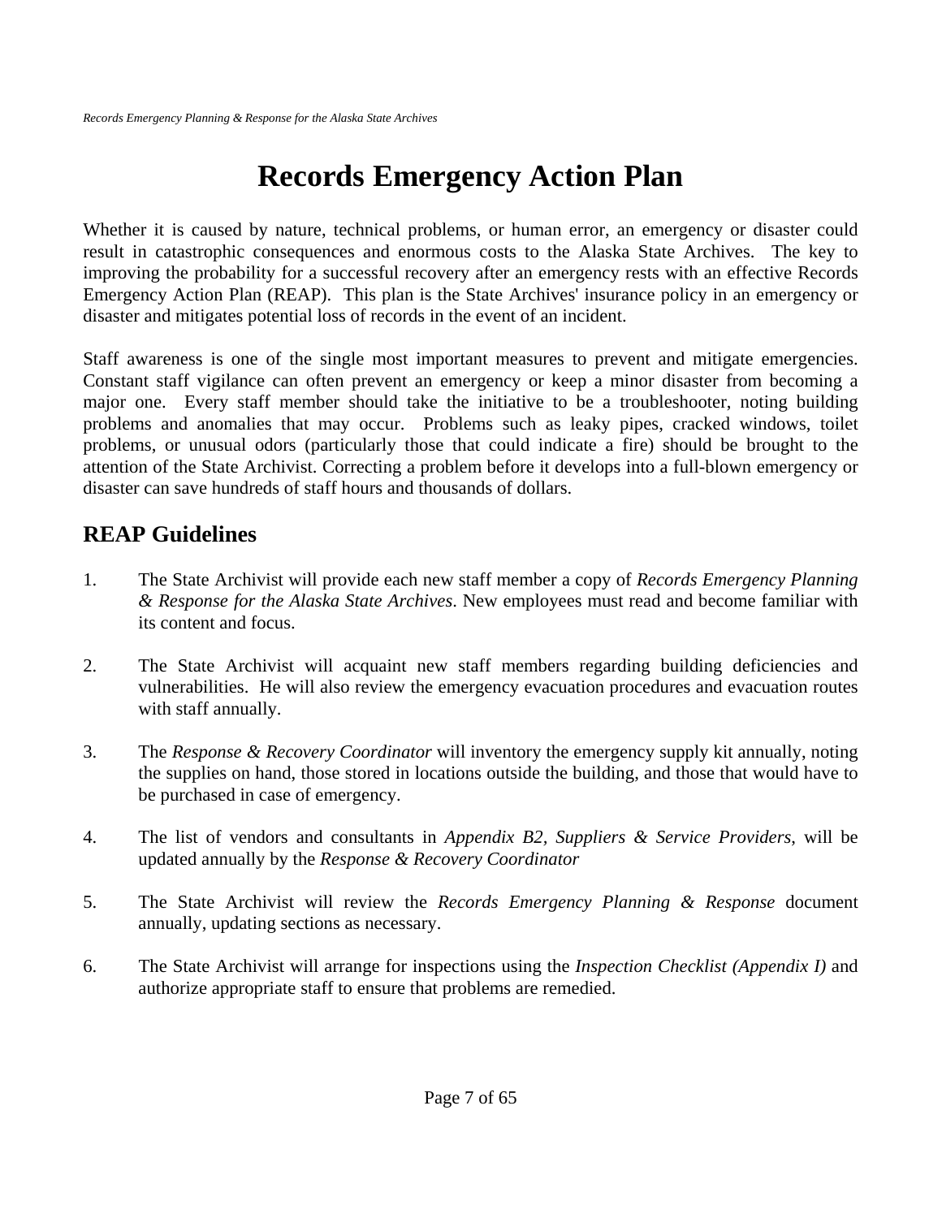# Records Emergency Action Plan

Whether it is caused by nature, technical problems, or human error, an emergency or disaster could result in catastrophic consequences and enormous costs to the Alaska State Archives. The key to improving the probability for a successful recovery after an emergency rests with an effective Records Emergency Action Plan (REAP). This plan is the State Archives' insurance policy in an emergency or disaster and mitigates potential loss of records in the event of an incident.

Staff awareness is one of the single most important measures to prevent and mitigate emergencies. Constant staff vigilance can often prevent an emergency or keep a minor disaster from becoming a major one. Every staff member should take the initiative to be a troubleshooter, noting building problems and anomalies that may occur. Problems such as leaky pipes, cracked windows, toilet problems, or unusual odors (particularly those that could indicate a fire) should be brought to the attention of the State Archivist. Correcting a problem before it develops into a full-blown emergency or disaster can save hundreds of staff hours and thousands of dollars.

## REAP Guidelines

1. The State Archivist will provide each new staff member a copy of *Records Emergency Planning & Response for the Alaska State Archives*. New employees must read and become familiar with its content and focus.

2. The State Archivist will acquaint new staff members regarding building deficiencies and vulnerabilities. He will also review the emergency evacuation procedures and evacuation routes with staff annually.

3. The *Response & Recovery Coordinator* will inventory the emergency supply kit annually, noting the supplies on hand, those stored in locations outside the building, and those that would have to be purchased in case of emergency.

4. The list of vendors and consultants in *Appendix B2, Suppliers & Service Providers*, will be updated annually by the *Response & Recovery Coordinator*

5. The State Archivist will review the *Records Emergency Planning & Response* document annually, updating sections as necessary.

6. The State Archivist will arrange for inspections using the *Inspection Checklist (Appendix I)* and authorize appropriate staff to ensure that problems are remedied.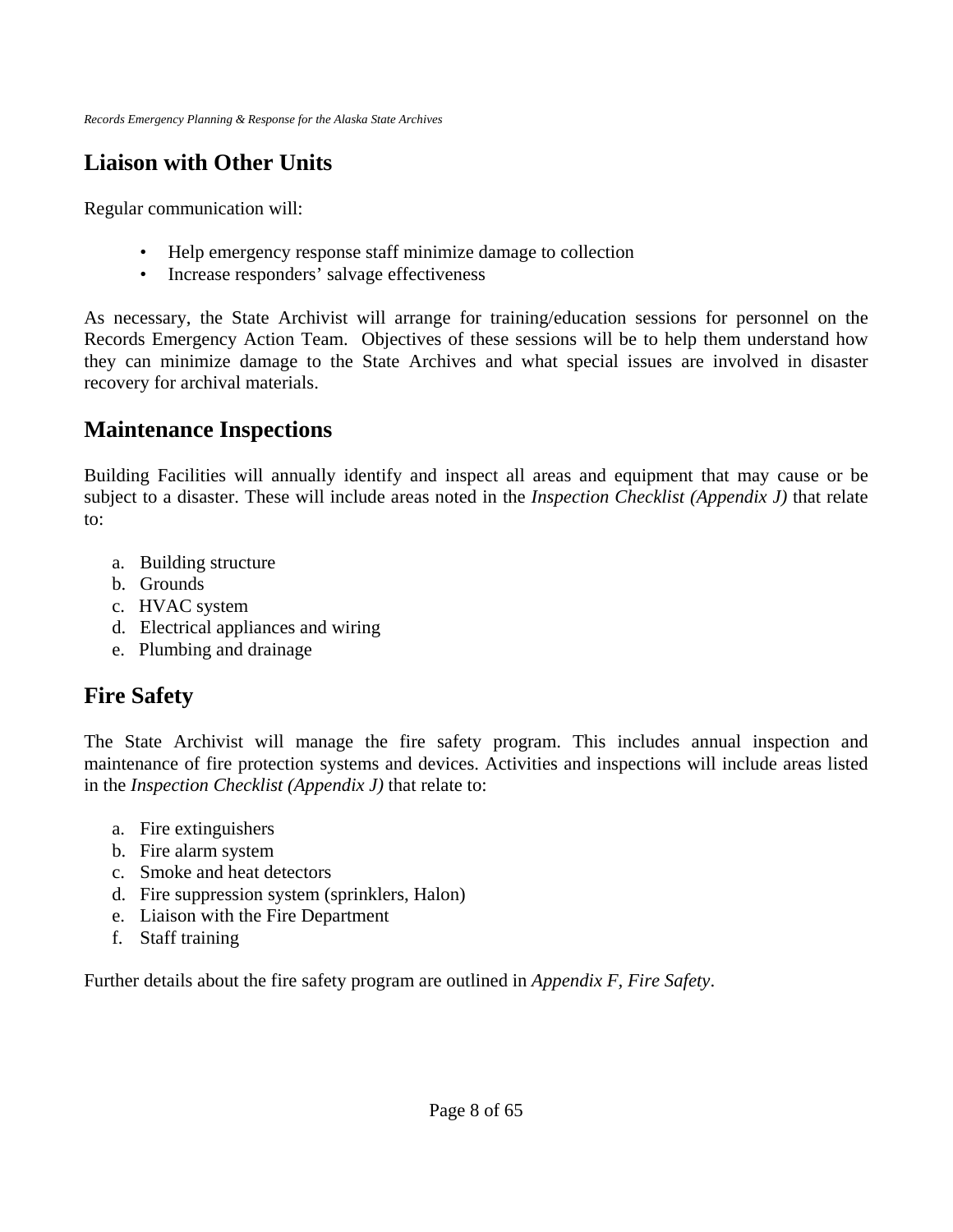## Liaison with Other Units

Regular communication will:

- Help emergency response staff minimize damage to collection
- Increase responders' salvage effectiveness

As necessary, the State Archivist will arrange for training/education sessions for personnel on the Records Emergency Action Team. Objectives of these sessions will be to help them understand how they can minimize damage to the State Archives and what special issues are involved in disaster recovery for archival materials.

## Maintenance Inspections

Building Facilities will annually identify and inspect all areas and equipment that may cause or be subject to a disaster. These will include areas noted in the *Inspection Checklist (Appendix J)* that relate to:

a. Building structure
b. Grounds
c. HVAC system
d. Electrical appliances and wiring
e. Plumbing and drainage

## Fire Safety

The State Archivist will manage the fire safety program. This includes annual inspection and maintenance of fire protection systems and devices. Activities and inspections will include areas listed in the *Inspection Checklist (Appendix J)* that relate to:

a. Fire extinguishers
b. Fire alarm system
c. Smoke and heat detectors
d. Fire suppression system (sprinklers, Halon)
e. Liaison with the Fire Department
f. Staff training

Further details about the fire safety program are outlined in *Appendix F, Fire Safety*.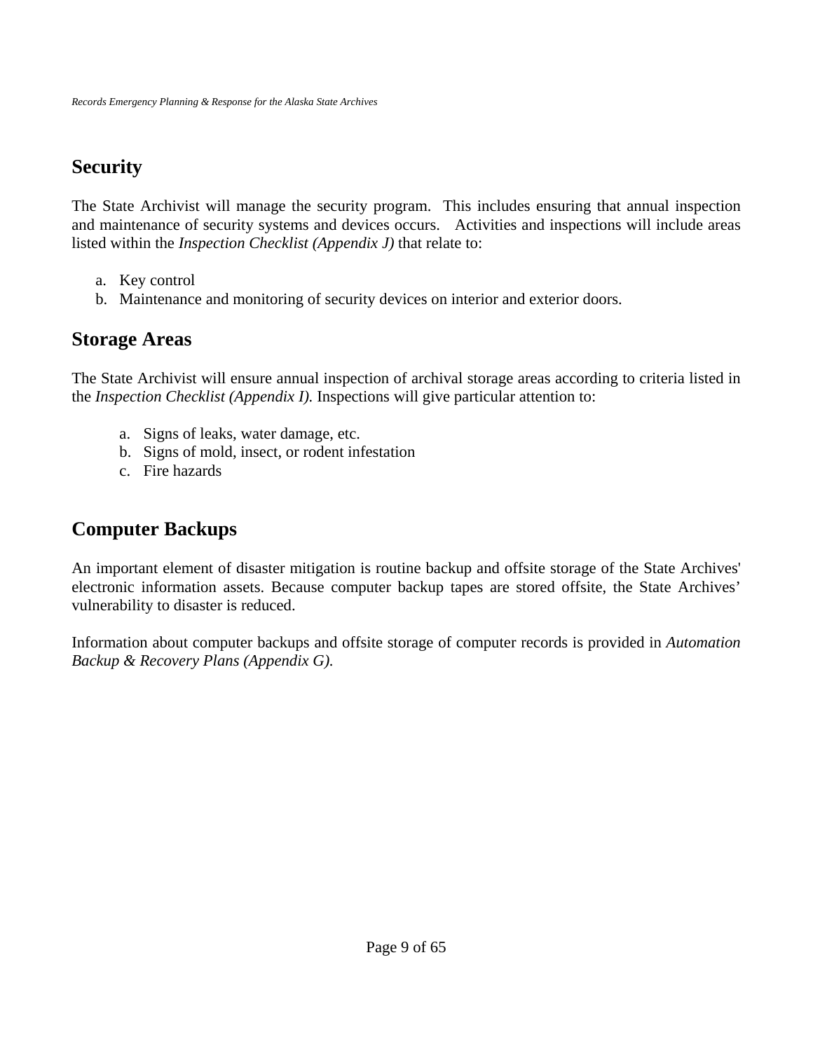## Security

The State Archivist will manage the security program. This includes ensuring that annual inspection and maintenance of security systems and devices occurs. Activities and inspections will include areas listed within the *Inspection Checklist (Appendix J)* that relate to:

a. Key control
b. Maintenance and monitoring of security devices on interior and exterior doors.

## Storage Areas

The State Archivist will ensure annual inspection of archival storage areas according to criteria listed in the *Inspection Checklist (Appendix I).* Inspections will give particular attention to:

a. Signs of leaks, water damage, etc.
b. Signs of mold, insect, or rodent infestation
c. Fire hazards

## Computer Backups

An important element of disaster mitigation is routine backup and offsite storage of the State Archives' electronic information assets. Because computer backup tapes are stored offsite, the State Archives' vulnerability to disaster is reduced.

Information about computer backups and offsite storage of computer records is provided in *Automation Backup & Recovery Plans (Appendix G).*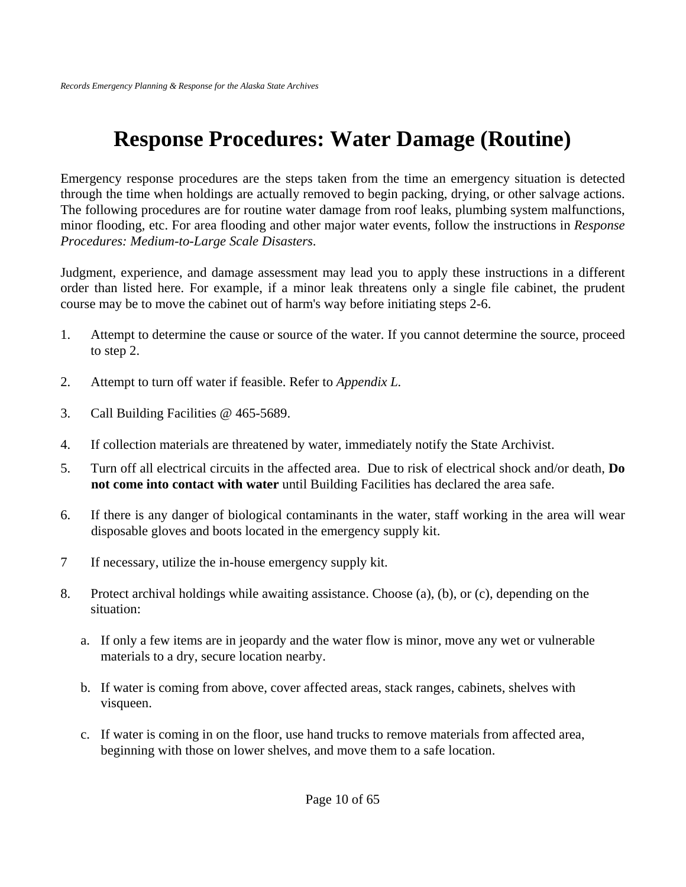# Response Procedures: Water Damage (Routine)

Emergency response procedures are the steps taken from the time an emergency situation is detected through the time when holdings are actually removed to begin packing, drying, or other salvage actions. The following procedures are for routine water damage from roof leaks, plumbing system malfunctions, minor flooding, etc. For area flooding and other major water events, follow the instructions in *Response Procedures: Medium-to-Large Scale Disasters*.

Judgment, experience, and damage assessment may lead you to apply these instructions in a different order than listed here. For example, if a minor leak threatens only a single file cabinet, the prudent course may be to move the cabinet out of harm's way before initiating steps 2-6.

1. Attempt to determine the cause or source of the water. If you cannot determine the source, proceed to step 2.

2. Attempt to turn off water if feasible. Refer to *Appendix L*.

3. Call Building Facilities @ 465-5689.

4. If collection materials are threatened by water, immediately notify the State Archivist.

5. Turn off all electrical circuits in the affected area. Due to risk of electrical shock and/or death, **Do not come into contact with water** until Building Facilities has declared the area safe.

6. If there is any danger of biological contaminants in the water, staff working in the area will wear disposable gloves and boots located in the emergency supply kit.

7 If necessary, utilize the in-house emergency supply kit.

8. Protect archival holdings while awaiting assistance. Choose (a), (b), or (c), depending on the situation:

   a. If only a few items are in jeopardy and the water flow is minor, move any wet or vulnerable materials to a dry, secure location nearby.

   b. If water is coming from above, cover affected areas, stack ranges, cabinets, shelves with visqueen.

   c. If water is coming in on the floor, use hand trucks to remove materials from affected area, beginning with those on lower shelves, and move them to a safe location.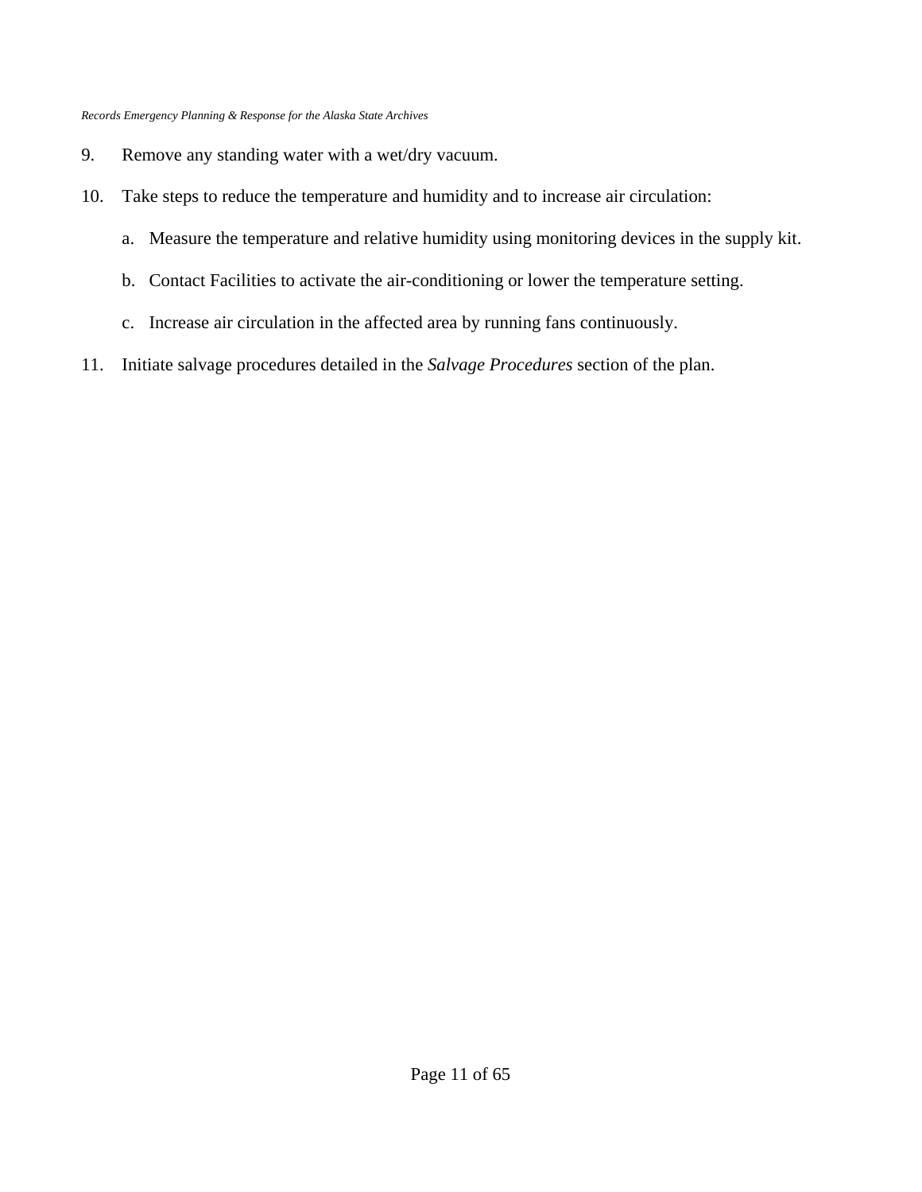9. Remove any standing water with a wet/dry vacuum.
10. Take steps to reduce the temperature and humidity and to increase air circulation:
    a. Measure the temperature and relative humidity using monitoring devices in the supply kit.
    b. Contact Facilities to activate the air-conditioning or lower the temperature setting.
    c. Increase air circulation in the affected area by running fans continuously.
11. Initiate salvage procedures detailed in the *Salvage Procedures* section of the plan.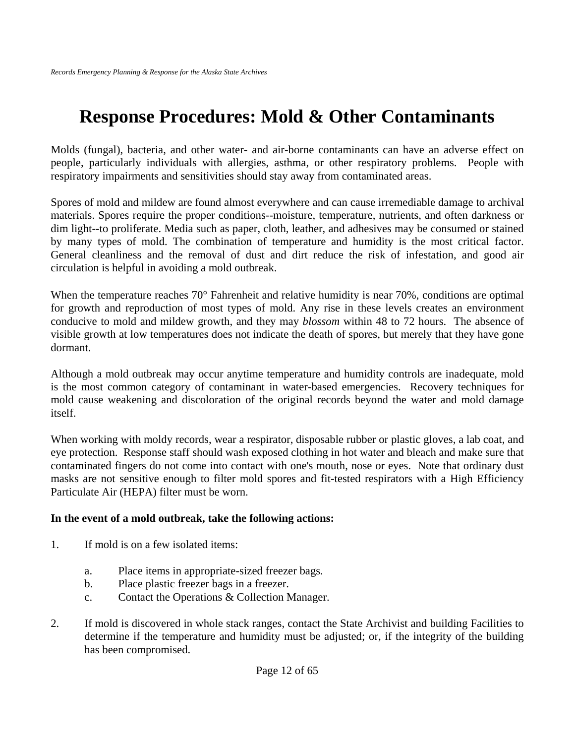# Response Procedures: Mold & Other Contaminants

Molds (fungal), bacteria, and other water- and air-borne contaminants can have an adverse effect on people, particularly individuals with allergies, asthma, or other respiratory problems. People with respiratory impairments and sensitivities should stay away from contaminated areas.

Spores of mold and mildew are found almost everywhere and can cause irremediable damage to archival materials. Spores require the proper conditions--moisture, temperature, nutrients, and often darkness or dim light--to proliferate. Media such as paper, cloth, leather, and adhesives may be consumed or stained by many types of mold. The combination of temperature and humidity is the most critical factor. General cleanliness and the removal of dust and dirt reduce the risk of infestation, and good air circulation is helpful in avoiding a mold outbreak.

When the temperature reaches 70° Fahrenheit and relative humidity is near 70%, conditions are optimal for growth and reproduction of most types of mold. Any rise in these levels creates an environment conducive to mold and mildew growth, and they may *blossom* within 48 to 72 hours. The absence of visible growth at low temperatures does not indicate the death of spores, but merely that they have gone dormant.

Although a mold outbreak may occur anytime temperature and humidity controls are inadequate, mold is the most common category of contaminant in water-based emergencies. Recovery techniques for mold cause weakening and discoloration of the original records beyond the water and mold damage itself.

When working with moldy records, wear a respirator, disposable rubber or plastic gloves, a lab coat, and eye protection. Response staff should wash exposed clothing in hot water and bleach and make sure that contaminated fingers do not come into contact with one's mouth, nose or eyes. Note that ordinary dust masks are not sensitive enough to filter mold spores and fit-tested respirators with a High Efficiency Particulate Air (HEPA) filter must be worn.

**In the event of a mold outbreak, take the following actions:**

1. If mold is on a few isolated items:

   a. Place items in appropriate-sized freezer bags.
   b. Place plastic freezer bags in a freezer.
   c. Contact the Operations & Collection Manager.

2. If mold is discovered in whole stack ranges, contact the State Archivist and building Facilities to determine if the temperature and humidity must be adjusted; or, if the integrity of the building has been compromised.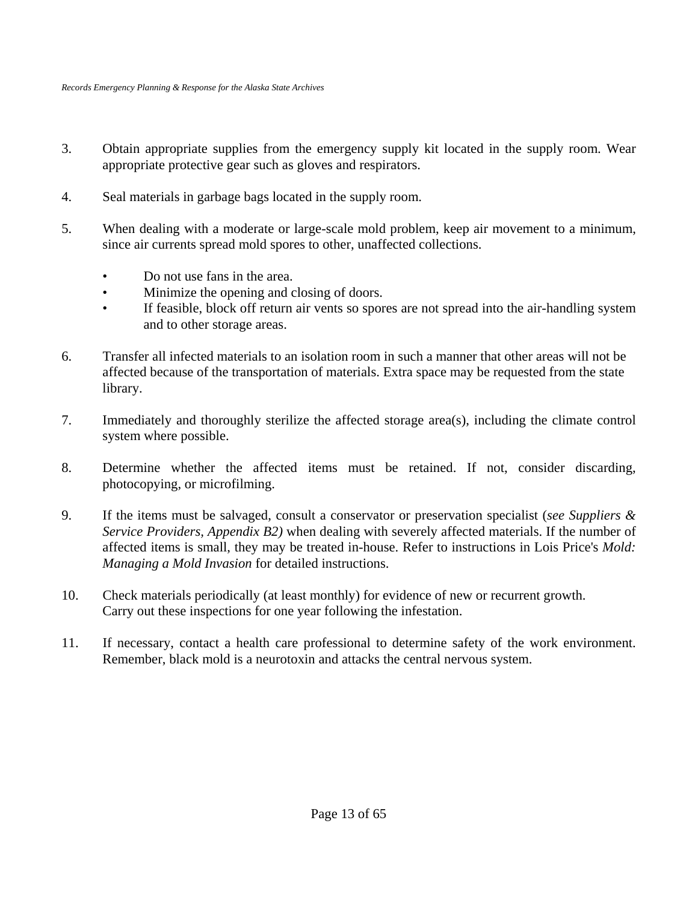3. Obtain appropriate supplies from the emergency supply kit located in the supply room. Wear appropriate protective gear such as gloves and respirators.

4. Seal materials in garbage bags located in the supply room.

5. When dealing with a moderate or large-scale mold problem, keep air movement to a minimum, since air currents spread mold spores to other, unaffected collections.

   - Do not use fans in the area.
   - Minimize the opening and closing of doors.
   - If feasible, block off return air vents so spores are not spread into the air-handling system and to other storage areas.

6. Transfer all infected materials to an isolation room in such a manner that other areas will not be affected because of the transportation of materials. Extra space may be requested from the state library.

7. Immediately and thoroughly sterilize the affected storage area(s), including the climate control system where possible.

8. Determine whether the affected items must be retained. If not, consider discarding, photocopying, or microfilming.

9. If the items must be salvaged, consult a conservator or preservation specialist (*see Suppliers & Service Providers, Appendix B2)* when dealing with severely affected materials. If the number of affected items is small, they may be treated in-house. Refer to instructions in Lois Price's *Mold: Managing a Mold Invasion* for detailed instructions.

10. Check materials periodically (at least monthly) for evidence of new or recurrent growth. Carry out these inspections for one year following the infestation.

11. If necessary, contact a health care professional to determine safety of the work environment. Remember, black mold is a neurotoxin and attacks the central nervous system.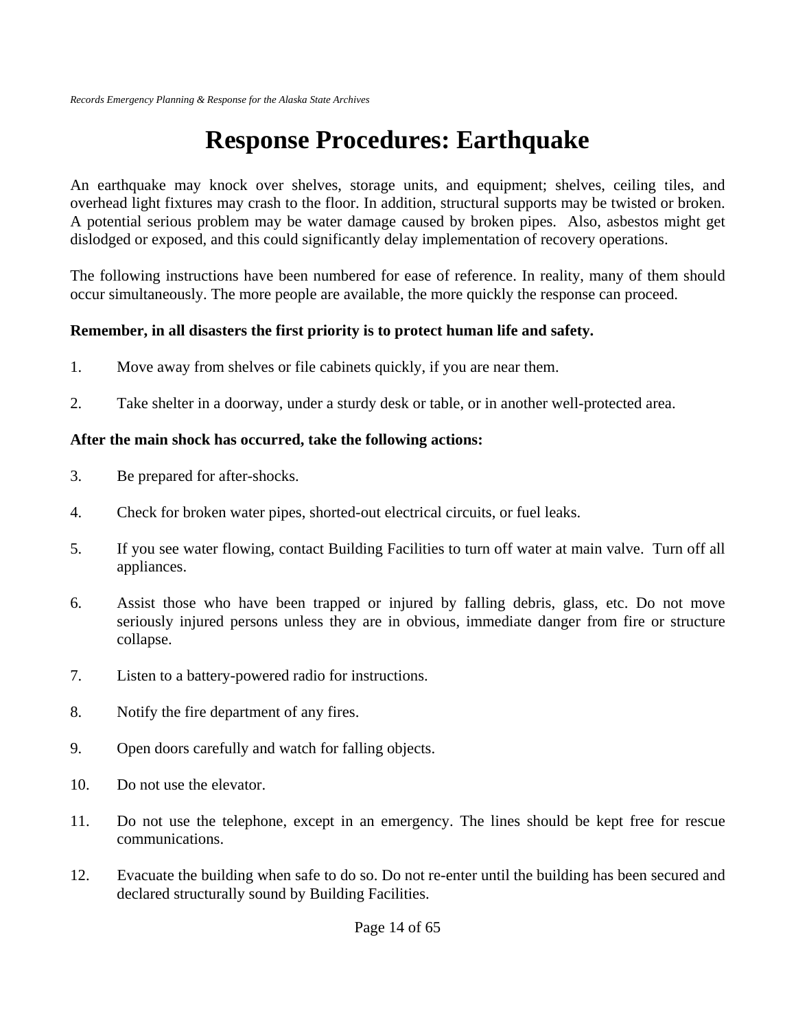# Response Procedures: Earthquake

An earthquake may knock over shelves, storage units, and equipment; shelves, ceiling tiles, and overhead light fixtures may crash to the floor. In addition, structural supports may be twisted or broken. A potential serious problem may be water damage caused by broken pipes. Also, asbestos might get dislodged or exposed, and this could significantly delay implementation of recovery operations.

The following instructions have been numbered for ease of reference. In reality, many of them should occur simultaneously. The more people are available, the more quickly the response can proceed.

**Remember, in all disasters the first priority is to protect human life and safety.**

1. Move away from shelves or file cabinets quickly, if you are near them.

2. Take shelter in a doorway, under a sturdy desk or table, or in another well-protected area.

**After the main shock has occurred, take the following actions:**

3. Be prepared for after-shocks.

4. Check for broken water pipes, shorted-out electrical circuits, or fuel leaks.

5. If you see water flowing, contact Building Facilities to turn off water at main valve. Turn off all appliances.

6. Assist those who have been trapped or injured by falling debris, glass, etc. Do not move seriously injured persons unless they are in obvious, immediate danger from fire or structure collapse.

7. Listen to a battery-powered radio for instructions.

8. Notify the fire department of any fires.

9. Open doors carefully and watch for falling objects.

10. Do not use the elevator.

11. Do not use the telephone, except in an emergency. The lines should be kept free for rescue communications.

12. Evacuate the building when safe to do so. Do not re-enter until the building has been secured and declared structurally sound by Building Facilities.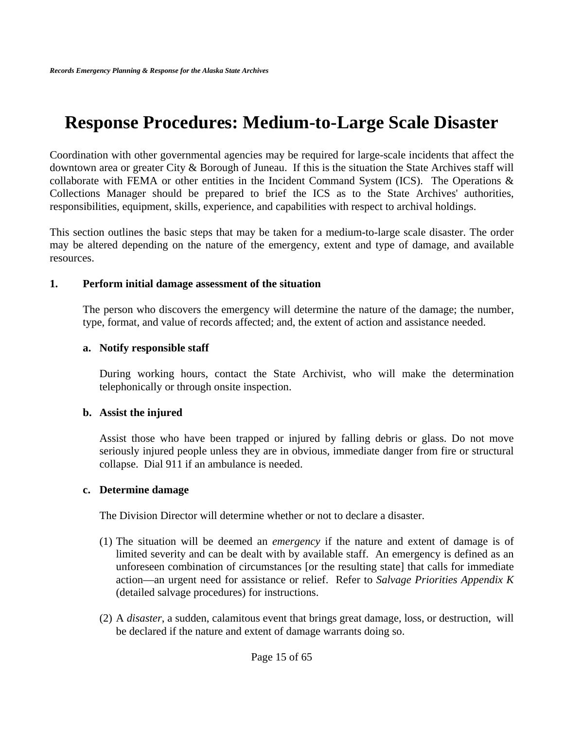# Response Procedures: Medium-to-Large Scale Disaster

Coordination with other governmental agencies may be required for large-scale incidents that affect the downtown area or greater City & Borough of Juneau. If this is the situation the State Archives staff will collaborate with FEMA or other entities in the Incident Command System (ICS). The Operations & Collections Manager should be prepared to brief the ICS as to the State Archives' authorities, responsibilities, equipment, skills, experience, and capabilities with respect to archival holdings.

This section outlines the basic steps that may be taken for a medium-to-large scale disaster. The order may be altered depending on the nature of the emergency, extent and type of damage, and available resources.

**1. Perform initial damage assessment of the situation**

The person who discovers the emergency will determine the nature of the damage; the number, type, format, and value of records affected; and, the extent of action and assistance needed.

**a. Notify responsible staff**

During working hours, contact the State Archivist, who will make the determination telephonically or through onsite inspection.

**b. Assist the injured**

Assist those who have been trapped or injured by falling debris or glass. Do not move seriously injured people unless they are in obvious, immediate danger from fire or structural collapse. Dial 911 if an ambulance is needed.

**c. Determine damage**

The Division Director will determine whether or not to declare a disaster.

(1) The situation will be deemed an *emergency* if the nature and extent of damage is of limited severity and can be dealt with by available staff. An emergency is defined as an unforeseen combination of circumstances [or the resulting state] that calls for immediate action—an urgent need for assistance or relief. Refer to *Salvage Priorities Appendix K* (detailed salvage procedures) for instructions.

(2) A *disaster*, a sudden, calamitous event that brings great damage, loss, or destruction, will be declared if the nature and extent of damage warrants doing so.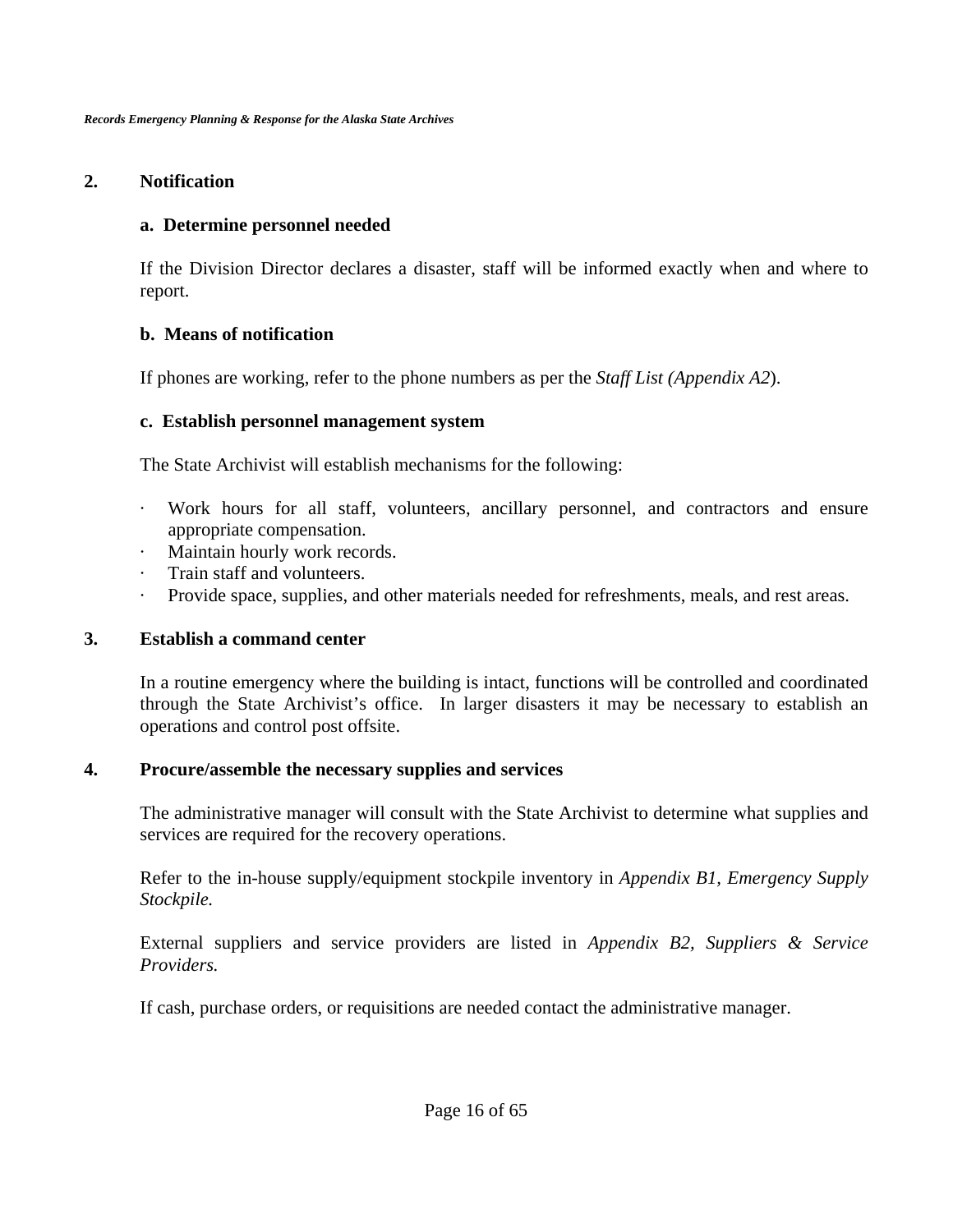## 2. Notification

### a. Determine personnel needed

If the Division Director declares a disaster, staff will be informed exactly when and where to report.

### b. Means of notification

If phones are working, refer to the phone numbers as per the *Staff List (Appendix A2*).

### c. Establish personnel management system

The State Archivist will establish mechanisms for the following:

- Work hours for all staff, volunteers, ancillary personnel, and contractors and ensure appropriate compensation.
- Maintain hourly work records.
- Train staff and volunteers.
- Provide space, supplies, and other materials needed for refreshments, meals, and rest areas.

## 3. Establish a command center

In a routine emergency where the building is intact, functions will be controlled and coordinated through the State Archivist's office. In larger disasters it may be necessary to establish an operations and control post offsite.

## 4. Procure/assemble the necessary supplies and services

The administrative manager will consult with the State Archivist to determine what supplies and services are required for the recovery operations.

Refer to the in-house supply/equipment stockpile inventory in *Appendix B1, Emergency Supply Stockpile.*

External suppliers and service providers are listed in *Appendix B2, Suppliers & Service Providers.*

If cash, purchase orders, or requisitions are needed contact the administrative manager.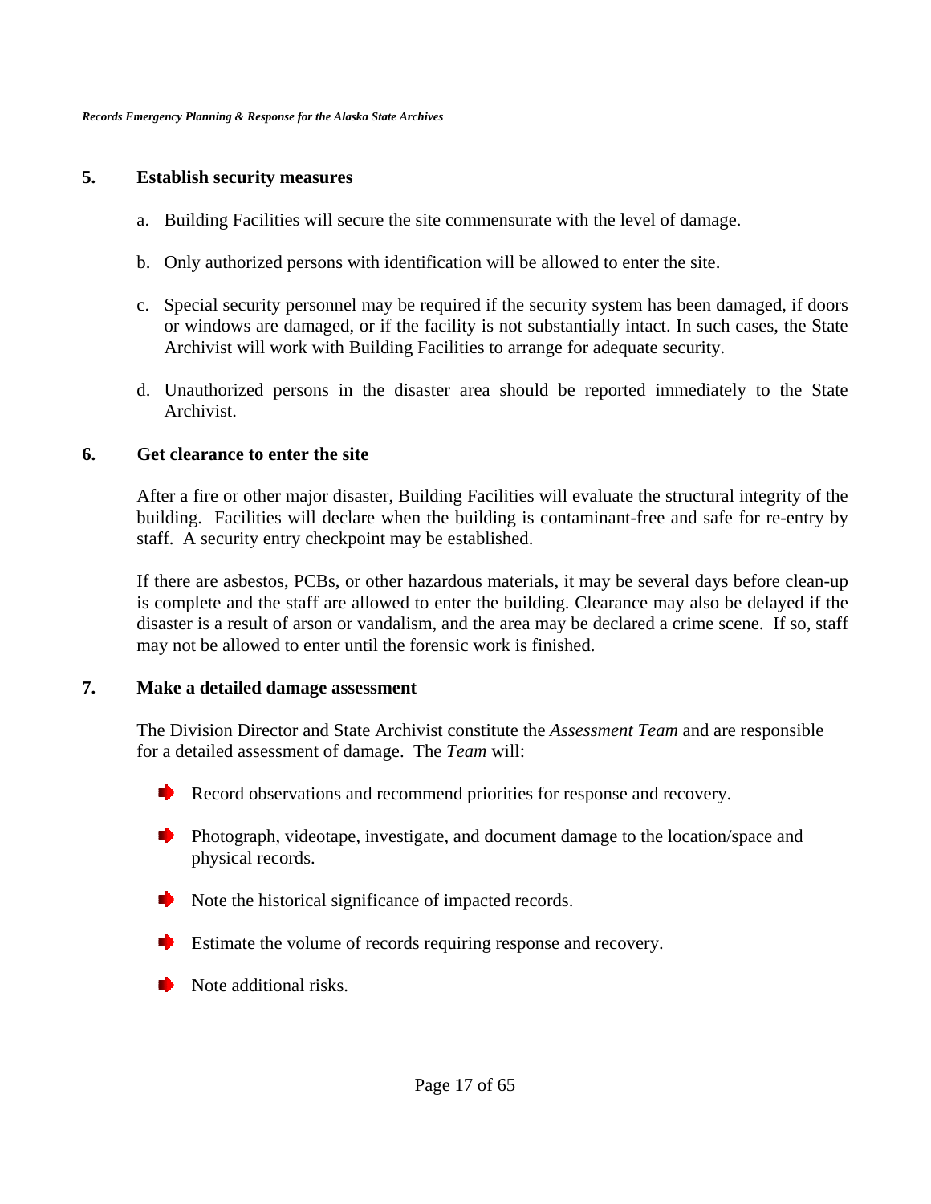## 5. Establish security measures

a. Building Facilities will secure the site commensurate with the level of damage.

b. Only authorized persons with identification will be allowed to enter the site.

c. Special security personnel may be required if the security system has been damaged, if doors or windows are damaged, or if the facility is not substantially intact. In such cases, the State Archivist will work with Building Facilities to arrange for adequate security.

d. Unauthorized persons in the disaster area should be reported immediately to the State Archivist.

## 6. Get clearance to enter the site

After a fire or other major disaster, Building Facilities will evaluate the structural integrity of the building. Facilities will declare when the building is contaminant-free and safe for re-entry by staff. A security entry checkpoint may be established.

If there are asbestos, PCBs, or other hazardous materials, it may be several days before clean-up is complete and the staff are allowed to enter the building. Clearance may also be delayed if the disaster is a result of arson or vandalism, and the area may be declared a crime scene. If so, staff may not be allowed to enter until the forensic work is finished.

## 7. Make a detailed damage assessment

The Division Director and State Archivist constitute the *Assessment Team* and are responsible for a detailed assessment of damage. The *Team* will:

- Record observations and recommend priorities for response and recovery.
- Photograph, videotape, investigate, and document damage to the location/space and physical records.
- Note the historical significance of impacted records.
- Estimate the volume of records requiring response and recovery.
- Note additional risks.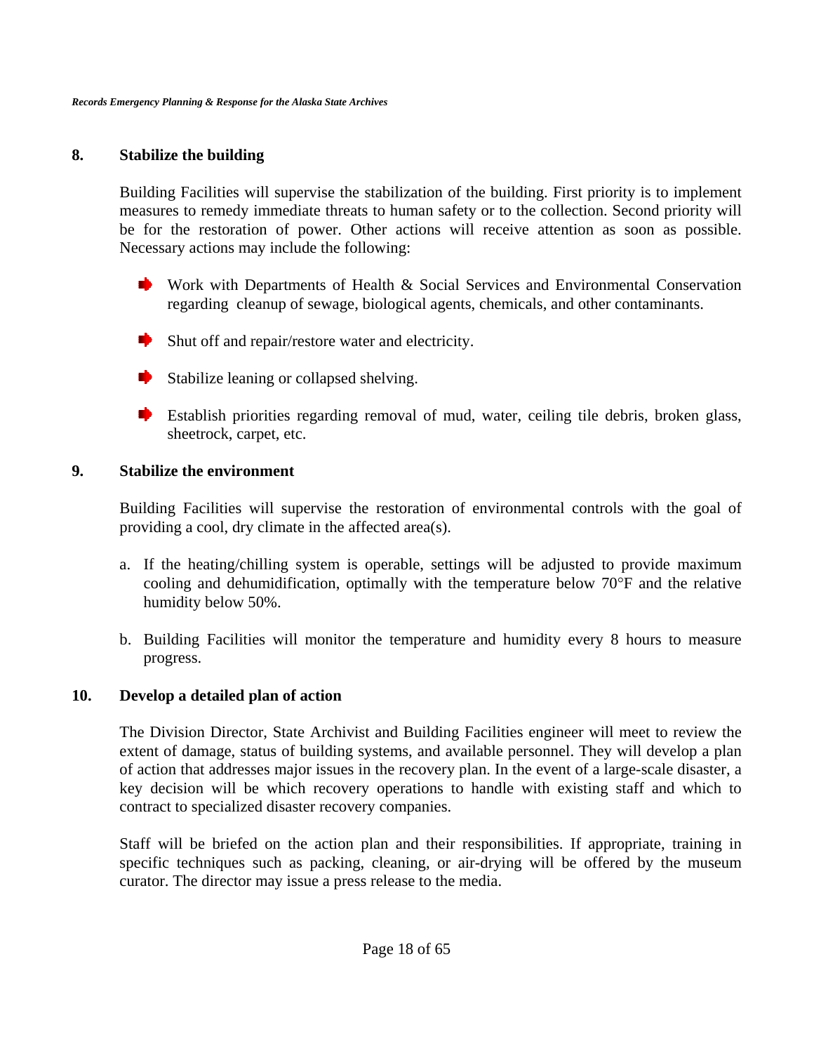## 8. Stabilize the building

Building Facilities will supervise the stabilization of the building. First priority is to implement measures to remedy immediate threats to human safety or to the collection. Second priority will be for the restoration of power. Other actions will receive attention as soon as possible. Necessary actions may include the following:

- Work with Departments of Health & Social Services and Environmental Conservation regarding cleanup of sewage, biological agents, chemicals, and other contaminants.
- Shut off and repair/restore water and electricity.
- Stabilize leaning or collapsed shelving.
- Establish priorities regarding removal of mud, water, ceiling tile debris, broken glass, sheetrock, carpet, etc.

## 9. Stabilize the environment

Building Facilities will supervise the restoration of environmental controls with the goal of providing a cool, dry climate in the affected area(s).

a. If the heating/chilling system is operable, settings will be adjusted to provide maximum cooling and dehumidification, optimally with the temperature below 70°F and the relative humidity below 50%.

b. Building Facilities will monitor the temperature and humidity every 8 hours to measure progress.

## 10. Develop a detailed plan of action

The Division Director, State Archivist and Building Facilities engineer will meet to review the extent of damage, status of building systems, and available personnel. They will develop a plan of action that addresses major issues in the recovery plan. In the event of a large-scale disaster, a key decision will be which recovery operations to handle with existing staff and which to contract to specialized disaster recovery companies.

Staff will be briefed on the action plan and their responsibilities. If appropriate, training in specific techniques such as packing, cleaning, or air-drying will be offered by the museum curator. The director may issue a press release to the media.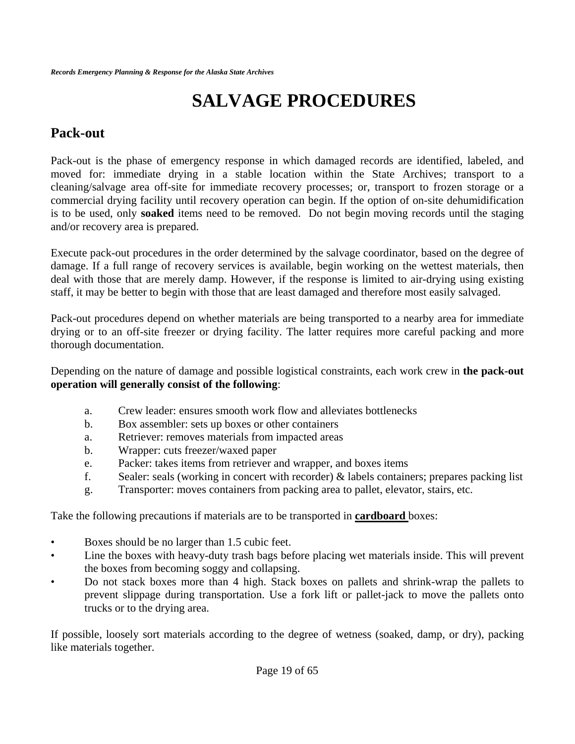# SALVAGE PROCEDURES

## Pack-out

Pack-out is the phase of emergency response in which damaged records are identified, labeled, and moved for: immediate drying in a stable location within the State Archives; transport to a cleaning/salvage area off-site for immediate recovery processes; or, transport to frozen storage or a commercial drying facility until recovery operation can begin. If the option of on-site dehumidification is to be used, only **soaked** items need to be removed. Do not begin moving records until the staging and/or recovery area is prepared.

Execute pack-out procedures in the order determined by the salvage coordinator, based on the degree of damage. If a full range of recovery services is available, begin working on the wettest materials, then deal with those that are merely damp. However, if the response is limited to air-drying using existing staff, it may be better to begin with those that are least damaged and therefore most easily salvaged.

Pack-out procedures depend on whether materials are being transported to a nearby area for immediate drying or to an off-site freezer or drying facility. The latter requires more careful packing and more thorough documentation.

Depending on the nature of damage and possible logistical constraints, each work crew in **the pack-out operation will generally consist of the following**:

a. Crew leader: ensures smooth work flow and alleviates bottlenecks
b. Box assembler: sets up boxes or other containers
a. Retriever: removes materials from impacted areas
b. Wrapper: cuts freezer/waxed paper
e. Packer: takes items from retriever and wrapper, and boxes items
f. Sealer: seals (working in concert with recorder) & labels containers; prepares packing list
g. Transporter: moves containers from packing area to pallet, elevator, stairs, etc.

Take the following precautions if materials are to be transported in **cardboard** boxes:

- Boxes should be no larger than 1.5 cubic feet.
- Line the boxes with heavy-duty trash bags before placing wet materials inside. This will prevent the boxes from becoming soggy and collapsing.
- Do not stack boxes more than 4 high. Stack boxes on pallets and shrink-wrap the pallets to prevent slippage during transportation. Use a fork lift or pallet-jack to move the pallets onto trucks or to the drying area.

If possible, loosely sort materials according to the degree of wetness (soaked, damp, or dry), packing like materials together.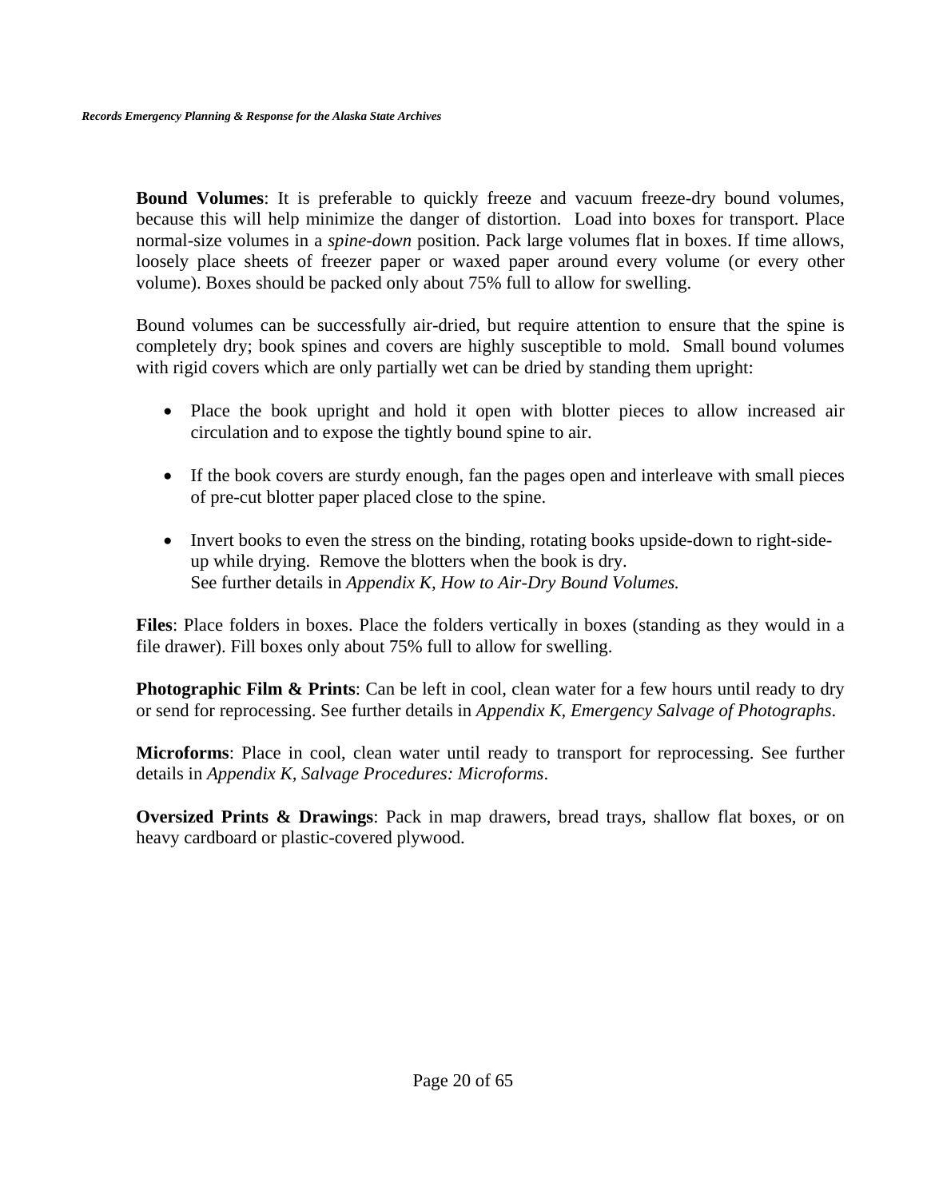**Bound Volumes**: It is preferable to quickly freeze and vacuum freeze-dry bound volumes, because this will help minimize the danger of distortion. Load into boxes for transport. Place normal-size volumes in a *spine-down* position. Pack large volumes flat in boxes. If time allows, loosely place sheets of freezer paper or waxed paper around every volume (or every other volume). Boxes should be packed only about 75% full to allow for swelling.

Bound volumes can be successfully air-dried, but require attention to ensure that the spine is completely dry; book spines and covers are highly susceptible to mold. Small bound volumes with rigid covers which are only partially wet can be dried by standing them upright:

- Place the book upright and hold it open with blotter pieces to allow increased air circulation and to expose the tightly bound spine to air.
- If the book covers are sturdy enough, fan the pages open and interleave with small pieces of pre-cut blotter paper placed close to the spine.
- Invert books to even the stress on the binding, rotating books upside-down to right-side-up while drying. Remove the blotters when the book is dry.
  See further details in *Appendix K, How to Air-Dry Bound Volumes.*

**Files**: Place folders in boxes. Place the folders vertically in boxes (standing as they would in a file drawer). Fill boxes only about 75% full to allow for swelling.

**Photographic Film & Prints**: Can be left in cool, clean water for a few hours until ready to dry or send for reprocessing. See further details in *Appendix K, Emergency Salvage of Photographs*.

**Microforms**: Place in cool, clean water until ready to transport for reprocessing. See further details in *Appendix K, Salvage Procedures: Microforms*.

**Oversized Prints & Drawings**: Pack in map drawers, bread trays, shallow flat boxes, or on heavy cardboard or plastic-covered plywood.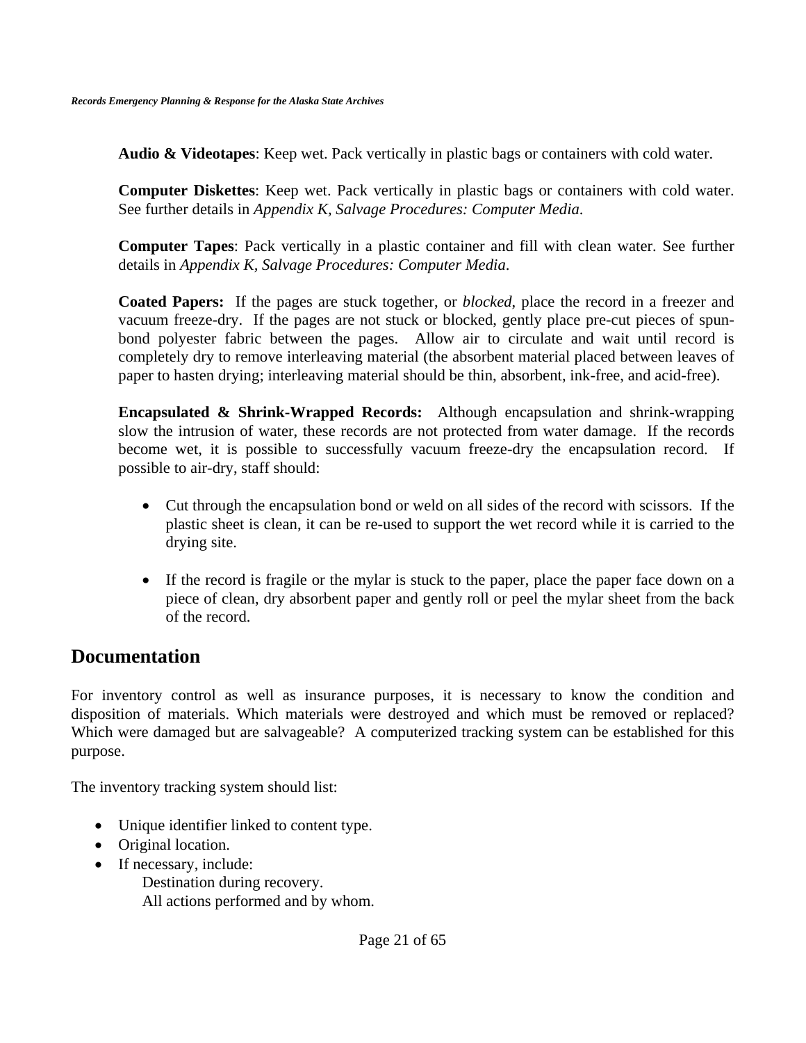**Audio & Videotapes**: Keep wet. Pack vertically in plastic bags or containers with cold water.

**Computer Diskettes**: Keep wet. Pack vertically in plastic bags or containers with cold water. See further details in *Appendix K, Salvage Procedures: Computer Media*.

**Computer Tapes**: Pack vertically in a plastic container and fill with clean water. See further details in *Appendix K, Salvage Procedures: Computer Media*.

**Coated Papers:** If the pages are stuck together, or *blocked*, place the record in a freezer and vacuum freeze-dry. If the pages are not stuck or blocked, gently place pre-cut pieces of spun-bond polyester fabric between the pages. Allow air to circulate and wait until record is completely dry to remove interleaving material (the absorbent material placed between leaves of paper to hasten drying; interleaving material should be thin, absorbent, ink-free, and acid-free).

**Encapsulated & Shrink-Wrapped Records:** Although encapsulation and shrink-wrapping slow the intrusion of water, these records are not protected from water damage. If the records become wet, it is possible to successfully vacuum freeze-dry the encapsulation record. If possible to air-dry, staff should:

- Cut through the encapsulation bond or weld on all sides of the record with scissors. If the plastic sheet is clean, it can be re-used to support the wet record while it is carried to the drying site.

- If the record is fragile or the mylar is stuck to the paper, place the paper face down on a piece of clean, dry absorbent paper and gently roll or peel the mylar sheet from the back of the record.

## Documentation

For inventory control as well as insurance purposes, it is necessary to know the condition and disposition of materials. Which materials were destroyed and which must be removed or replaced? Which were damaged but are salvageable? A computerized tracking system can be established for this purpose.

The inventory tracking system should list:

- Unique identifier linked to content type.
- Original location.
- If necessary, include:
  - Destination during recovery.
  - All actions performed and by whom.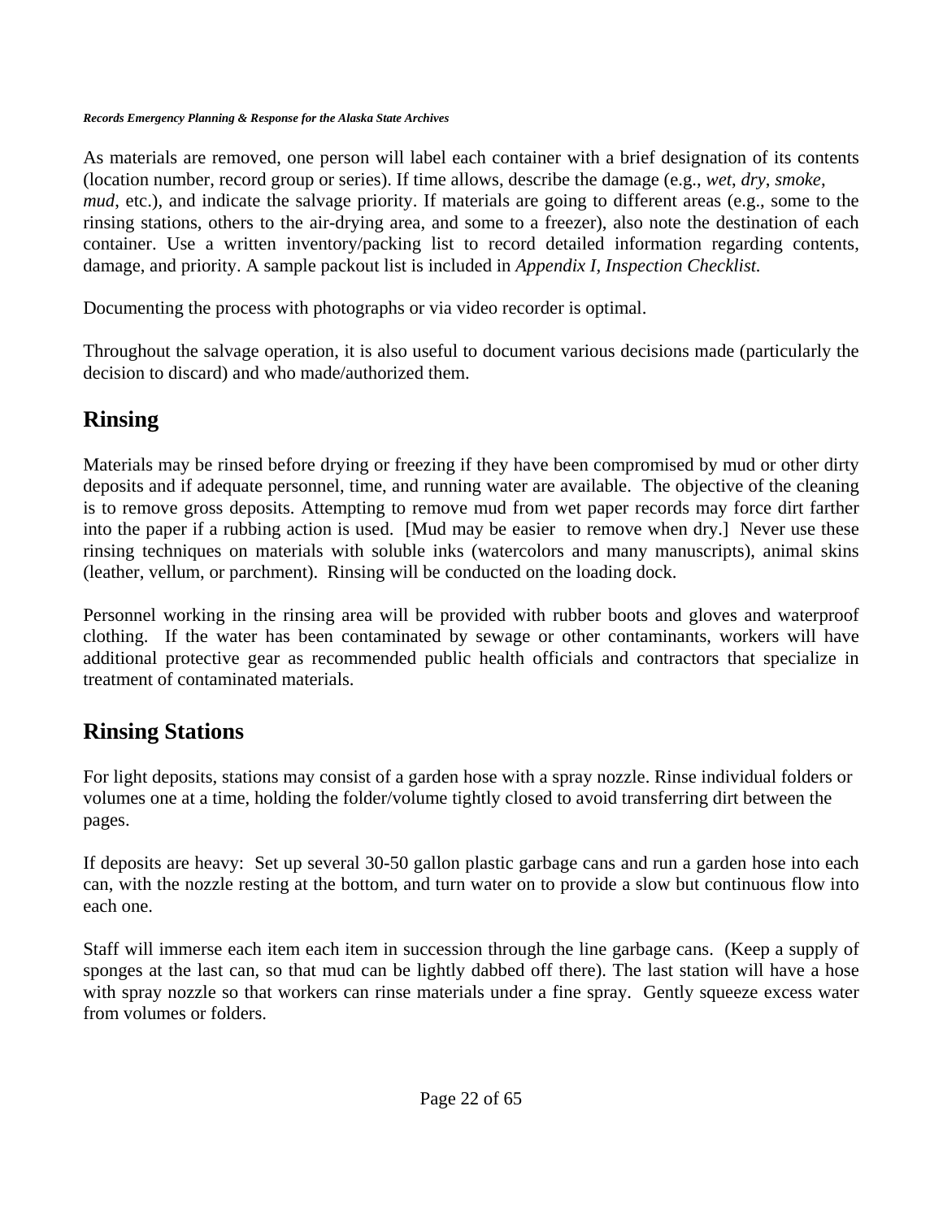As materials are removed, one person will label each container with a brief designation of its contents (location number, record group or series). If time allows, describe the damage (e.g., *wet*, *dry*, *smoke*, *mud*, etc.), and indicate the salvage priority. If materials are going to different areas (e.g., some to the rinsing stations, others to the air-drying area, and some to a freezer), also note the destination of each container. Use a written inventory/packing list to record detailed information regarding contents, damage, and priority. A sample packout list is included in *Appendix I, Inspection Checklist.*

Documenting the process with photographs or via video recorder is optimal.

Throughout the salvage operation, it is also useful to document various decisions made (particularly the decision to discard) and who made/authorized them.

## Rinsing

Materials may be rinsed before drying or freezing if they have been compromised by mud or other dirty deposits and if adequate personnel, time, and running water are available. The objective of the cleaning is to remove gross deposits. Attempting to remove mud from wet paper records may force dirt farther into the paper if a rubbing action is used. [Mud may be easier to remove when dry.] Never use these rinsing techniques on materials with soluble inks (watercolors and many manuscripts), animal skins (leather, vellum, or parchment). Rinsing will be conducted on the loading dock.

Personnel working in the rinsing area will be provided with rubber boots and gloves and waterproof clothing. If the water has been contaminated by sewage or other contaminants, workers will have additional protective gear as recommended public health officials and contractors that specialize in treatment of contaminated materials.

## Rinsing Stations

For light deposits, stations may consist of a garden hose with a spray nozzle. Rinse individual folders or volumes one at a time, holding the folder/volume tightly closed to avoid transferring dirt between the pages.

If deposits are heavy: Set up several 30-50 gallon plastic garbage cans and run a garden hose into each can, with the nozzle resting at the bottom, and turn water on to provide a slow but continuous flow into each one.

Staff will immerse each item each item in succession through the line garbage cans. (Keep a supply of sponges at the last can, so that mud can be lightly dabbed off there). The last station will have a hose with spray nozzle so that workers can rinse materials under a fine spray. Gently squeeze excess water from volumes or folders.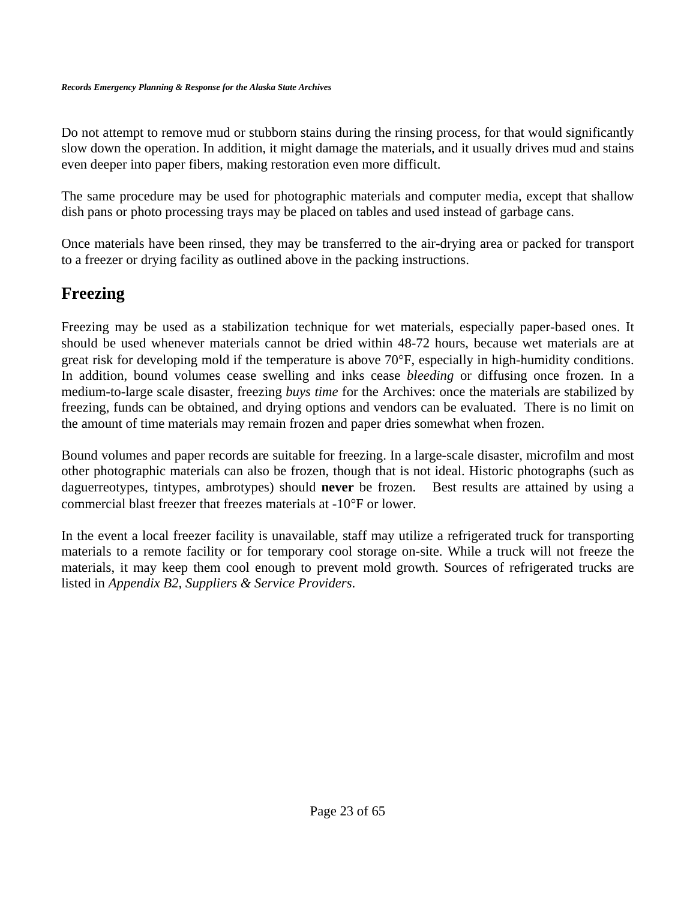Do not attempt to remove mud or stubborn stains during the rinsing process, for that would significantly slow down the operation. In addition, it might damage the materials, and it usually drives mud and stains even deeper into paper fibers, making restoration even more difficult.

The same procedure may be used for photographic materials and computer media, except that shallow dish pans or photo processing trays may be placed on tables and used instead of garbage cans.

Once materials have been rinsed, they may be transferred to the air-drying area or packed for transport to a freezer or drying facility as outlined above in the packing instructions.

## Freezing

Freezing may be used as a stabilization technique for wet materials, especially paper-based ones. It should be used whenever materials cannot be dried within 48-72 hours, because wet materials are at great risk for developing mold if the temperature is above 70°F, especially in high-humidity conditions. In addition, bound volumes cease swelling and inks cease *bleeding* or diffusing once frozen. In a medium-to-large scale disaster, freezing *buys time* for the Archives: once the materials are stabilized by freezing, funds can be obtained, and drying options and vendors can be evaluated. There is no limit on the amount of time materials may remain frozen and paper dries somewhat when frozen.

Bound volumes and paper records are suitable for freezing. In a large-scale disaster, microfilm and most other photographic materials can also be frozen, though that is not ideal. Historic photographs (such as daguerreotypes, tintypes, ambrotypes) should **never** be frozen. Best results are attained by using a commercial blast freezer that freezes materials at -10°F or lower.

In the event a local freezer facility is unavailable, staff may utilize a refrigerated truck for transporting materials to a remote facility or for temporary cool storage on-site. While a truck will not freeze the materials, it may keep them cool enough to prevent mold growth. Sources of refrigerated trucks are listed in *Appendix B2, Suppliers & Service Providers*.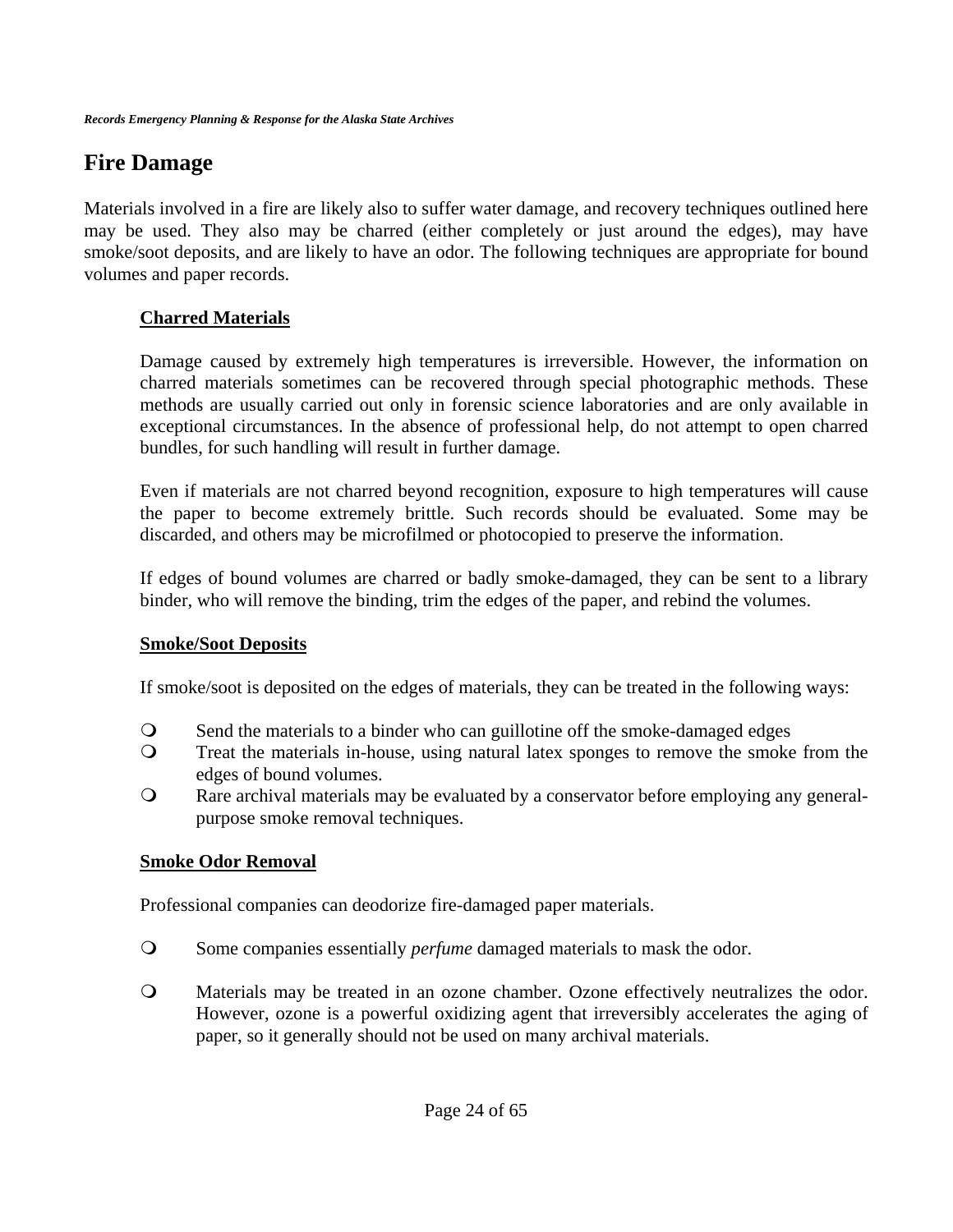# Fire Damage

Materials involved in a fire are likely also to suffer water damage, and recovery techniques outlined here may be used. They also may be charred (either completely or just around the edges), may have smoke/soot deposits, and are likely to have an odor. The following techniques are appropriate for bound volumes and paper records.

## Charred Materials

Damage caused by extremely high temperatures is irreversible. However, the information on charred materials sometimes can be recovered through special photographic methods. These methods are usually carried out only in forensic science laboratories and are only available in exceptional circumstances. In the absence of professional help, do not attempt to open charred bundles, for such handling will result in further damage.

Even if materials are not charred beyond recognition, exposure to high temperatures will cause the paper to become extremely brittle. Such records should be evaluated. Some may be discarded, and others may be microfilmed or photocopied to preserve the information.

If edges of bound volumes are charred or badly smoke-damaged, they can be sent to a library binder, who will remove the binding, trim the edges of the paper, and rebind the volumes.

## Smoke/Soot Deposits

If smoke/soot is deposited on the edges of materials, they can be treated in the following ways:

- Send the materials to a binder who can guillotine off the smoke-damaged edges
- Treat the materials in-house, using natural latex sponges to remove the smoke from the edges of bound volumes.
- Rare archival materials may be evaluated by a conservator before employing any general-purpose smoke removal techniques.

## Smoke Odor Removal

Professional companies can deodorize fire-damaged paper materials.

- Some companies essentially *perfume* damaged materials to mask the odor.
- Materials may be treated in an ozone chamber. Ozone effectively neutralizes the odor. However, ozone is a powerful oxidizing agent that irreversibly accelerates the aging of paper, so it generally should not be used on many archival materials.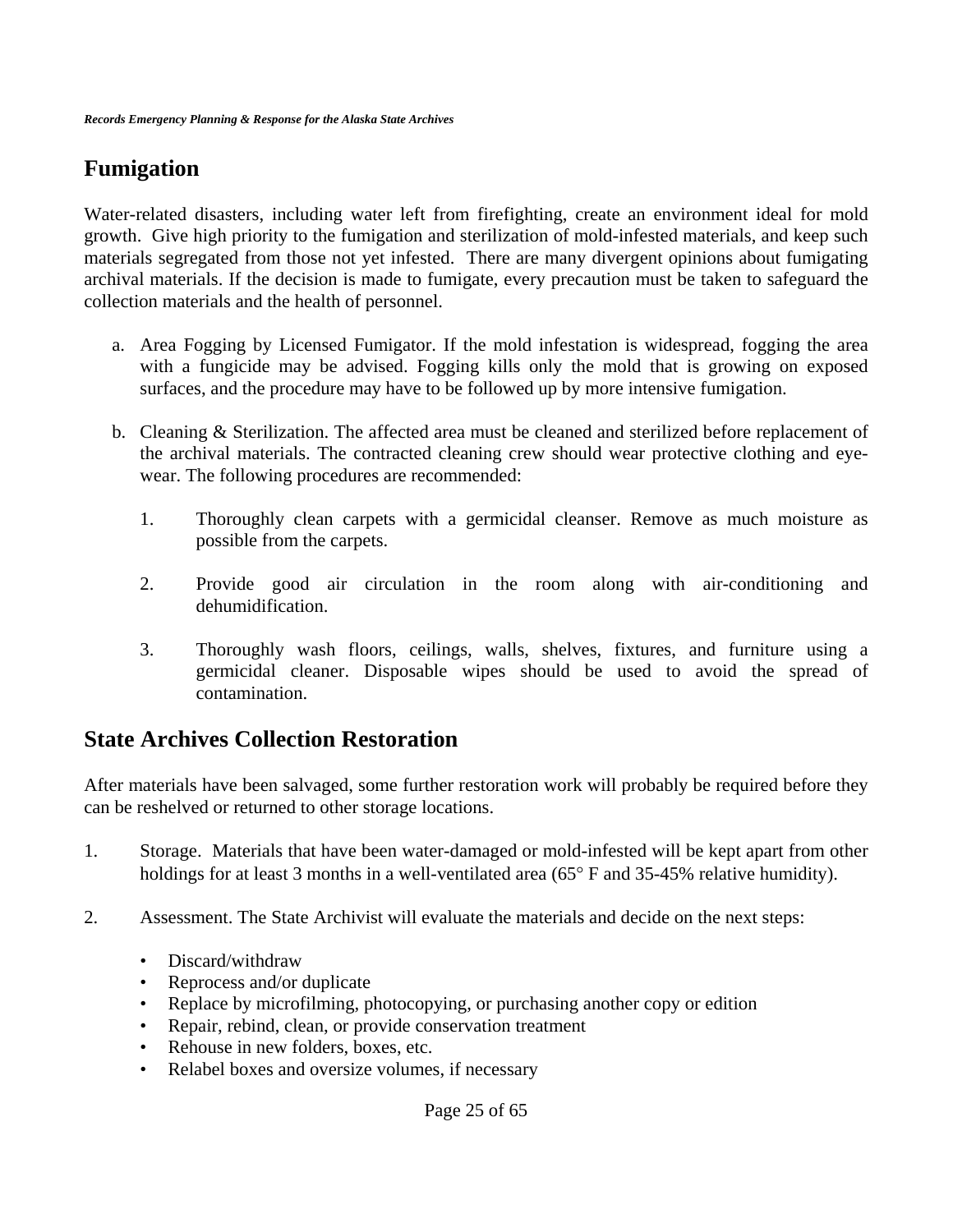## Fumigation

Water-related disasters, including water left from firefighting, create an environment ideal for mold growth. Give high priority to the fumigation and sterilization of mold-infested materials, and keep such materials segregated from those not yet infested. There are many divergent opinions about fumigating archival materials. If the decision is made to fumigate, every precaution must be taken to safeguard the collection materials and the health of personnel.

a. Area Fogging by Licensed Fumigator. If the mold infestation is widespread, fogging the area with a fungicide may be advised. Fogging kills only the mold that is growing on exposed surfaces, and the procedure may have to be followed up by more intensive fumigation.

b. Cleaning & Sterilization. The affected area must be cleaned and sterilized before replacement of the archival materials. The contracted cleaning crew should wear protective clothing and eye-wear. The following procedures are recommended:

   1. Thoroughly clean carpets with a germicidal cleanser. Remove as much moisture as possible from the carpets.

   2. Provide good air circulation in the room along with air-conditioning and dehumidification.

   3. Thoroughly wash floors, ceilings, walls, shelves, fixtures, and furniture using a germicidal cleaner. Disposable wipes should be used to avoid the spread of contamination.

## State Archives Collection Restoration

After materials have been salvaged, some further restoration work will probably be required before they can be reshelved or returned to other storage locations.

1. Storage. Materials that have been water-damaged or mold-infested will be kept apart from other holdings for at least 3 months in a well-ventilated area (65° F and 35-45% relative humidity).

2. Assessment. The State Archivist will evaluate the materials and decide on the next steps:

   - Discard/withdraw
   - Reprocess and/or duplicate
   - Replace by microfilming, photocopying, or purchasing another copy or edition
   - Repair, rebind, clean, or provide conservation treatment
   - Rehouse in new folders, boxes, etc.
   - Relabel boxes and oversize volumes, if necessary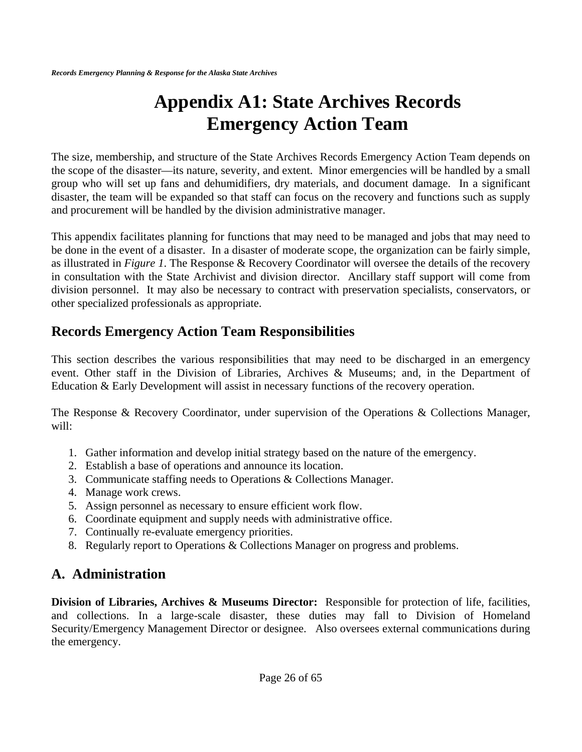# Appendix A1: State Archives Records Emergency Action Team

The size, membership, and structure of the State Archives Records Emergency Action Team depends on the scope of the disaster—its nature, severity, and extent. Minor emergencies will be handled by a small group who will set up fans and dehumidifiers, dry materials, and document damage. In a significant disaster, the team will be expanded so that staff can focus on the recovery and functions such as supply and procurement will be handled by the division administrative manager.

This appendix facilitates planning for functions that may need to be managed and jobs that may need to be done in the event of a disaster. In a disaster of moderate scope, the organization can be fairly simple, as illustrated in *Figure 1*. The Response & Recovery Coordinator will oversee the details of the recovery in consultation with the State Archivist and division director. Ancillary staff support will come from division personnel. It may also be necessary to contract with preservation specialists, conservators, or other specialized professionals as appropriate.

## Records Emergency Action Team Responsibilities

This section describes the various responsibilities that may need to be discharged in an emergency event. Other staff in the Division of Libraries, Archives & Museums; and, in the Department of Education & Early Development will assist in necessary functions of the recovery operation.

The Response & Recovery Coordinator, under supervision of the Operations & Collections Manager, will:

1. Gather information and develop initial strategy based on the nature of the emergency.
2. Establish a base of operations and announce its location.
3. Communicate staffing needs to Operations & Collections Manager.
4. Manage work crews.
5. Assign personnel as necessary to ensure efficient work flow.
6. Coordinate equipment and supply needs with administrative office.
7. Continually re-evaluate emergency priorities.
8. Regularly report to Operations & Collections Manager on progress and problems.

## A. Administration

**Division of Libraries, Archives & Museums Director:** Responsible for protection of life, facilities, and collections. In a large-scale disaster, these duties may fall to Division of Homeland Security/Emergency Management Director or designee. Also oversees external communications during the emergency.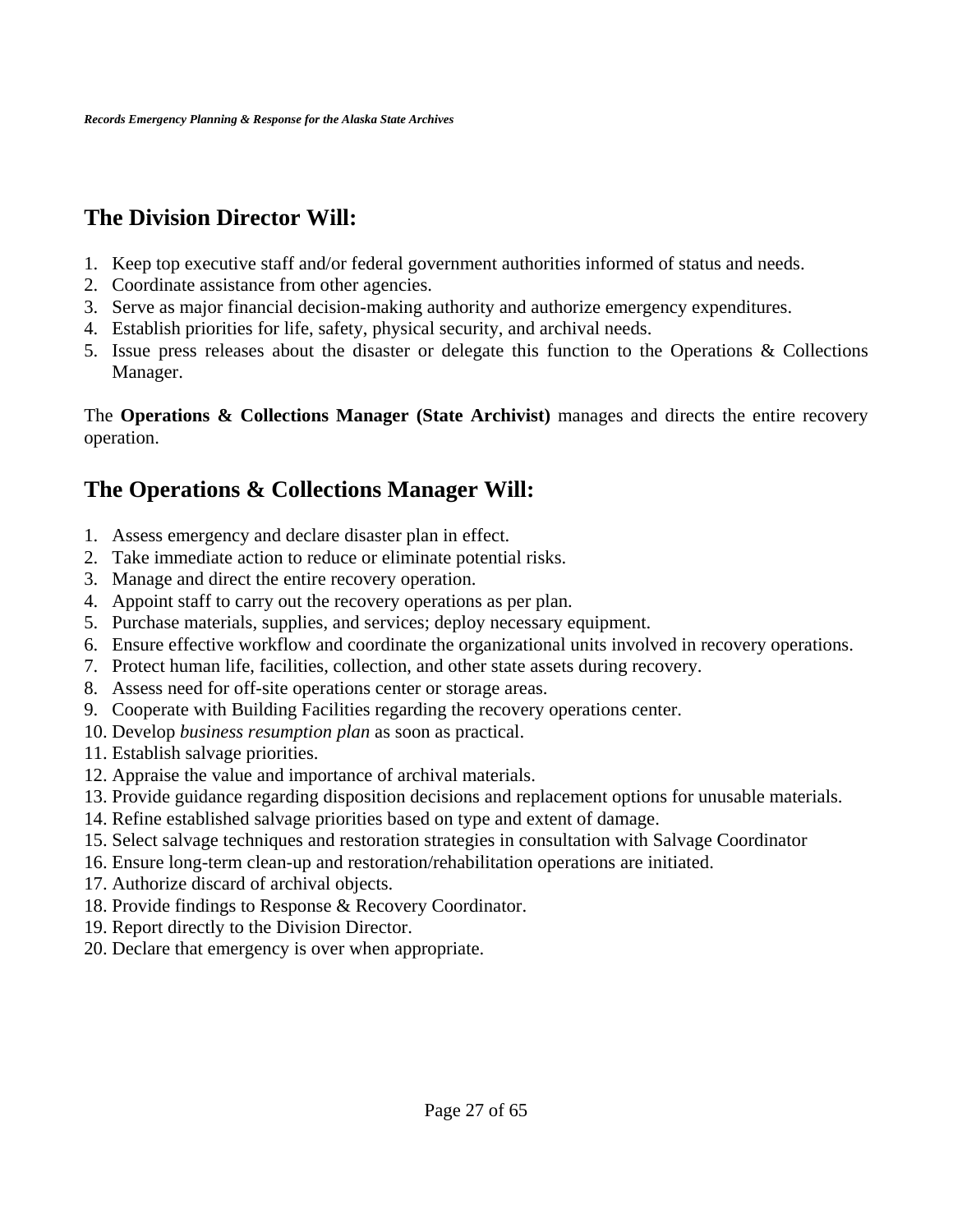## The Division Director Will:

1. Keep top executive staff and/or federal government authorities informed of status and needs.
2. Coordinate assistance from other agencies.
3. Serve as major financial decision-making authority and authorize emergency expenditures.
4. Establish priorities for life, safety, physical security, and archival needs.
5. Issue press releases about the disaster or delegate this function to the Operations & Collections Manager.

The **Operations & Collections Manager (State Archivist)** manages and directs the entire recovery operation.

## The Operations & Collections Manager Will:

1. Assess emergency and declare disaster plan in effect.
2. Take immediate action to reduce or eliminate potential risks.
3. Manage and direct the entire recovery operation.
4. Appoint staff to carry out the recovery operations as per plan.
5. Purchase materials, supplies, and services; deploy necessary equipment.
6. Ensure effective workflow and coordinate the organizational units involved in recovery operations.
7. Protect human life, facilities, collection, and other state assets during recovery.
8. Assess need for off-site operations center or storage areas.
9. Cooperate with Building Facilities regarding the recovery operations center.
10. Develop *business resumption plan* as soon as practical.
11. Establish salvage priorities.
12. Appraise the value and importance of archival materials.
13. Provide guidance regarding disposition decisions and replacement options for unusable materials.
14. Refine established salvage priorities based on type and extent of damage.
15. Select salvage techniques and restoration strategies in consultation with Salvage Coordinator
16. Ensure long-term clean-up and restoration/rehabilitation operations are initiated.
17. Authorize discard of archival objects.
18. Provide findings to Response & Recovery Coordinator.
19. Report directly to the Division Director.
20. Declare that emergency is over when appropriate.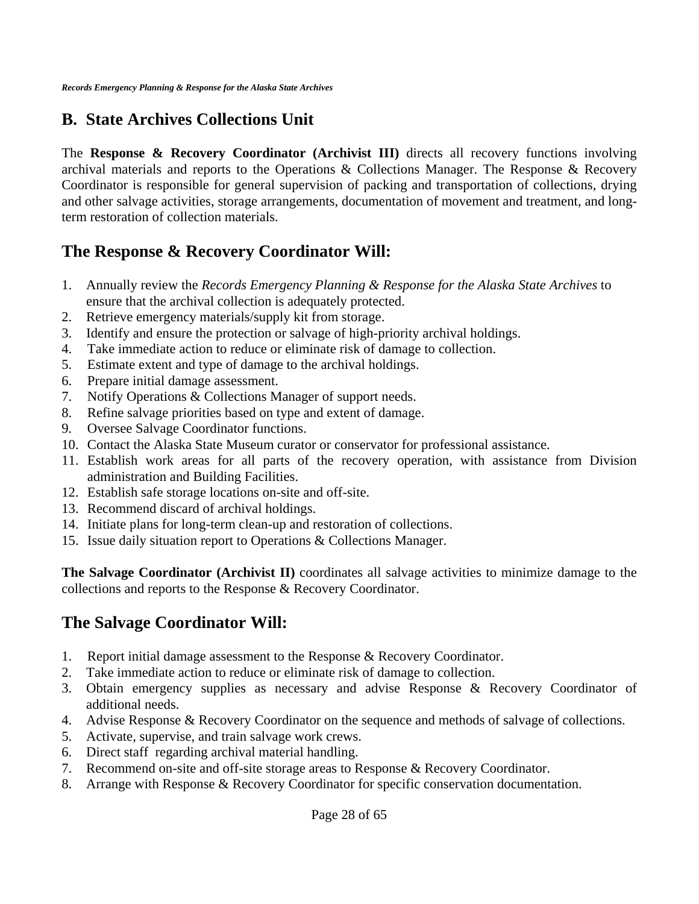## B. State Archives Collections Unit

The **Response & Recovery Coordinator (Archivist III)** directs all recovery functions involving archival materials and reports to the Operations & Collections Manager. The Response & Recovery Coordinator is responsible for general supervision of packing and transportation of collections, drying and other salvage activities, storage arrangements, documentation of movement and treatment, and long-term restoration of collection materials.

## The Response & Recovery Coordinator Will:

1. Annually review the *Records Emergency Planning & Response for the Alaska State Archives* to ensure that the archival collection is adequately protected.
2. Retrieve emergency materials/supply kit from storage.
3. Identify and ensure the protection or salvage of high-priority archival holdings.
4. Take immediate action to reduce or eliminate risk of damage to collection.
5. Estimate extent and type of damage to the archival holdings.
6. Prepare initial damage assessment.
7. Notify Operations & Collections Manager of support needs.
8. Refine salvage priorities based on type and extent of damage.
9. Oversee Salvage Coordinator functions.
10. Contact the Alaska State Museum curator or conservator for professional assistance.
11. Establish work areas for all parts of the recovery operation, with assistance from Division administration and Building Facilities.
12. Establish safe storage locations on-site and off-site.
13. Recommend discard of archival holdings.
14. Initiate plans for long-term clean-up and restoration of collections.
15. Issue daily situation report to Operations & Collections Manager.

**The Salvage Coordinator (Archivist II)** coordinates all salvage activities to minimize damage to the collections and reports to the Response & Recovery Coordinator.

## The Salvage Coordinator Will:

1. Report initial damage assessment to the Response & Recovery Coordinator.
2. Take immediate action to reduce or eliminate risk of damage to collection.
3. Obtain emergency supplies as necessary and advise Response & Recovery Coordinator of additional needs.
4. Advise Response & Recovery Coordinator on the sequence and methods of salvage of collections.
5. Activate, supervise, and train salvage work crews.
6. Direct staff regarding archival material handling.
7. Recommend on-site and off-site storage areas to Response & Recovery Coordinator.
8. Arrange with Response & Recovery Coordinator for specific conservation documentation.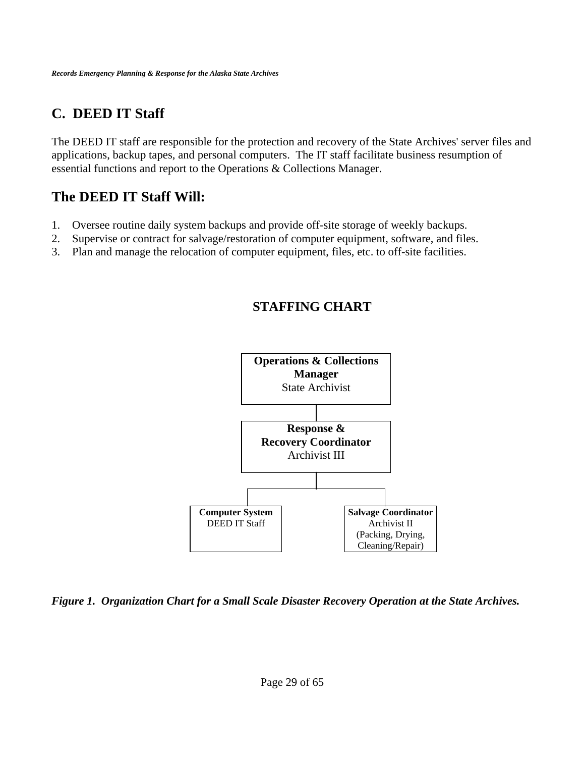## C.  DEED IT Staff

The DEED IT staff are responsible for the protection and recovery of the State Archives' server files and applications, backup tapes, and personal computers.  The IT staff facilitate business resumption of essential functions and report to the Operations & Collections Manager.

## The DEED IT Staff Will:

1. Oversee routine daily system backups and provide off-site storage of weekly backups.
2. Supervise or contract for salvage/restoration of computer equipment, software, and files.
3. Plan and manage the relocation of computer equipment, files, etc. to off-site facilities.

### STAFFING CHART

**Operations & Collections Manager**
State Archivist

**Response & Recovery Coordinator**
Archivist III

**Computer System**
DEED IT Staff

**Salvage Coordinator**
Archivist II
(Packing, Drying, Cleaning/Repair)

***Figure 1.  Organization Chart for a Small Scale Disaster Recovery Operation at the State Archives.***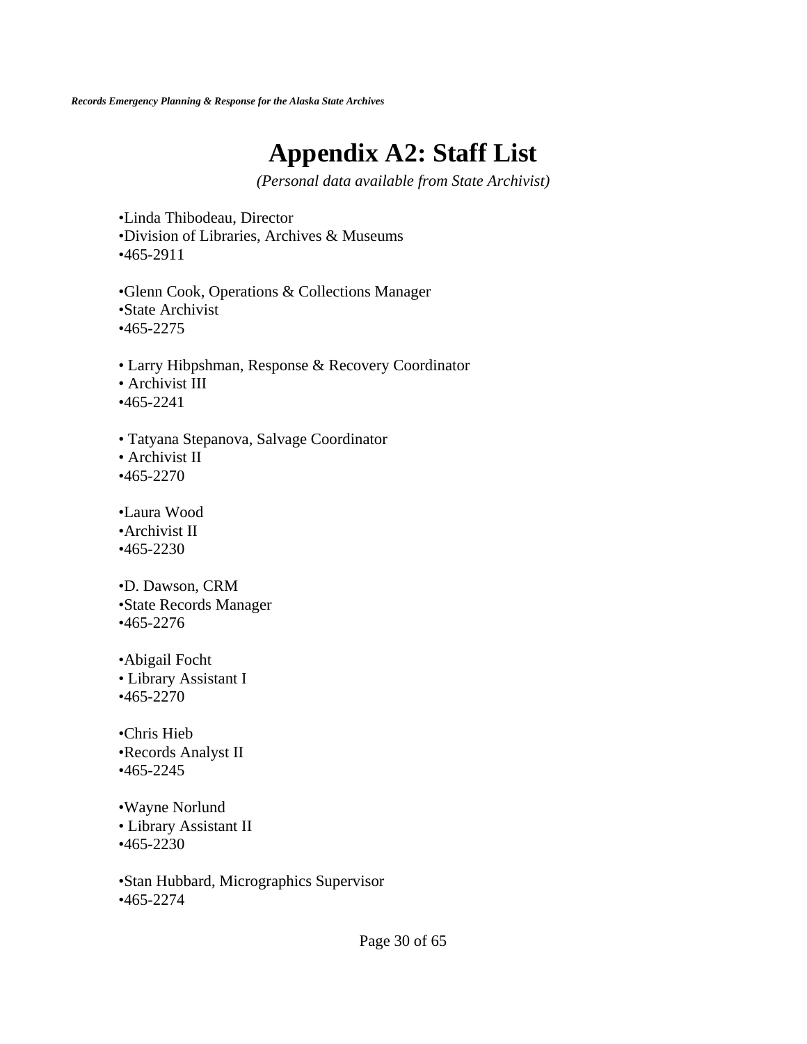# Appendix A2: Staff List

*(Personal data available from State Archivist)*

•Linda Thibodeau, Director
•Division of Libraries, Archives & Museums
•465-2911

•Glenn Cook, Operations & Collections Manager
•State Archivist
•465-2275

• Larry Hibpshman, Response & Recovery Coordinator
• Archivist III
•465-2241

• Tatyana Stepanova, Salvage Coordinator
• Archivist II
•465-2270

•Laura Wood
•Archivist II
•465-2230

•D. Dawson, CRM
•State Records Manager
•465-2276

•Abigail Focht
• Library Assistant I
•465-2270

•Chris Hieb
•Records Analyst II
•465-2245

•Wayne Norlund
• Library Assistant II
•465-2230

•Stan Hubbard, Micrographics Supervisor
•465-2274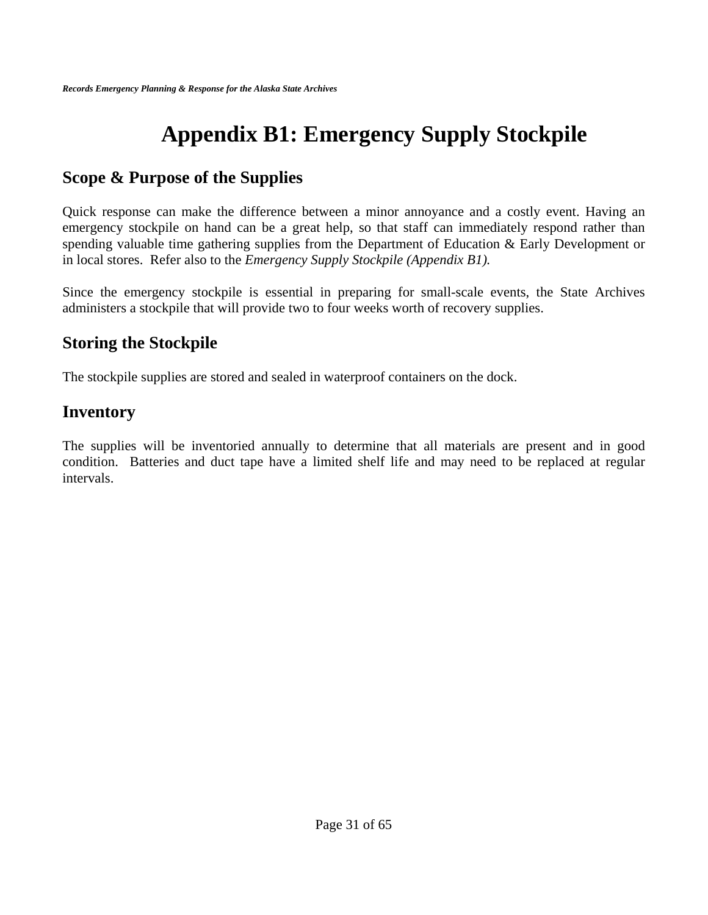# Appendix B1: Emergency Supply Stockpile

## Scope & Purpose of the Supplies

Quick response can make the difference between a minor annoyance and a costly event. Having an emergency stockpile on hand can be a great help, so that staff can immediately respond rather than spending valuable time gathering supplies from the Department of Education & Early Development or in local stores. Refer also to the *Emergency Supply Stockpile (Appendix B1).*

Since the emergency stockpile is essential in preparing for small-scale events, the State Archives administers a stockpile that will provide two to four weeks worth of recovery supplies.

## Storing the Stockpile

The stockpile supplies are stored and sealed in waterproof containers on the dock.

## Inventory

The supplies will be inventoried annually to determine that all materials are present and in good condition. Batteries and duct tape have a limited shelf life and may need to be replaced at regular intervals.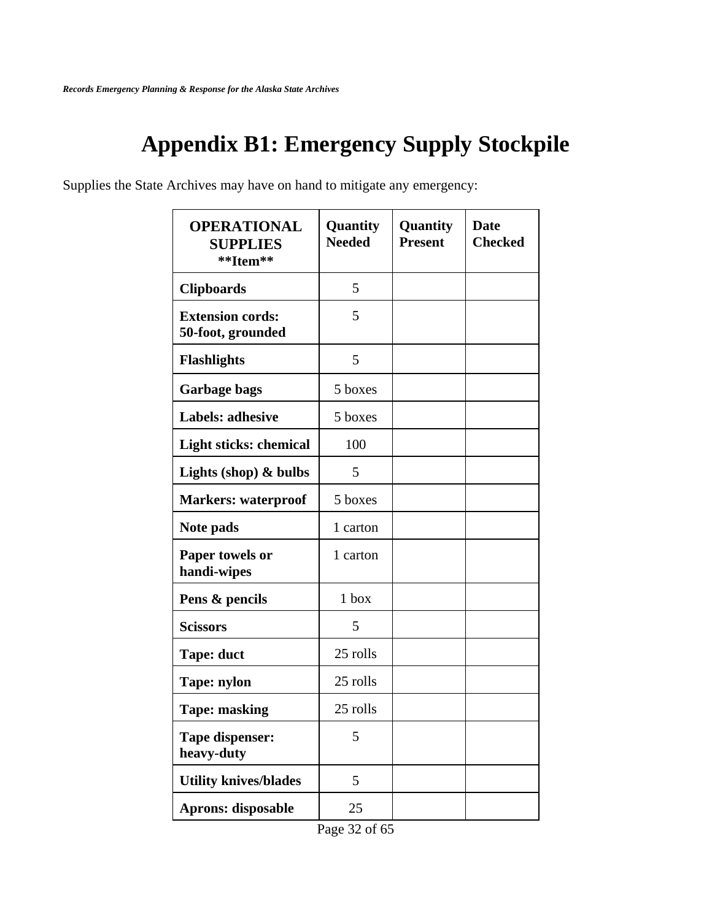# Appendix B1: Emergency Supply Stockpile

Supplies the State Archives may have on hand to mitigate any emergency:

| OPERATIONAL SUPPLIES **Item** | Quantity Needed | Quantity Present | Date Checked |
|---|---|---|---|
| **Clipboards** | 5 | | |
| **Extension cords: 50-foot, grounded** | 5 | | |
| **Flashlights** | 5 | | |
| **Garbage bags** | 5 boxes | | |
| **Labels: adhesive** | 5 boxes | | |
| **Light sticks: chemical** | 100 | | |
| **Lights (shop) & bulbs** | 5 | | |
| **Markers: waterproof** | 5 boxes | | |
| **Note pads** | 1 carton | | |
| **Paper towels or handi-wipes** | 1 carton | | |
| **Pens & pencils** | 1 box | | |
| **Scissors** | 5 | | |
| **Tape: duct** | 25 rolls | | |
| **Tape: nylon** | 25 rolls | | |
| **Tape: masking** | 25 rolls | | |
| **Tape dispenser: heavy-duty** | 5 | | |
| **Utility knives/blades** | 5 | | |
| **Aprons: disposable** | 25 | | |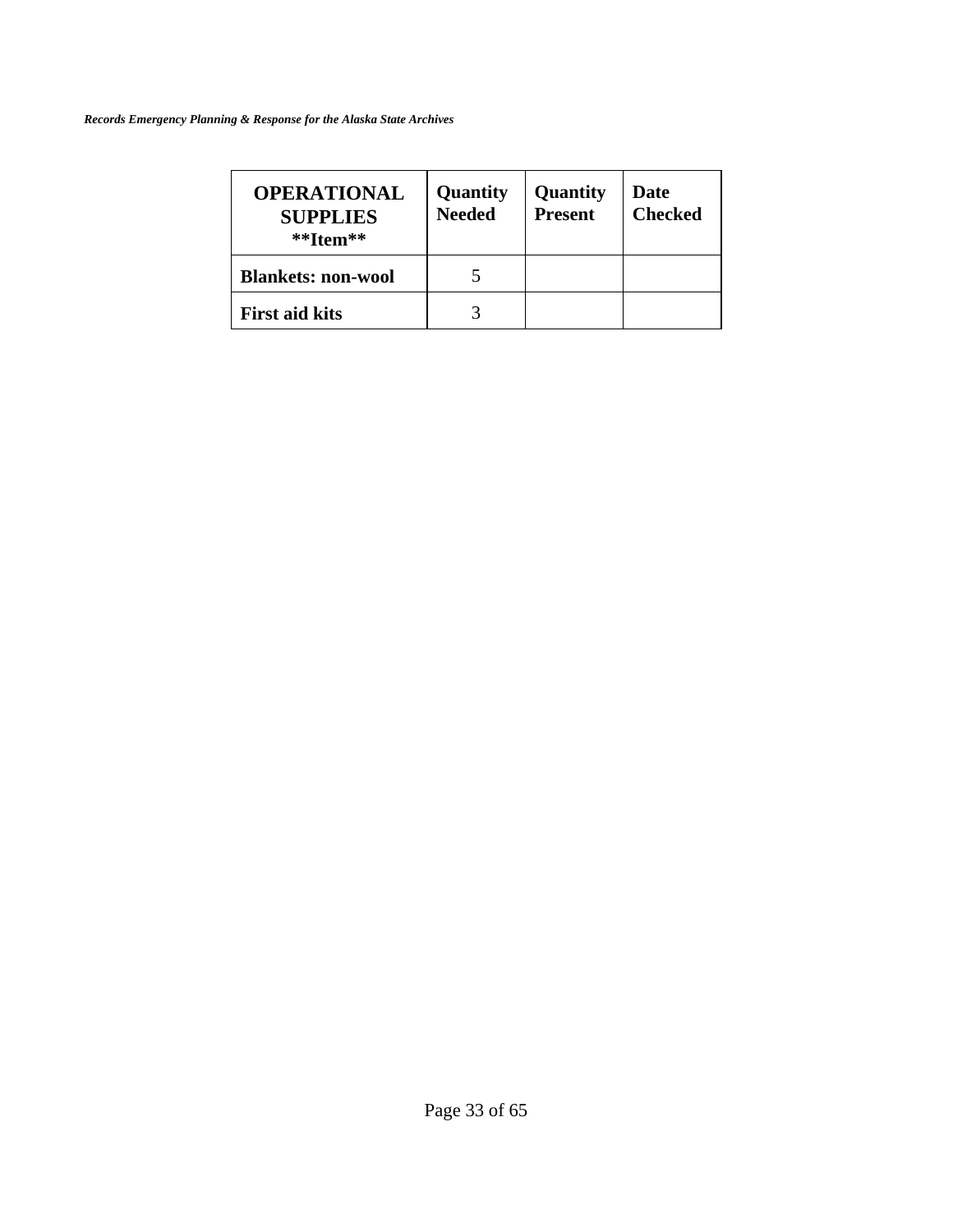| **OPERATIONAL SUPPLIES \*\*Item\*\*** | **Quantity Needed** | **Quantity Present** | **Date Checked** |
|---|---|---|---|
| **Blankets: non-wool** | 5 | | |
| **First aid kits** | 3 | | |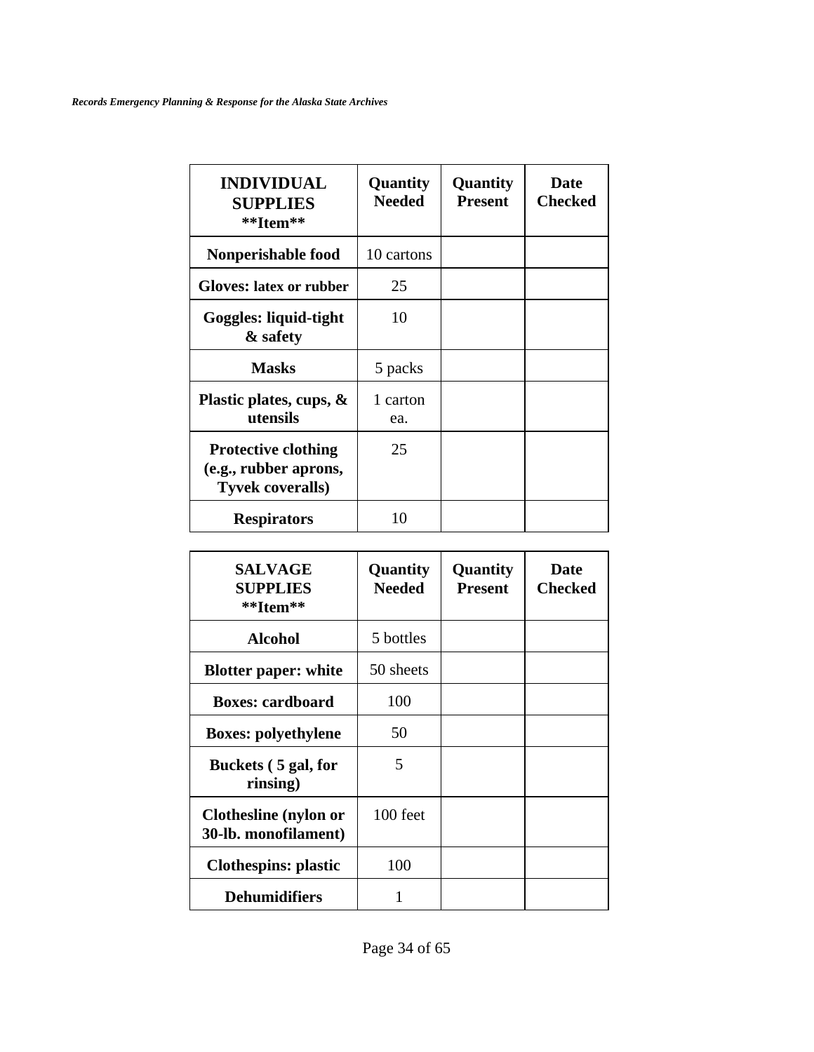| INDIVIDUAL SUPPLIES **Item** | Quantity Needed | Quantity Present | Date Checked |
| --- | --- | --- | --- |
| Nonperishable food | 10 cartons | | |
| Gloves: latex or rubber | 25 | | |
| Goggles: liquid-tight & safety | 10 | | |
| Masks | 5 packs | | |
| Plastic plates, cups, & utensils | 1 carton ea. | | |
| Protective clothing (e.g., rubber aprons, Tyvek coveralls) | 25 | | |
| Respirators | 10 | | |

| SALVAGE SUPPLIES **Item** | Quantity Needed | Quantity Present | Date Checked |
| --- | --- | --- | --- |
| Alcohol | 5 bottles | | |
| Blotter paper: white | 50 sheets | | |
| Boxes: cardboard | 100 | | |
| Boxes: polyethylene | 50 | | |
| Buckets ( 5 gal, for rinsing) | 5 | | |
| Clothesline (nylon or 30-lb. monofilament) | 100 feet | | |
| Clothespins: plastic | 100 | | |
| Dehumidifiers | 1 | | |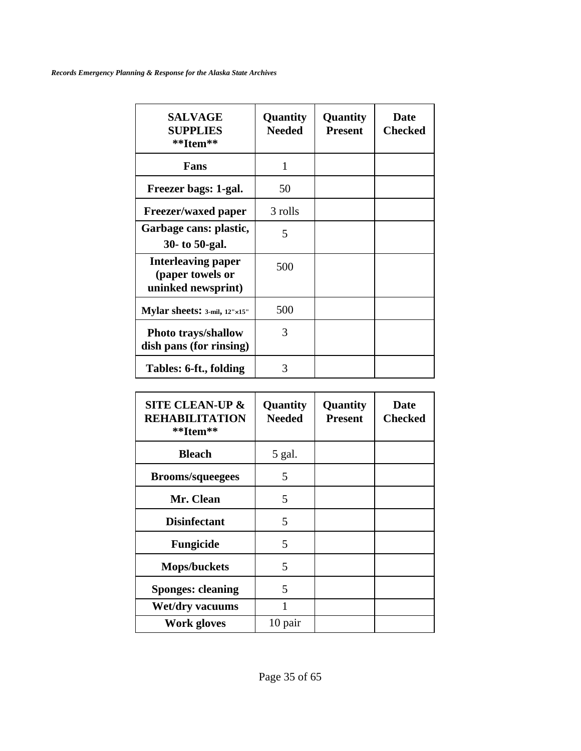| SALVAGE SUPPLIES **Item** | Quantity Needed | Quantity Present | Date Checked |
|---|---|---|---|
| **Fans** | 1 | | |
| **Freezer bags: 1-gal.** | 50 | | |
| **Freezer/waxed paper** | 3 rolls | | |
| **Garbage cans: plastic, 30- to 50-gal.** | 5 | | |
| **Interleaving paper (paper towels or uninked newsprint)** | 500 | | |
| **Mylar sheets: 3-mil, 12"×15"** | 500 | | |
| **Photo trays/shallow dish pans (for rinsing)** | 3 | | |
| **Tables: 6-ft., folding** | 3 | | |

| SITE CLEAN-UP & REHABILITATION **Item** | Quantity Needed | Quantity Present | Date Checked |
|---|---|---|---|
| **Bleach** | 5 gal. | | |
| **Brooms/squeegees** | 5 | | |
| **Mr. Clean** | 5 | | |
| **Disinfectant** | 5 | | |
| **Fungicide** | 5 | | |
| **Mops/buckets** | 5 | | |
| **Sponges: cleaning** | 5 | | |
| **Wet/dry vacuums** | 1 | | |
| **Work gloves** | 10 pair | | |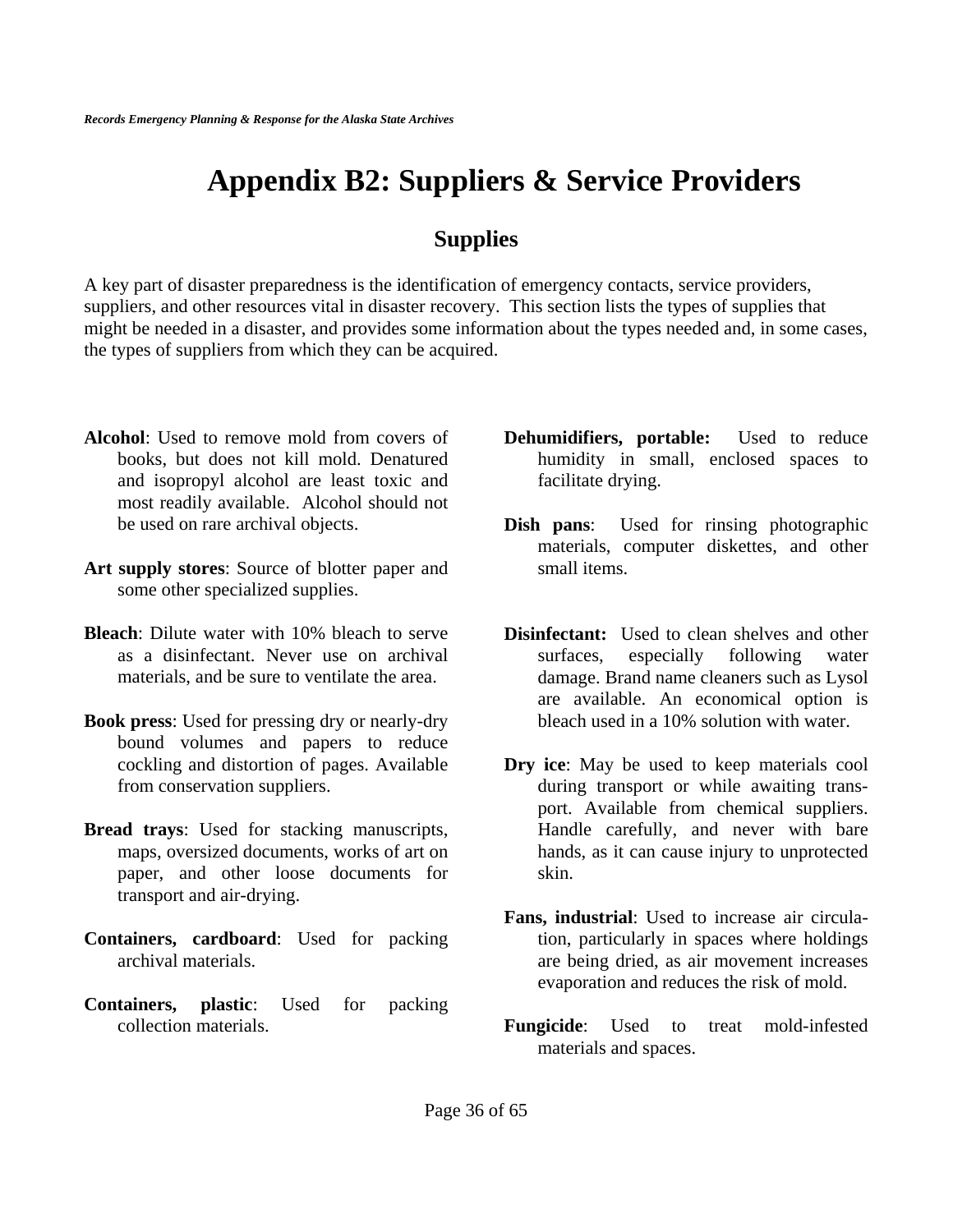# Appendix B2: Suppliers & Service Providers

## Supplies

A key part of disaster preparedness is the identification of emergency contacts, service providers, suppliers, and other resources vital in disaster recovery. This section lists the types of supplies that might be needed in a disaster, and provides some information about the types needed and, in some cases, the types of suppliers from which they can be acquired.

**Alcohol**: Used to remove mold from covers of books, but does not kill mold. Denatured and isopropyl alcohol are least toxic and most readily available. Alcohol should not be used on rare archival objects.

**Art supply stores**: Source of blotter paper and some other specialized supplies.

**Bleach**: Dilute water with 10% bleach to serve as a disinfectant. Never use on archival materials, and be sure to ventilate the area.

**Book press**: Used for pressing dry or nearly-dry bound volumes and papers to reduce cockling and distortion of pages. Available from conservation suppliers.

**Bread trays**: Used for stacking manuscripts, maps, oversized documents, works of art on paper, and other loose documents for transport and air-drying.

**Containers, cardboard**: Used for packing archival materials.

**Containers, plastic**: Used for packing collection materials.

**Dehumidifiers, portable:** Used to reduce humidity in small, enclosed spaces to facilitate drying.

**Dish pans**: Used for rinsing photographic materials, computer diskettes, and other small items.

**Disinfectant:** Used to clean shelves and other surfaces, especially following water damage. Brand name cleaners such as Lysol are available. An economical option is bleach used in a 10% solution with water.

**Dry ice**: May be used to keep materials cool during transport or while awaiting transport. Available from chemical suppliers. Handle carefully, and never with bare hands, as it can cause injury to unprotected skin.

**Fans, industrial**: Used to increase air circulation, particularly in spaces where holdings are being dried, as air movement increases evaporation and reduces the risk of mold.

**Fungicide**: Used to treat mold-infested materials and spaces.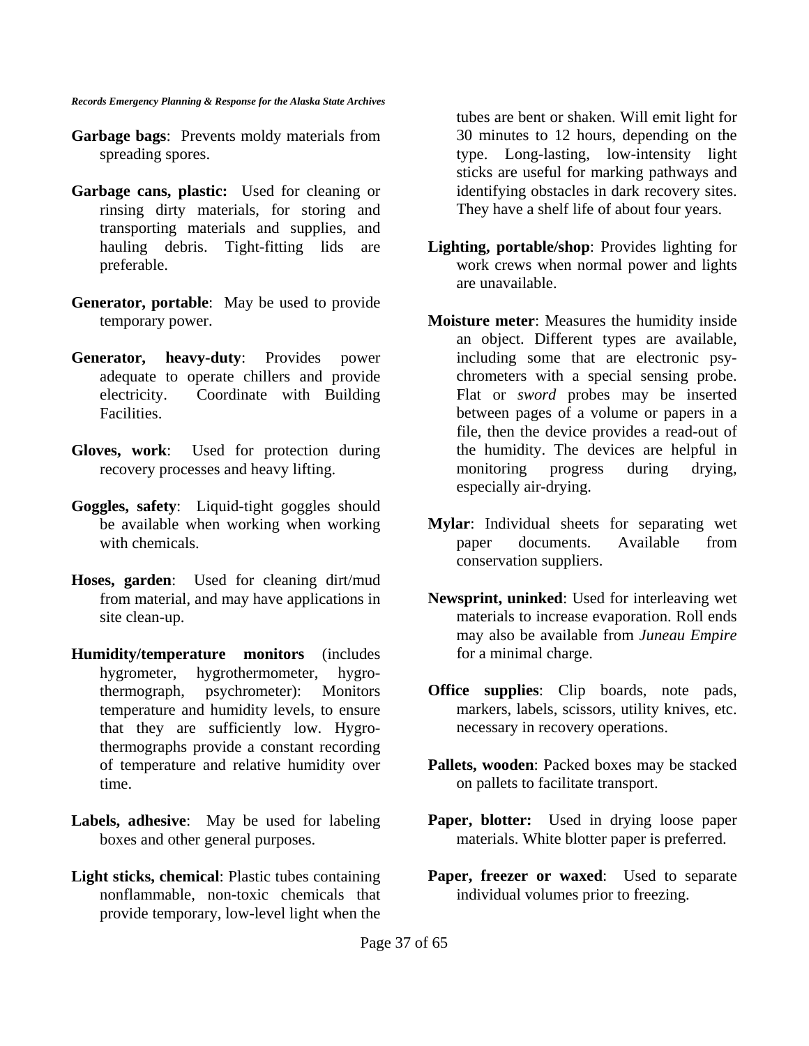**Garbage bags**: Prevents moldy materials from spreading spores.

**Garbage cans, plastic:** Used for cleaning or rinsing dirty materials, for storing and transporting materials and supplies, and hauling debris. Tight-fitting lids are preferable.

**Generator, portable**: May be used to provide temporary power.

**Generator, heavy-duty**: Provides power adequate to operate chillers and provide electricity. Coordinate with Building Facilities.

**Gloves, work**: Used for protection during recovery processes and heavy lifting.

**Goggles, safety**: Liquid-tight goggles should be available when working when working with chemicals.

**Hoses, garden**: Used for cleaning dirt/mud from material, and may have applications in site clean-up.

**Humidity/temperature monitors** (includes hygrometer, hygrothermometer, hygro-thermograph, psychrometer): Monitors temperature and humidity levels, to ensure that they are sufficiently low. Hygro-thermographs provide a constant recording of temperature and relative humidity over time.

**Labels, adhesive**: May be used for labeling boxes and other general purposes.

**Light sticks, chemical**: Plastic tubes containing nonflammable, non-toxic chemicals that provide temporary, low-level light when the tubes are bent or shaken. Will emit light for 30 minutes to 12 hours, depending on the type. Long-lasting, low-intensity light sticks are useful for marking pathways and identifying obstacles in dark recovery sites. They have a shelf life of about four years.

**Lighting, portable/shop**: Provides lighting for work crews when normal power and lights are unavailable.

**Moisture meter**: Measures the humidity inside an object. Different types are available, including some that are electronic psy-chrometers with a special sensing probe. Flat or *sword* probes may be inserted between pages of a volume or papers in a file, then the device provides a read-out of the humidity. The devices are helpful in monitoring progress during drying, especially air-drying.

**Mylar**: Individual sheets for separating wet paper documents. Available from conservation suppliers.

**Newsprint, uninked**: Used for interleaving wet materials to increase evaporation. Roll ends may also be available from *Juneau Empire* for a minimal charge.

**Office supplies**: Clip boards, note pads, markers, labels, scissors, utility knives, etc. necessary in recovery operations.

**Pallets, wooden**: Packed boxes may be stacked on pallets to facilitate transport.

**Paper, blotter:** Used in drying loose paper materials. White blotter paper is preferred.

**Paper, freezer or waxed**: Used to separate individual volumes prior to freezing.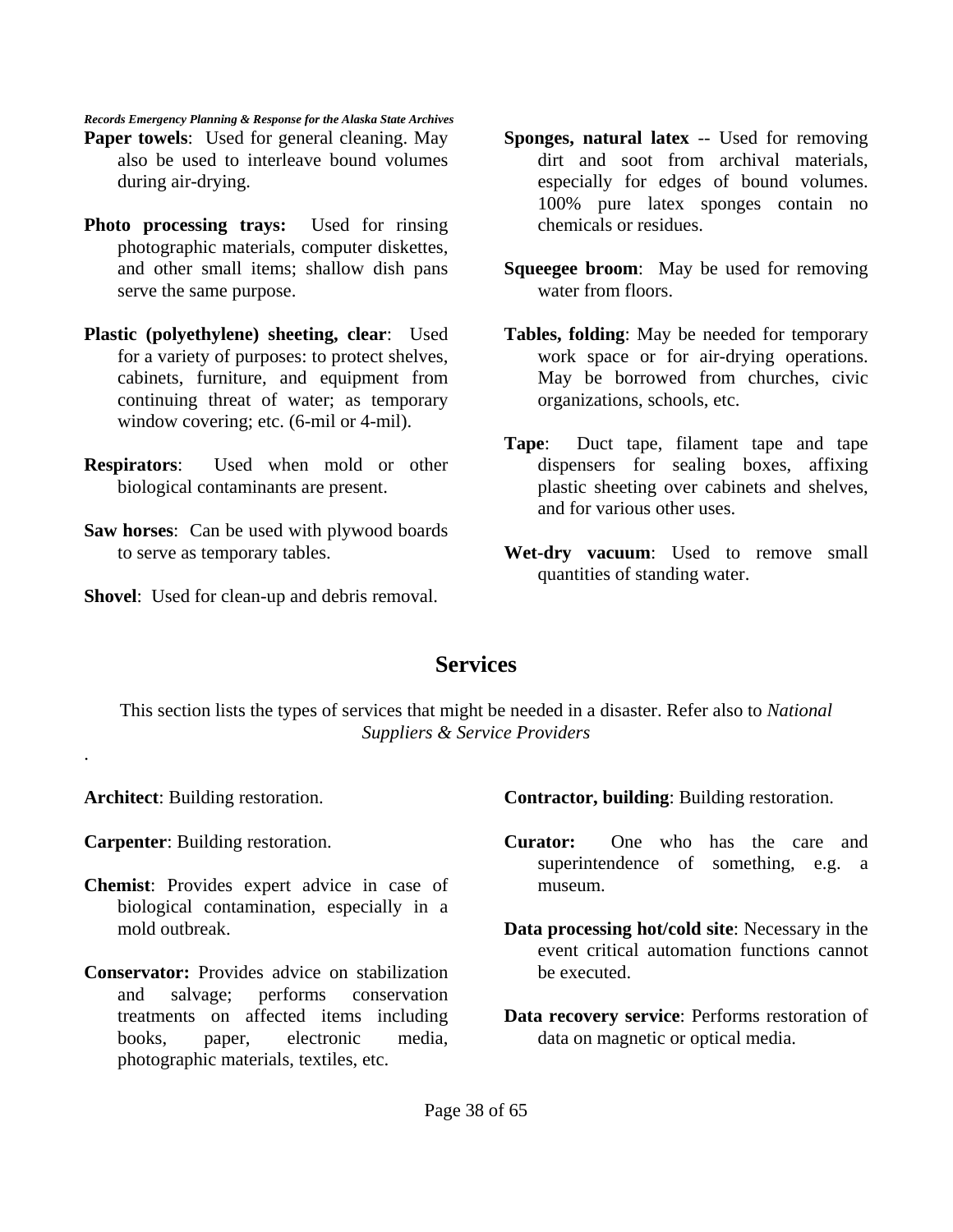**Paper towels**: Used for general cleaning. May also be used to interleave bound volumes during air-drying.

**Photo processing trays:** Used for rinsing photographic materials, computer diskettes, and other small items; shallow dish pans serve the same purpose.

**Plastic (polyethylene) sheeting, clear**: Used for a variety of purposes: to protect shelves, cabinets, furniture, and equipment from continuing threat of water; as temporary window covering; etc. (6-mil or 4-mil).

**Respirators**: Used when mold or other biological contaminants are present.

**Saw horses**: Can be used with plywood boards to serve as temporary tables.

**Shovel**: Used for clean-up and debris removal.

**Sponges, natural latex** -- Used for removing dirt and soot from archival materials, especially for edges of bound volumes. 100% pure latex sponges contain no chemicals or residues.

**Squeegee broom**: May be used for removing water from floors.

**Tables, folding**: May be needed for temporary work space or for air-drying operations. May be borrowed from churches, civic organizations, schools, etc.

**Tape**: Duct tape, filament tape and tape dispensers for sealing boxes, affixing plastic sheeting over cabinets and shelves, and for various other uses.

**Wet-dry vacuum**: Used to remove small quantities of standing water.

## Services

This section lists the types of services that might be needed in a disaster. Refer also to *National Suppliers & Service Providers*

.

**Architect**: Building restoration.

**Carpenter**: Building restoration.

**Chemist**: Provides expert advice in case of biological contamination, especially in a mold outbreak.

**Conservator:** Provides advice on stabilization and salvage; performs conservation treatments on affected items including books, paper, electronic media, photographic materials, textiles, etc.

**Contractor, building**: Building restoration.

**Curator:** One who has the care and superintendence of something, e.g. a museum.

**Data processing hot/cold site**: Necessary in the event critical automation functions cannot be executed.

**Data recovery service**: Performs restoration of data on magnetic or optical media.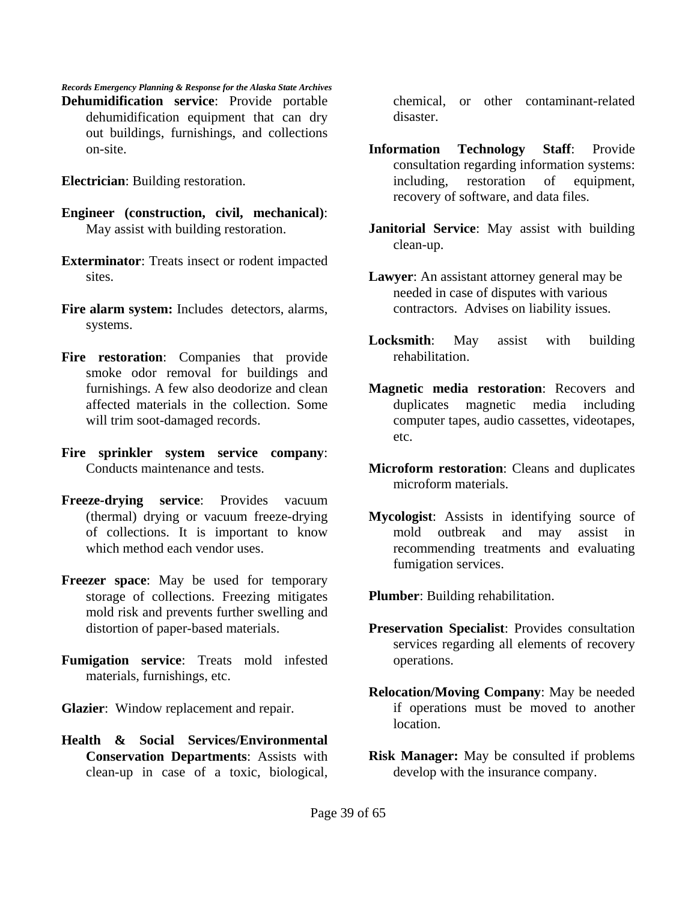**Dehumidification service**: Provide portable dehumidification equipment that can dry out buildings, furnishings, and collections on-site.

**Electrician**: Building restoration.

**Engineer (construction, civil, mechanical)**: May assist with building restoration.

**Exterminator**: Treats insect or rodent impacted sites.

**Fire alarm system:** Includes detectors, alarms, systems.

**Fire restoration**: Companies that provide smoke odor removal for buildings and furnishings. A few also deodorize and clean affected materials in the collection. Some will trim soot-damaged records.

**Fire sprinkler system service company**: Conducts maintenance and tests.

**Freeze-drying service**: Provides vacuum (thermal) drying or vacuum freeze-drying of collections. It is important to know which method each vendor uses.

**Freezer space**: May be used for temporary storage of collections. Freezing mitigates mold risk and prevents further swelling and distortion of paper-based materials.

**Fumigation service**: Treats mold infested materials, furnishings, etc.

**Glazier**: Window replacement and repair.

**Health & Social Services/Environmental Conservation Departments**: Assists with clean-up in case of a toxic, biological, chemical, or other contaminant-related disaster.

**Information Technology Staff**: Provide consultation regarding information systems: including, restoration of equipment, recovery of software, and data files.

**Janitorial Service**: May assist with building clean-up.

**Lawyer**: An assistant attorney general may be needed in case of disputes with various contractors. Advises on liability issues.

**Locksmith**: May assist with building rehabilitation.

**Magnetic media restoration**: Recovers and duplicates magnetic media including computer tapes, audio cassettes, videotapes, etc.

**Microform restoration**: Cleans and duplicates microform materials.

**Mycologist**: Assists in identifying source of mold outbreak and may assist in recommending treatments and evaluating fumigation services.

**Plumber**: Building rehabilitation.

**Preservation Specialist**: Provides consultation services regarding all elements of recovery operations.

**Relocation/Moving Company**: May be needed if operations must be moved to another location.

**Risk Manager:** May be consulted if problems develop with the insurance company.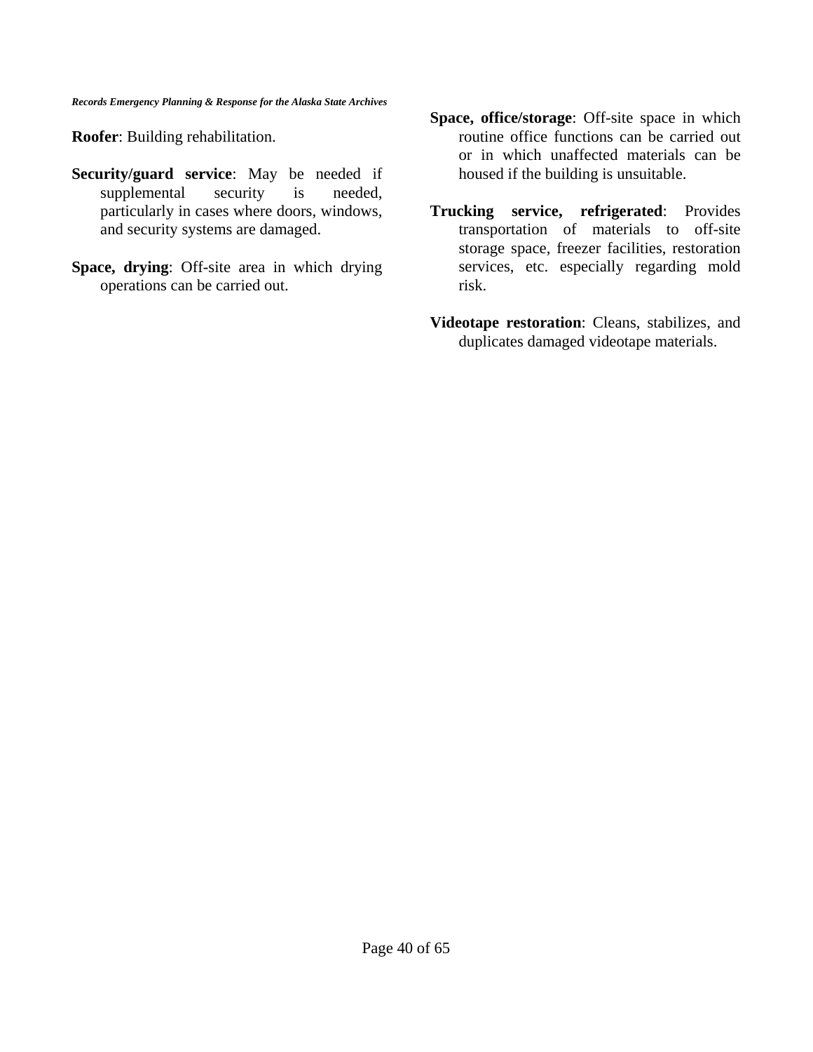**Roofer**: Building rehabilitation.

**Security/guard service**: May be needed if supplemental security is needed, particularly in cases where doors, windows, and security systems are damaged.

**Space, drying**: Off-site area in which drying operations can be carried out.

**Space, office/storage**: Off-site space in which routine office functions can be carried out or in which unaffected materials can be housed if the building is unsuitable.

**Trucking service, refrigerated**: Provides transportation of materials to off-site storage space, freezer facilities, restoration services, etc. especially regarding mold risk.

**Videotape restoration**: Cleans, stabilizes, and duplicates damaged videotape materials.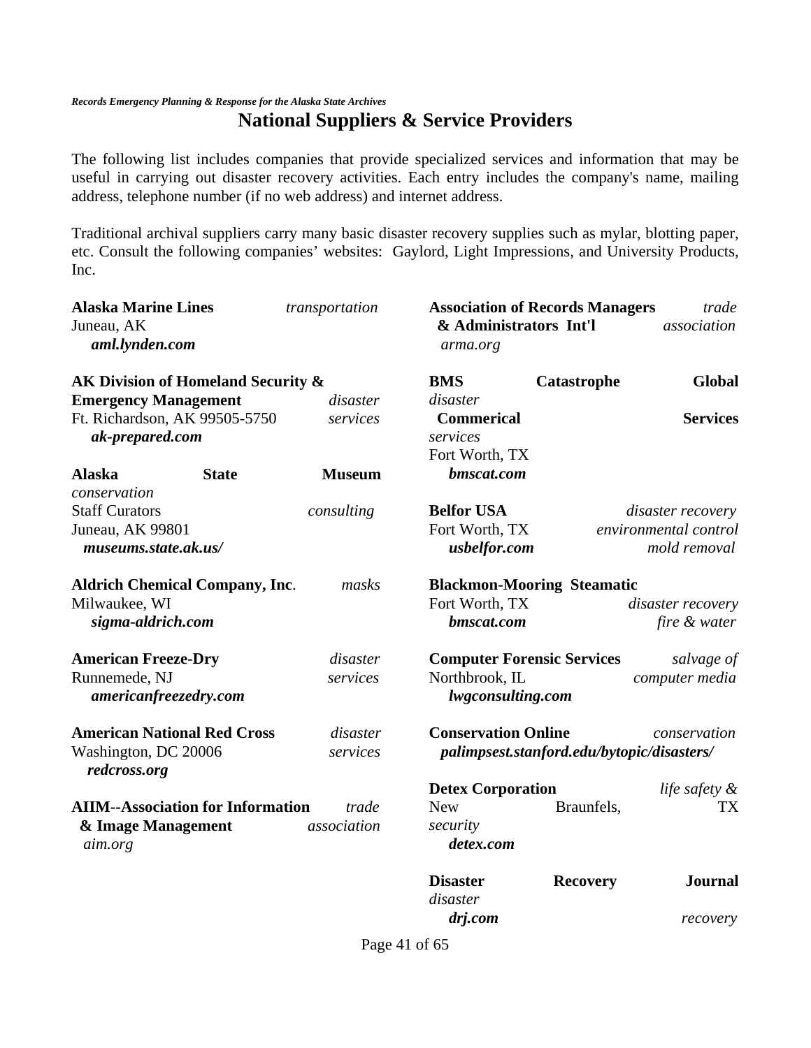## National Suppliers & Service Providers

The following list includes companies that provide specialized services and information that may be useful in carrying out disaster recovery activities. Each entry includes the company's name, mailing address, telephone number (if no web address) and internet address.

Traditional archival suppliers carry many basic disaster recovery supplies such as mylar, blotting paper, etc. Consult the following companies' websites: Gaylord, Light Impressions, and University Products, Inc.

**Alaska Marine Lines** — *transportation*
Juneau, AK
***aml.lynden.com***

**AK Division of Homeland Security & Emergency Management** — *disaster services*
Ft. Richardson, AK 99505-5750
***ak-prepared.com***

**Alaska State Museum Staff Curators** — *conservation consulting*
Juneau, AK 99801
***museums.state.ak.us/***

**Aldrich Chemical Company, Inc.** — *masks*
Milwaukee, WI
***sigma-aldrich.com***

**American Freeze-Dry** — *disaster services*
Runnemede, NJ
***americanfreezedry.com***

**American National Red Cross** — *disaster services*
Washington, DC 20006
***redcross.org***

**AIIM--Association for Information & Image Management** — *trade association*
*aim.org*

**Association of Records Managers & Administrators Int'l** — *trade association*
*arma.org*

**BMS Catastrophe Global Commerical Services** — *disaster services*
Fort Worth, TX
***bmscat.com***

**Belfor USA** — *disaster recovery, environmental control, mold removal*
Fort Worth, TX
***usbelfor.com***

**Blackmon-Mooring Steamatic** — *disaster recovery fire & water*
Fort Worth, TX
***bmscat.com***

**Computer Forensic Services** — *salvage of computer media*
Northbrook, IL
***lwgconsulting.com***

**Conservation Online** — *conservation*
***palimpsest.stanford.edu/bytopic/disasters/***

**Detex Corporation** — *life safety & security*
New Braunfels, TX
***detex.com***

**Disaster Recovery Journal** — *disaster recovery*
***drj.com***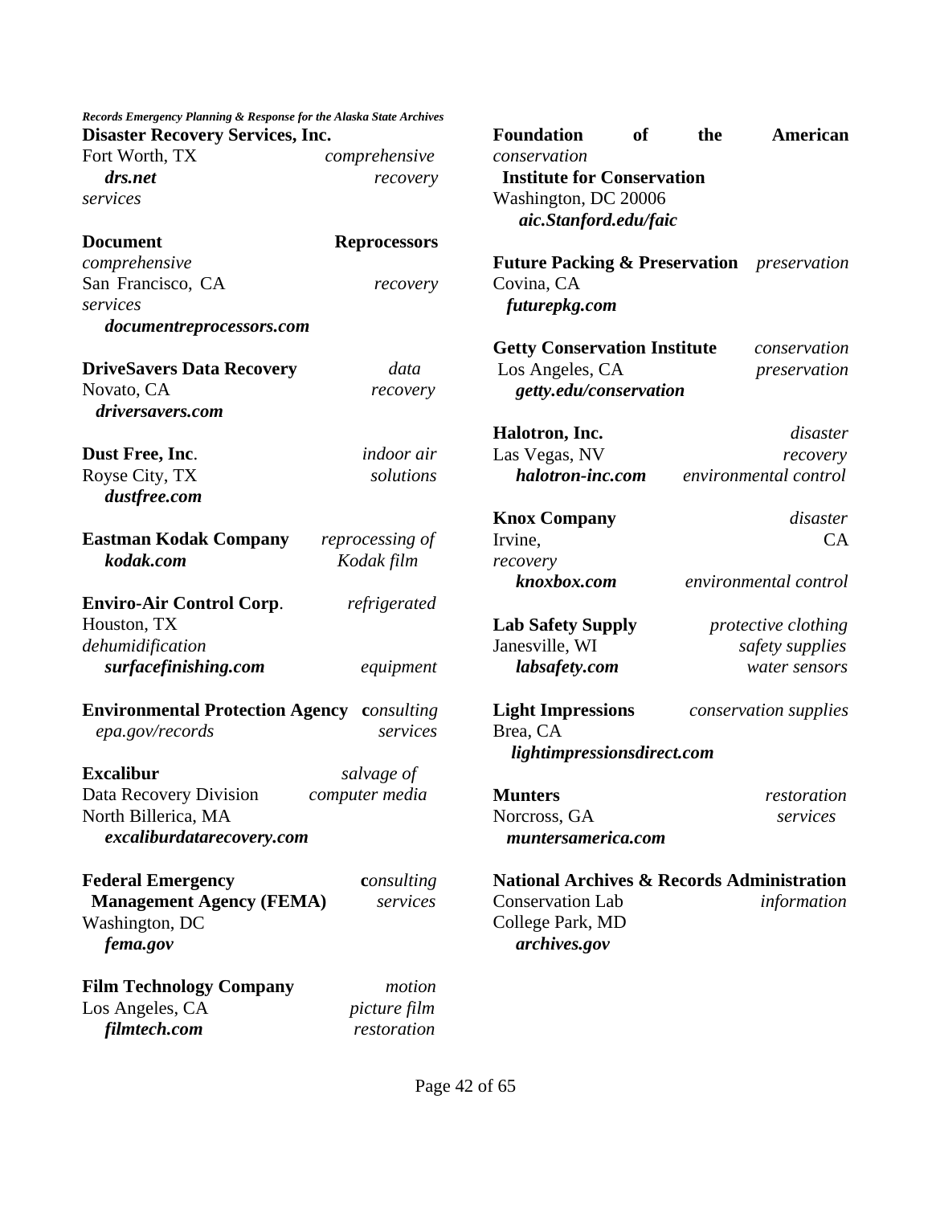**Disaster Recovery Services, Inc.**
Fort Worth, TX
***drs.net***
*comprehensive recovery services*

**Document Reprocessors**
San Francisco, CA
***documentreprocessors.com***
*comprehensive recovery services*

**DriveSavers Data Recovery**
Novato, CA
***driversavers.com***
*data recovery*

**Dust Free, Inc.**
Royse City, TX
***dustfree.com***
*indoor air solutions*

**Eastman Kodak Company**
***kodak.com***
*reprocessing of Kodak film*

**Enviro-Air Control Corp.**
Houston, TX
***surfacefinishing.com***
*refrigerated dehumidification equipment*

**Environmental Protection Agency**
*epa.gov/records*
*consulting services*

**Excalibur**
Data Recovery Division
North Billerica, MA
***excaliburdatarecovery.com***
*salvage of computer media*

**Federal Emergency Management Agency (FEMA)**
Washington, DC
***fema.gov***
*consulting services*

**Film Technology Company**
Los Angeles, CA
***filmtech.com***
*motion picture film restoration*

**Foundation of the American Institute for Conservation**
Washington, DC 20006
***aic.Stanford.edu/faic***
*conservation*

**Future Packing & Preservation**
Covina, CA
***futurepkg.com***
*preservation*

**Getty Conservation Institute**
Los Angeles, CA
***getty.edu/conservation***
*conservation preservation*

**Halotron, Inc.**
Las Vegas, NV
***halotron-inc.com***
*disaster recovery environmental control*

**Knox Company**
Irvine, CA
***knoxbox.com***
*disaster recovery environmental control*

**Lab Safety Supply**
Janesville, WI
***labsafety.com***
*protective clothing safety supplies water sensors*

**Light Impressions**
Brea, CA
***lightimpressionsdirect.com***
*conservation supplies*

**Munters**
Norcross, GA
***muntersamerica.com***
*restoration services*

**National Archives & Records Administration**
Conservation Lab
College Park, MD
***archives.gov***
*information*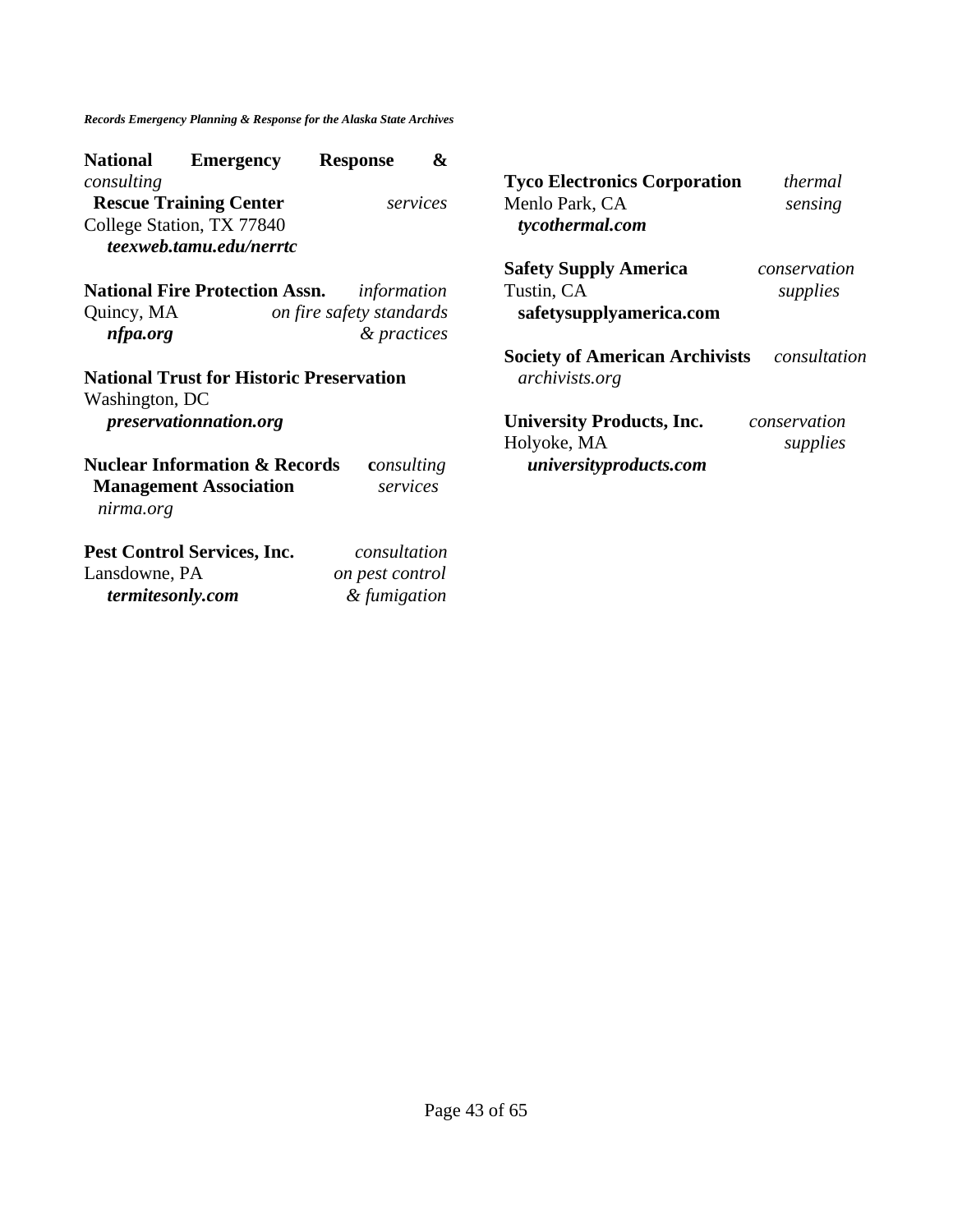**National Emergency Response & Rescue Training Center** *consulting services*
College Station, TX 77840
***teexweb.tamu.edu/nerrtc***

**National Fire Protection Assn.** *information on fire safety standards & practices*
Quincy, MA
***nfpa.org***

**National Trust for Historic Preservation**
Washington, DC
***preservationnation.org***

**Nuclear Information & Records Management Association** **c***onsulting services*
*nirma.org*

**Pest Control Services, Inc.** *consultation on pest control & fumigation*
Lansdowne, PA
***termitesonly.com***

**Tyco Electronics Corporation** *thermal sensing*
Menlo Park, CA
***tycothermal.com***

**Safety Supply America** *conservation supplies*
Tustin, CA
**safetysupplyamerica.com**

**Society of American Archivists** *consultation*
*archivists.org*

**University Products, Inc.** *conservation supplies*
Holyoke, MA
***universityproducts.com***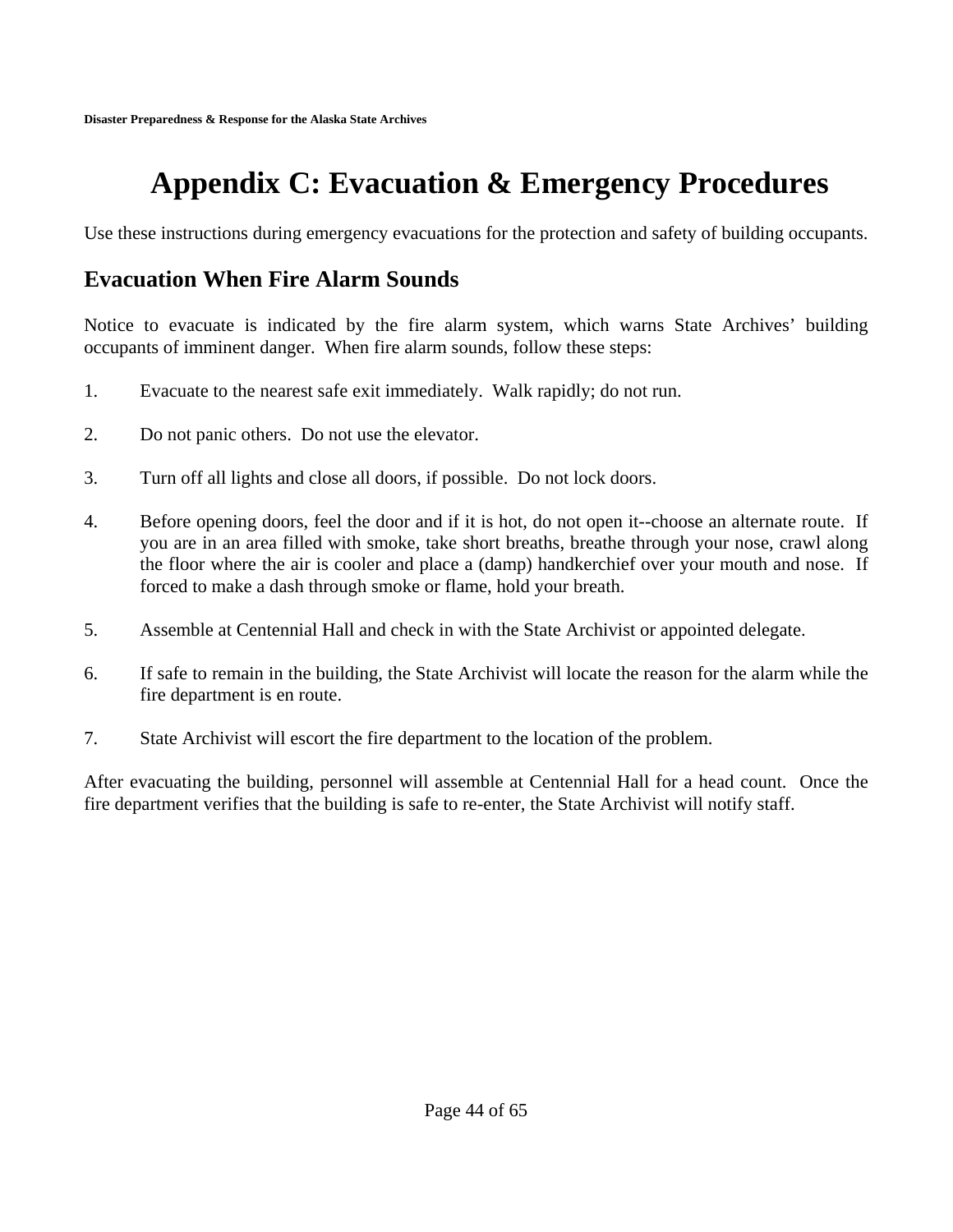# Appendix C: Evacuation & Emergency Procedures

Use these instructions during emergency evacuations for the protection and safety of building occupants.

## Evacuation When Fire Alarm Sounds

Notice to evacuate is indicated by the fire alarm system, which warns State Archives' building occupants of imminent danger. When fire alarm sounds, follow these steps:

1. Evacuate to the nearest safe exit immediately. Walk rapidly; do not run.

2. Do not panic others. Do not use the elevator.

3. Turn off all lights and close all doors, if possible. Do not lock doors.

4. Before opening doors, feel the door and if it is hot, do not open it--choose an alternate route. If you are in an area filled with smoke, take short breaths, breathe through your nose, crawl along the floor where the air is cooler and place a (damp) handkerchief over your mouth and nose. If forced to make a dash through smoke or flame, hold your breath.

5. Assemble at Centennial Hall and check in with the State Archivist or appointed delegate.

6. If safe to remain in the building, the State Archivist will locate the reason for the alarm while the fire department is en route.

7. State Archivist will escort the fire department to the location of the problem.

After evacuating the building, personnel will assemble at Centennial Hall for a head count. Once the fire department verifies that the building is safe to re-enter, the State Archivist will notify staff.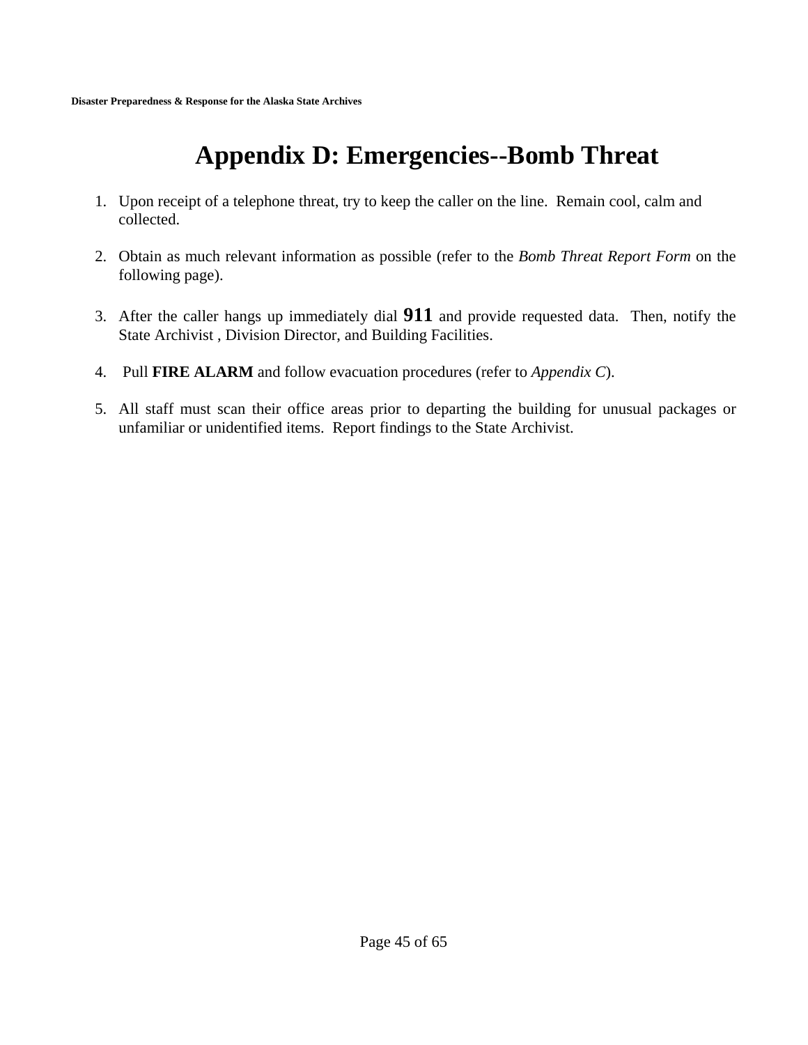# Appendix D: Emergencies--Bomb Threat

1. Upon receipt of a telephone threat, try to keep the caller on the line. Remain cool, calm and collected.

2. Obtain as much relevant information as possible (refer to the *Bomb Threat Report Form* on the following page).

3. After the caller hangs up immediately dial **911** and provide requested data. Then, notify the State Archivist , Division Director, and Building Facilities.

4. Pull **FIRE ALARM** and follow evacuation procedures (refer to *Appendix C*).

5. All staff must scan their office areas prior to departing the building for unusual packages or unfamiliar or unidentified items. Report findings to the State Archivist.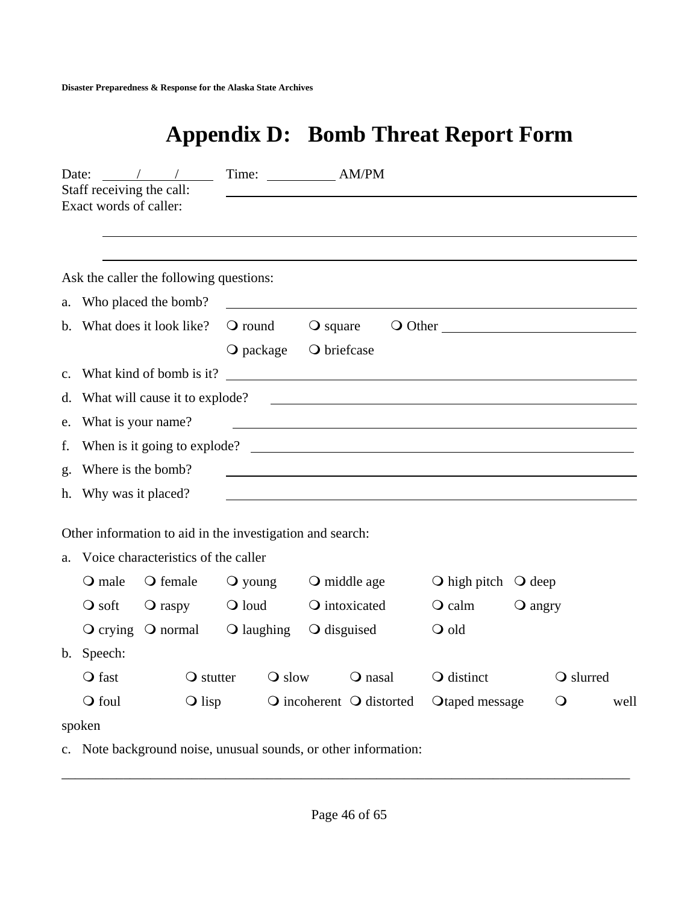# Appendix D: Bomb Threat Report Form

Date: \_\_\_\_\_/\_\_\_\_\_/\_\_\_\_\_ Time: \_\_\_\_\_\_\_\_\_\_ AM/PM

Staff receiving the call: \_\_\_\_\_\_\_\_\_\_\_\_\_\_\_\_\_\_\_\_\_\_\_\_\_\_\_\_\_\_\_\_\_\_\_\_\_\_\_\_

Exact words of caller:

\_\_\_\_\_\_\_\_\_\_\_\_\_\_\_\_\_\_\_\_\_\_\_\_\_\_\_\_\_\_\_\_\_\_\_\_\_\_\_\_\_\_\_\_\_\_\_\_\_\_\_\_\_\_\_\_\_\_

\_\_\_\_\_\_\_\_\_\_\_\_\_\_\_\_\_\_\_\_\_\_\_\_\_\_\_\_\_\_\_\_\_\_\_\_\_\_\_\_\_\_\_\_\_\_\_\_\_\_\_\_\_\_\_\_\_\_

Ask the caller the following questions:

a. Who placed the bomb? \_\_\_\_\_\_\_\_\_\_\_\_\_\_\_\_\_\_\_\_\_\_\_\_\_\_\_\_\_\_\_\_\_\_\_\_\_\_\_\_
b. What does it look like? ❍ round ❍ square ❍ Other \_\_\_\_\_\_\_\_\_\_\_\_\_\_\_\_\_\_\_\_
   ❍ package ❍ briefcase
c. What kind of bomb is it? \_\_\_\_\_\_\_\_\_\_\_\_\_\_\_\_\_\_\_\_\_\_\_\_\_\_\_\_\_\_\_\_\_\_\_\_\_\_\_\_
d. What will cause it to explode? \_\_\_\_\_\_\_\_\_\_\_\_\_\_\_\_\_\_\_\_\_\_\_\_\_\_\_\_\_\_\_\_\_\_\_\_
e. What is your name? \_\_\_\_\_\_\_\_\_\_\_\_\_\_\_\_\_\_\_\_\_\_\_\_\_\_\_\_\_\_\_\_\_\_\_\_\_\_\_\_
f. When is it going to explode? \_\_\_\_\_\_\_\_\_\_\_\_\_\_\_\_\_\_\_\_\_\_\_\_\_\_\_\_\_\_\_\_\_\_\_\_
g. Where is the bomb? \_\_\_\_\_\_\_\_\_\_\_\_\_\_\_\_\_\_\_\_\_\_\_\_\_\_\_\_\_\_\_\_\_\_\_\_\_\_\_\_
h. Why was it placed? \_\_\_\_\_\_\_\_\_\_\_\_\_\_\_\_\_\_\_\_\_\_\_\_\_\_\_\_\_\_\_\_\_\_\_\_\_\_\_\_

Other information to aid in the investigation and search:

a. Voice characteristics of the caller

   ❍ male ❍ female ❍ young ❍ middle age ❍ high pitch ❍ deep

   ❍ soft ❍ raspy ❍ loud ❍ intoxicated ❍ calm ❍ angry

   ❍ crying ❍ normal ❍ laughing ❍ disguised ❍ old

b. Speech:

   ❍ fast ❍ stutter ❍ slow ❍ nasal ❍ distinct ❍ slurred

   ❍ foul ❍ lisp ❍ incoherent ❍ distorted ❍taped message ❍ well spoken

c. Note background noise, unusual sounds, or other information:

\_\_\_\_\_\_\_\_\_\_\_\_\_\_\_\_\_\_\_\_\_\_\_\_\_\_\_\_\_\_\_\_\_\_\_\_\_\_\_\_\_\_\_\_\_\_\_\_\_\_\_\_\_\_\_\_\_\_\_\_\_\_\_\_\_\_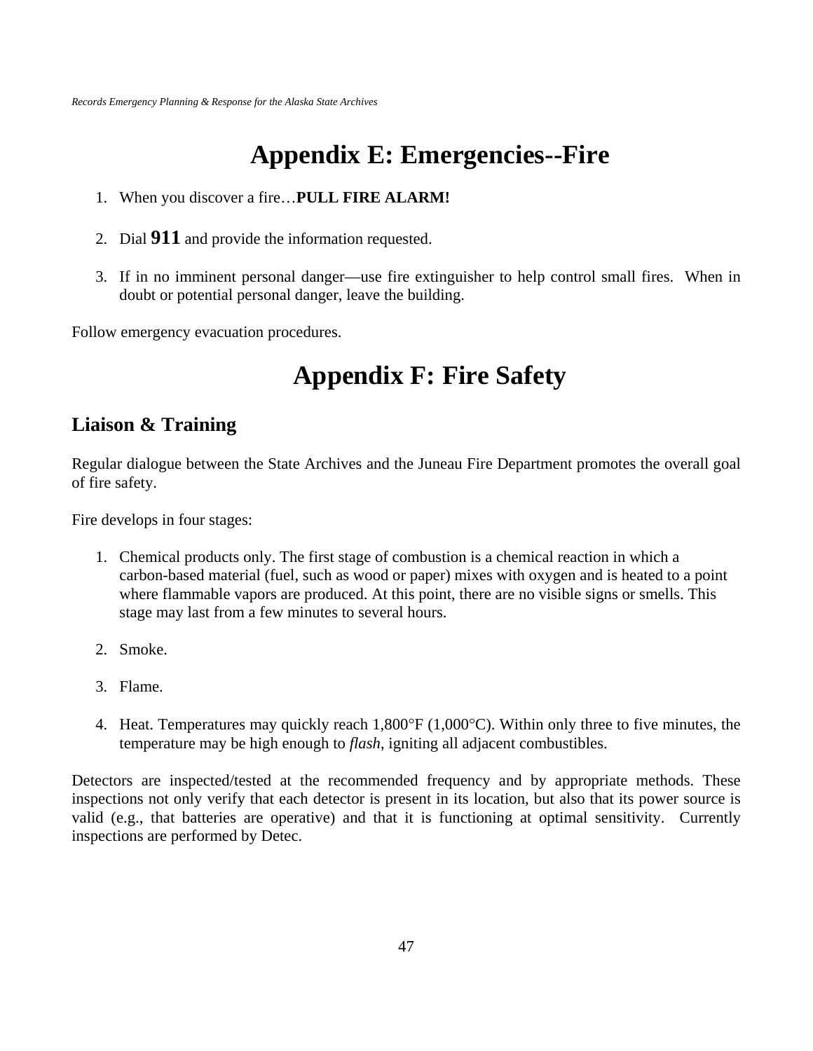# Appendix E: Emergencies--Fire

1. When you discover a fire…**PULL FIRE ALARM!**

2. Dial **911** and provide the information requested.

3. If in no imminent personal danger—use fire extinguisher to help control small fires. When in doubt or potential personal danger, leave the building.

Follow emergency evacuation procedures.

# Appendix F: Fire Safety

## Liaison & Training

Regular dialogue between the State Archives and the Juneau Fire Department promotes the overall goal of fire safety.

Fire develops in four stages:

1. Chemical products only. The first stage of combustion is a chemical reaction in which a carbon-based material (fuel, such as wood or paper) mixes with oxygen and is heated to a point where flammable vapors are produced. At this point, there are no visible signs or smells. This stage may last from a few minutes to several hours.

2. Smoke.

3. Flame.

4. Heat. Temperatures may quickly reach 1,800°F (1,000°C). Within only three to five minutes, the temperature may be high enough to *flash*, igniting all adjacent combustibles.

Detectors are inspected/tested at the recommended frequency and by appropriate methods. These inspections not only verify that each detector is present in its location, but also that its power source is valid (e.g., that batteries are operative) and that it is functioning at optimal sensitivity. Currently inspections are performed by Detec.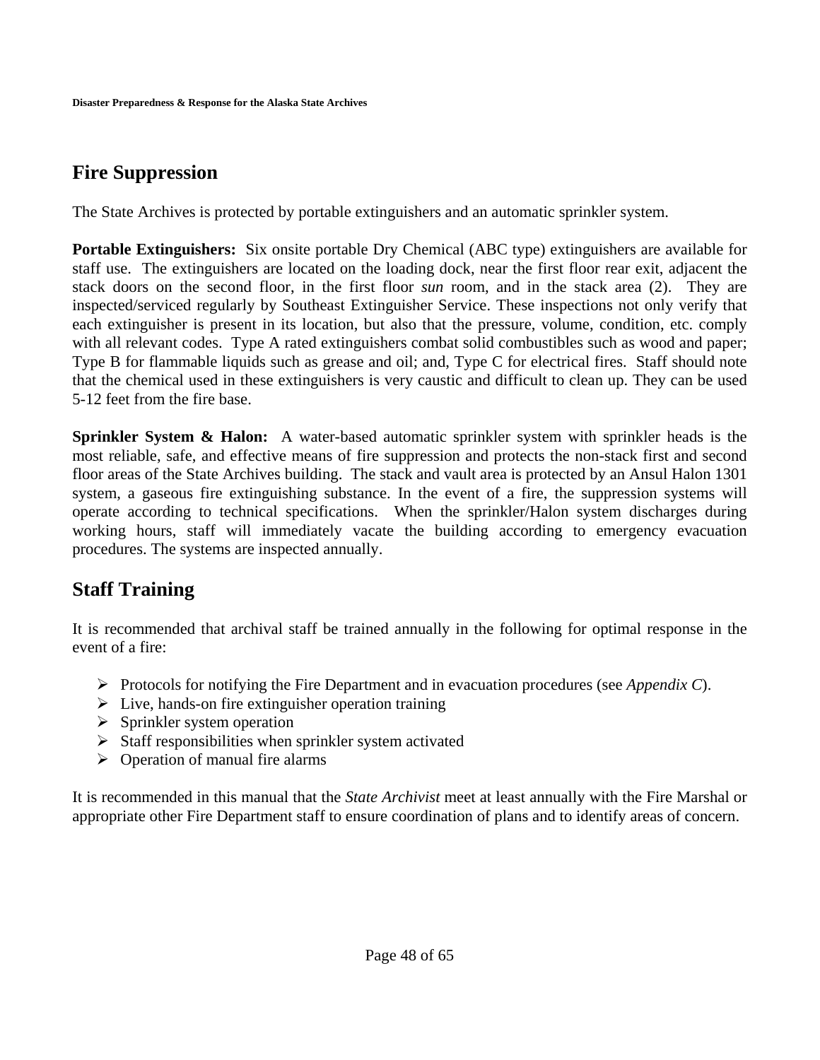## Fire Suppression

The State Archives is protected by portable extinguishers and an automatic sprinkler system.

**Portable Extinguishers:** Six onsite portable Dry Chemical (ABC type) extinguishers are available for staff use. The extinguishers are located on the loading dock, near the first floor rear exit, adjacent the stack doors on the second floor, in the first floor *sun* room, and in the stack area (2). They are inspected/serviced regularly by Southeast Extinguisher Service. These inspections not only verify that each extinguisher is present in its location, but also that the pressure, volume, condition, etc. comply with all relevant codes. Type A rated extinguishers combat solid combustibles such as wood and paper; Type B for flammable liquids such as grease and oil; and, Type C for electrical fires. Staff should note that the chemical used in these extinguishers is very caustic and difficult to clean up. They can be used 5-12 feet from the fire base.

**Sprinkler System & Halon:** A water-based automatic sprinkler system with sprinkler heads is the most reliable, safe, and effective means of fire suppression and protects the non-stack first and second floor areas of the State Archives building. The stack and vault area is protected by an Ansul Halon 1301 system, a gaseous fire extinguishing substance. In the event of a fire, the suppression systems will operate according to technical specifications. When the sprinkler/Halon system discharges during working hours, staff will immediately vacate the building according to emergency evacuation procedures. The systems are inspected annually.

## Staff Training

It is recommended that archival staff be trained annually in the following for optimal response in the event of a fire:

- Protocols for notifying the Fire Department and in evacuation procedures (see *Appendix C*).
- Live, hands-on fire extinguisher operation training
- Sprinkler system operation
- Staff responsibilities when sprinkler system activated
- Operation of manual fire alarms

It is recommended in this manual that the *State Archivist* meet at least annually with the Fire Marshal or appropriate other Fire Department staff to ensure coordination of plans and to identify areas of concern.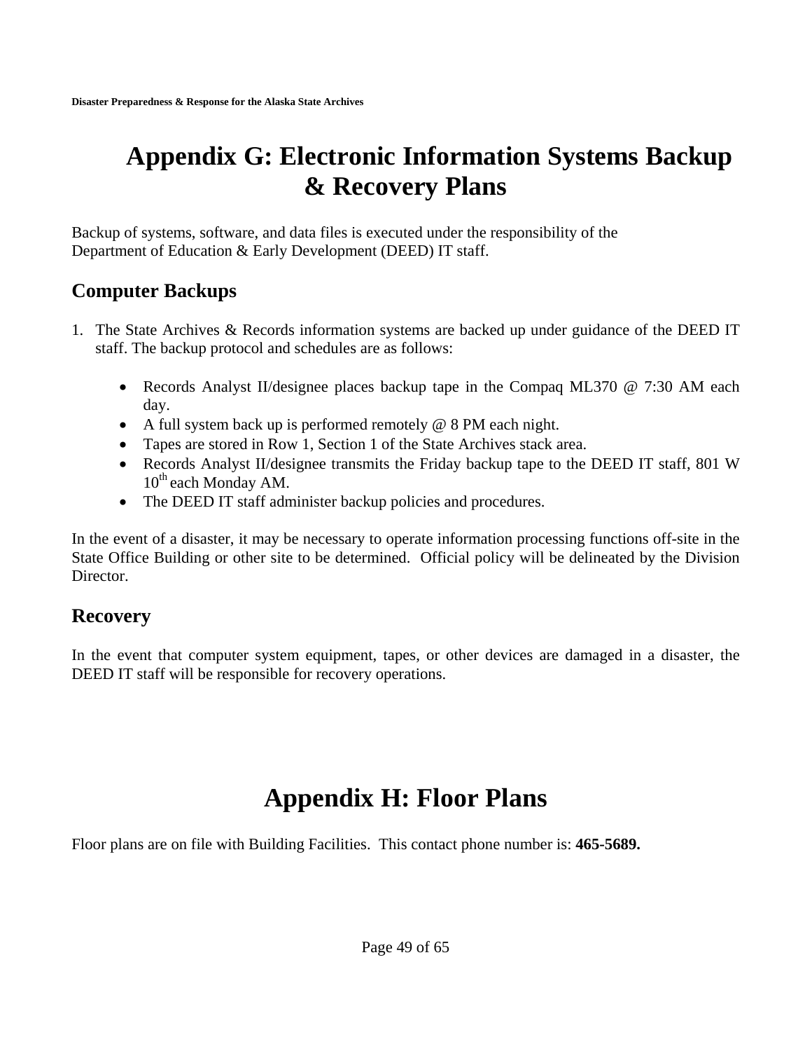# Appendix G: Electronic Information Systems Backup & Recovery Plans

Backup of systems, software, and data files is executed under the responsibility of the Department of Education & Early Development (DEED) IT staff.

## Computer Backups

1. The State Archives & Records information systems are backed up under guidance of the DEED IT staff. The backup protocol and schedules are as follows:

   - Records Analyst II/designee places backup tape in the Compaq ML370 @ 7:30 AM each day.
   - A full system back up is performed remotely @ 8 PM each night.
   - Tapes are stored in Row 1, Section 1 of the State Archives stack area.
   - Records Analyst II/designee transmits the Friday backup tape to the DEED IT staff, 801 W 10th each Monday AM.
   - The DEED IT staff administer backup policies and procedures.

In the event of a disaster, it may be necessary to operate information processing functions off-site in the State Office Building or other site to be determined. Official policy will be delineated by the Division Director.

## Recovery

In the event that computer system equipment, tapes, or other devices are damaged in a disaster, the DEED IT staff will be responsible for recovery operations.

# Appendix H: Floor Plans

Floor plans are on file with Building Facilities. This contact phone number is: **465-5689.**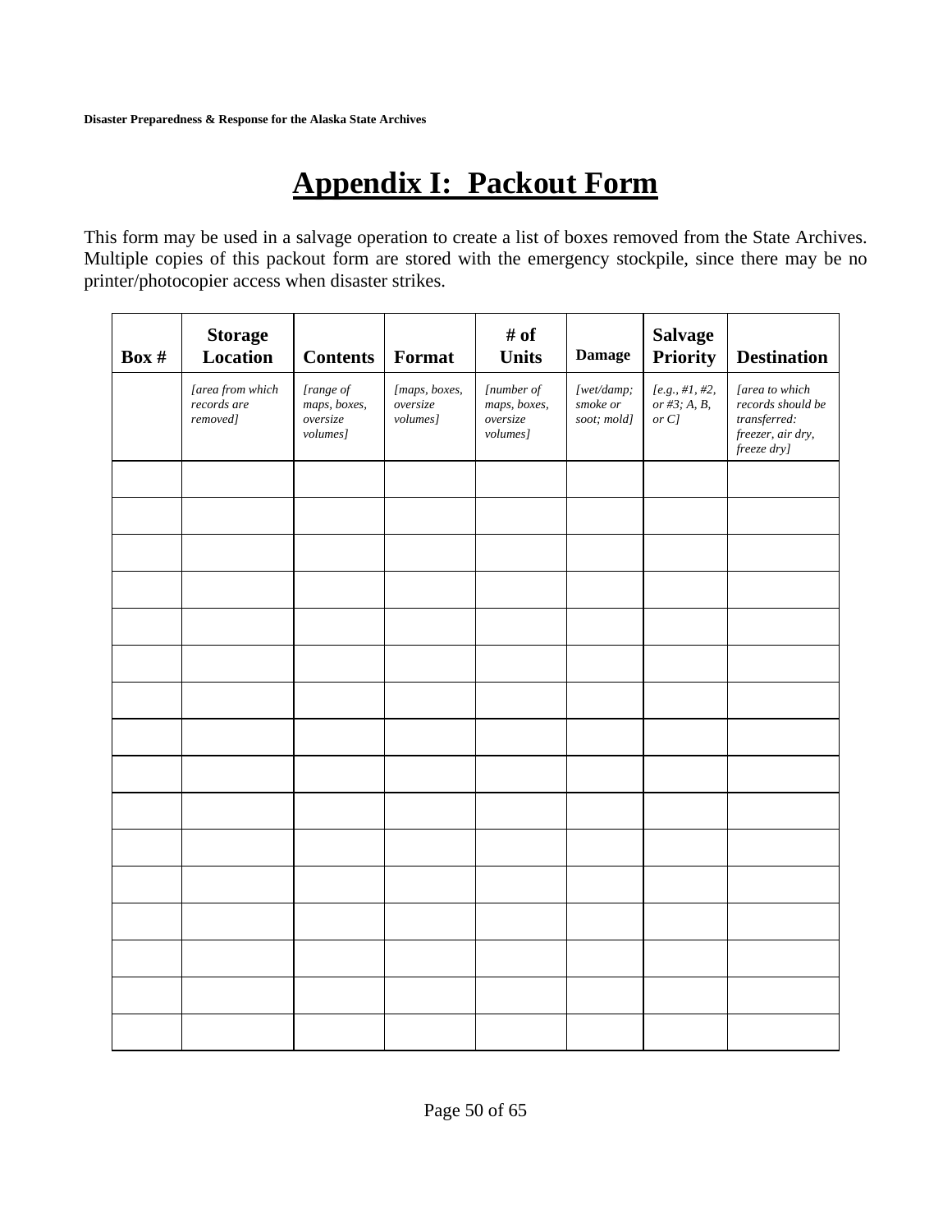# Appendix I: Packout Form

This form may be used in a salvage operation to create a list of boxes removed from the State Archives. Multiple copies of this packout form are stored with the emergency stockpile, since there may be no printer/photocopier access when disaster strikes.

| Box # | Storage Location | Contents | Format | # of Units | Damage | Salvage Priority | Destination |
|---|---|---|---|---|---|---|---|
| | *[area from which records are removed]* | *[range of maps, boxes, oversize volumes]* | *[maps, boxes, oversize volumes]* | *[number of maps, boxes, oversize volumes]* | *[wet/damp; smoke or soot; mold]* | *[e.g., #1, #2, or #3; A, B, or C]* | *[area to which records should be transferred: freezer, air dry, freeze dry]* |
| | | | | | | | |
| | | | | | | | |
| | | | | | | | |
| | | | | | | | |
| | | | | | | | |
| | | | | | | | |
| | | | | | | | |
| | | | | | | | |
| | | | | | | | |
| | | | | | | | |
| | | | | | | | |
| | | | | | | | |
| | | | | | | | |
| | | | | | | | |
| | | | | | | | |
| | | | | | | | |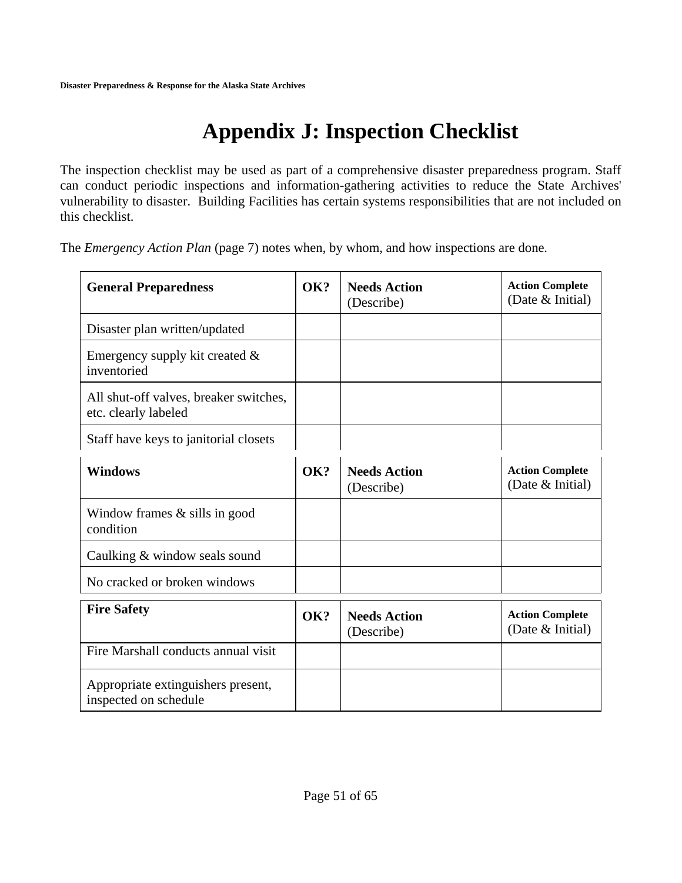# Appendix J: Inspection Checklist

The inspection checklist may be used as part of a comprehensive disaster preparedness program. Staff can conduct periodic inspections and information-gathering activities to reduce the State Archives' vulnerability to disaster. Building Facilities has certain systems responsibilities that are not included on this checklist.

The *Emergency Action Plan* (page 7) notes when, by whom, and how inspections are done.

| **General Preparedness** | **OK?** | **Needs Action** (Describe) | **Action Complete** (Date & Initial) |
|---|---|---|---|
| Disaster plan written/updated | | | |
| Emergency supply kit created & inventoried | | | |
| All shut-off valves, breaker switches, etc. clearly labeled | | | |
| Staff have keys to janitorial closets | | | |

| **Windows** | **OK?** | **Needs Action** (Describe) | **Action Complete** (Date & Initial) |
|---|---|---|---|
| Window frames & sills in good condition | | | |
| Caulking & window seals sound | | | |
| No cracked or broken windows | | | |

| **Fire Safety** | **OK?** | **Needs Action** (Describe) | **Action Complete** (Date & Initial) |
|---|---|---|---|
| Fire Marshall conducts annual visit | | | |
| Appropriate extinguishers present, inspected on schedule | | | |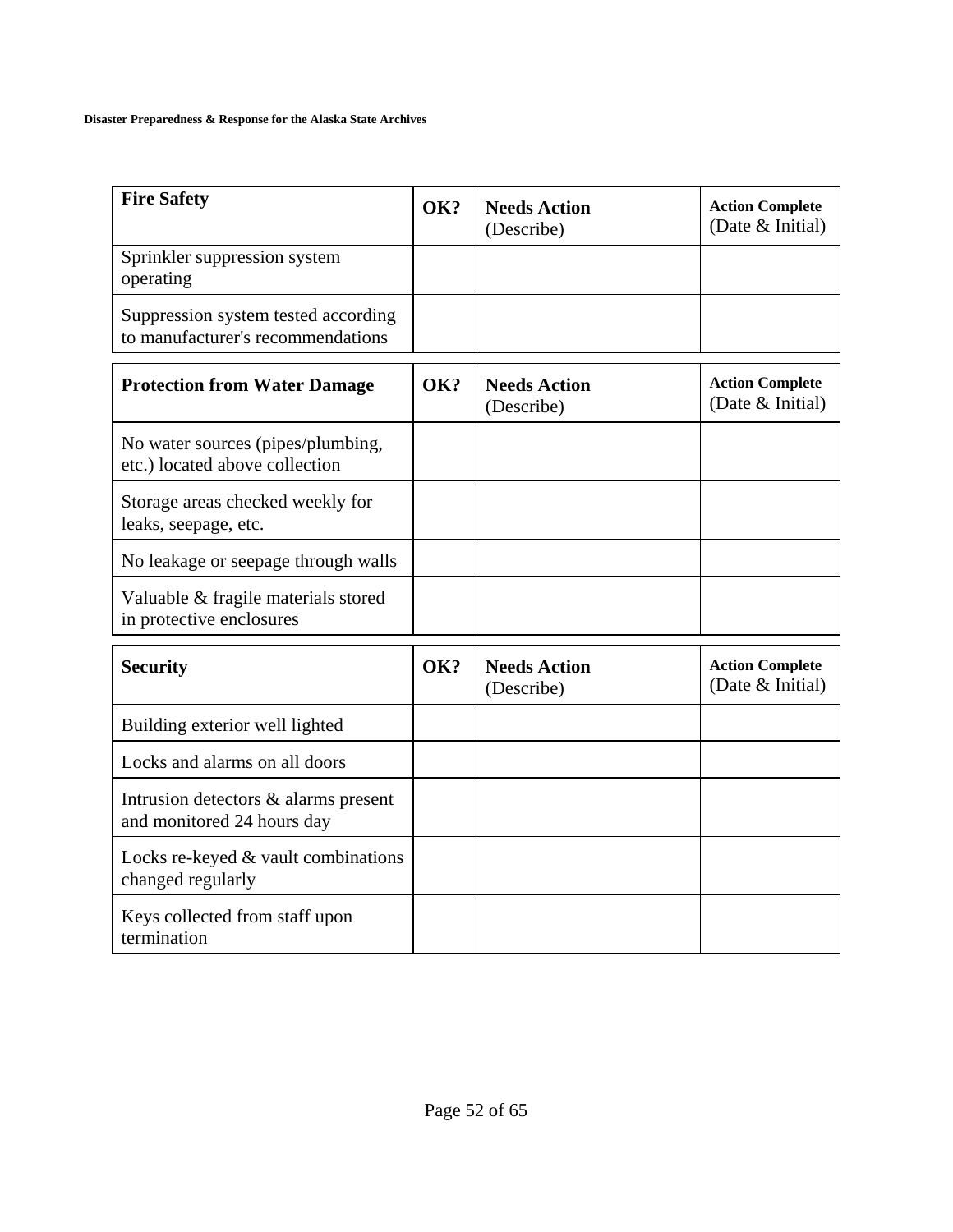| **Fire Safety** | **OK?** | **Needs Action** (Describe) | **Action Complete** (Date & Initial) |
|---|---|---|---|
| Sprinkler suppression system operating | | | |
| Suppression system tested according to manufacturer's recommendations | | | |

| **Protection from Water Damage** | **OK?** | **Needs Action** (Describe) | **Action Complete** (Date & Initial) |
|---|---|---|---|
| No water sources (pipes/plumbing, etc.) located above collection | | | |
| Storage areas checked weekly for leaks, seepage, etc. | | | |
| No leakage or seepage through walls | | | |
| Valuable & fragile materials stored in protective enclosures | | | |

| **Security** | **OK?** | **Needs Action** (Describe) | **Action Complete** (Date & Initial) |
|---|---|---|---|
| Building exterior well lighted | | | |
| Locks and alarms on all doors | | | |
| Intrusion detectors & alarms present and monitored 24 hours day | | | |
| Locks re-keyed & vault combinations changed regularly | | | |
| Keys collected from staff upon termination | | | |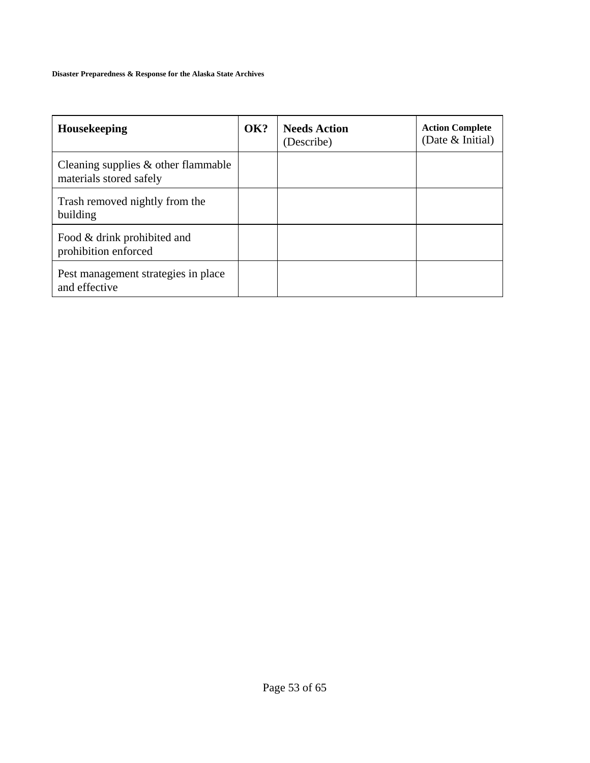| **Housekeeping** | **OK?** | **Needs Action** (Describe) | **Action Complete** (Date & Initial) |
| --- | --- | --- | --- |
| Cleaning supplies & other flammable materials stored safely | | | |
| Trash removed nightly from the building | | | |
| Food & drink prohibited and prohibition enforced | | | |
| Pest management strategies in place and effective | | | |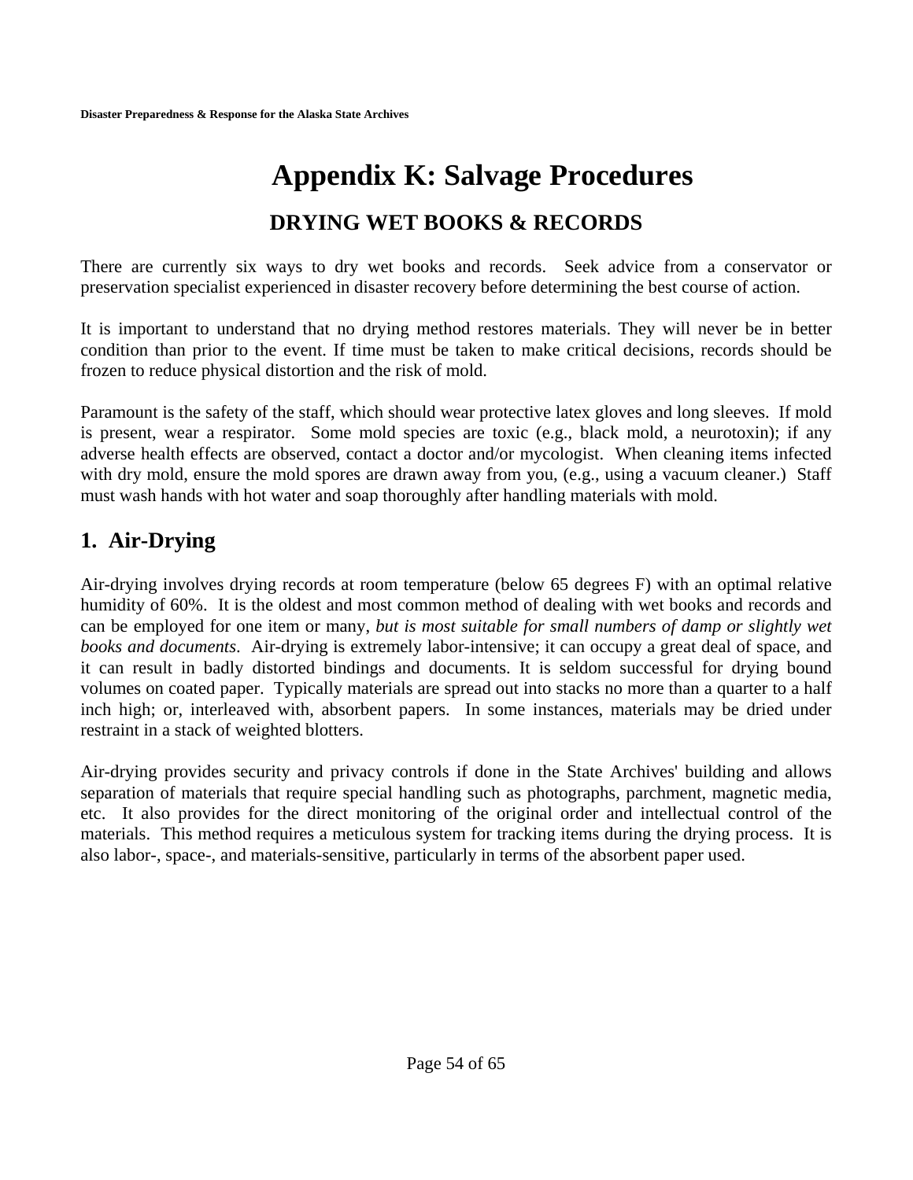# Appendix K: Salvage Procedures

## DRYING WET BOOKS & RECORDS

There are currently six ways to dry wet books and records. Seek advice from a conservator or preservation specialist experienced in disaster recovery before determining the best course of action.

It is important to understand that no drying method restores materials. They will never be in better condition than prior to the event. If time must be taken to make critical decisions, records should be frozen to reduce physical distortion and the risk of mold.

Paramount is the safety of the staff, which should wear protective latex gloves and long sleeves. If mold is present, wear a respirator. Some mold species are toxic (e.g., black mold, a neurotoxin); if any adverse health effects are observed, contact a doctor and/or mycologist. When cleaning items infected with dry mold, ensure the mold spores are drawn away from you, (e.g., using a vacuum cleaner.) Staff must wash hands with hot water and soap thoroughly after handling materials with mold.

## 1. Air-Drying

Air-drying involves drying records at room temperature (below 65 degrees F) with an optimal relative humidity of 60%. It is the oldest and most common method of dealing with wet books and records and can be employed for one item or many, *but is most suitable for small numbers of damp or slightly wet books and documents*. Air-drying is extremely labor-intensive; it can occupy a great deal of space, and it can result in badly distorted bindings and documents. It is seldom successful for drying bound volumes on coated paper. Typically materials are spread out into stacks no more than a quarter to a half inch high; or, interleaved with, absorbent papers. In some instances, materials may be dried under restraint in a stack of weighted blotters.

Air-drying provides security and privacy controls if done in the State Archives' building and allows separation of materials that require special handling such as photographs, parchment, magnetic media, etc. It also provides for the direct monitoring of the original order and intellectual control of the materials. This method requires a meticulous system for tracking items during the drying process. It is also labor-, space-, and materials-sensitive, particularly in terms of the absorbent paper used.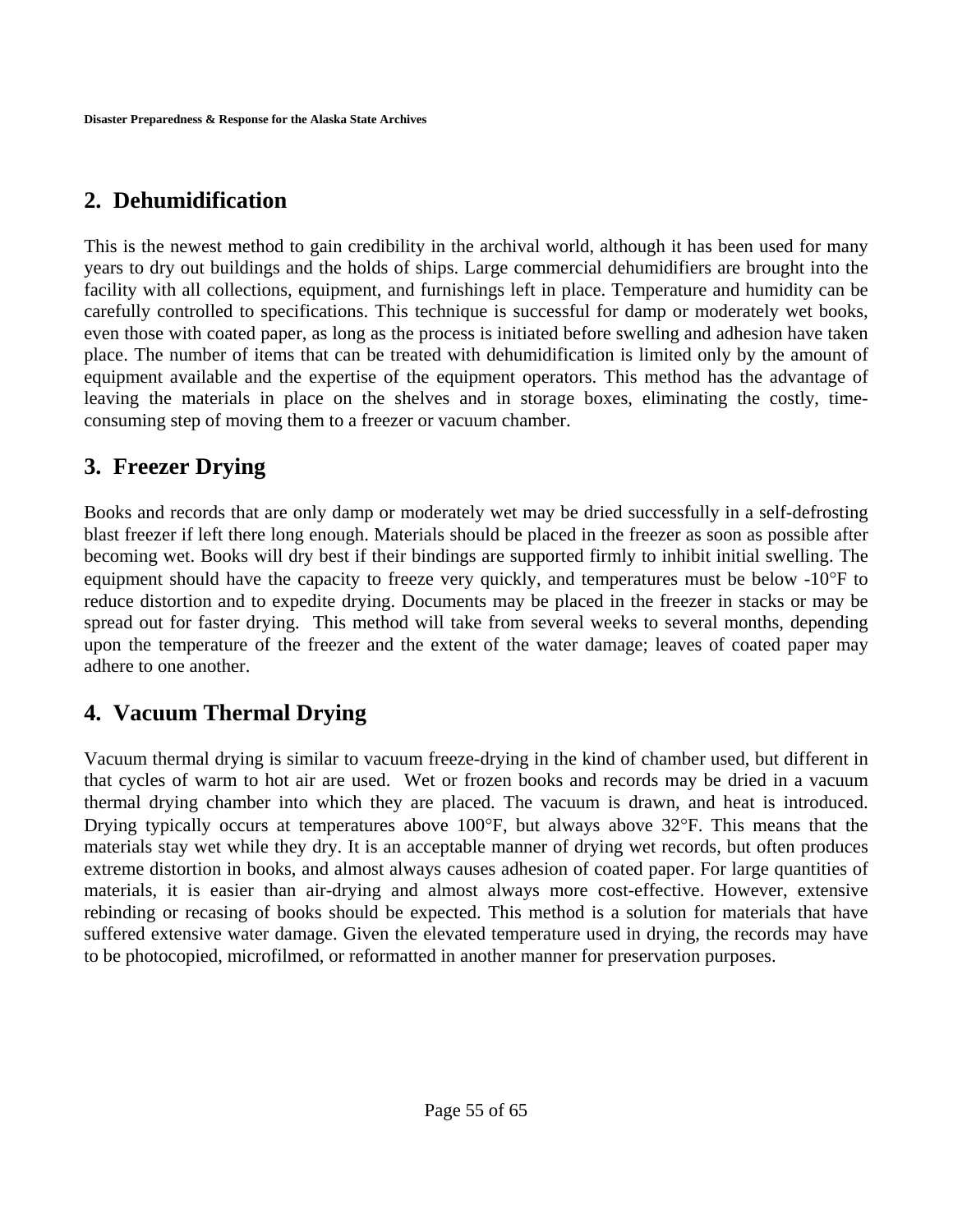## 2. Dehumidification

This is the newest method to gain credibility in the archival world, although it has been used for many years to dry out buildings and the holds of ships. Large commercial dehumidifiers are brought into the facility with all collections, equipment, and furnishings left in place. Temperature and humidity can be carefully controlled to specifications. This technique is successful for damp or moderately wet books, even those with coated paper, as long as the process is initiated before swelling and adhesion have taken place. The number of items that can be treated with dehumidification is limited only by the amount of equipment available and the expertise of the equipment operators. This method has the advantage of leaving the materials in place on the shelves and in storage boxes, eliminating the costly, time-consuming step of moving them to a freezer or vacuum chamber.

## 3. Freezer Drying

Books and records that are only damp or moderately wet may be dried successfully in a self-defrosting blast freezer if left there long enough. Materials should be placed in the freezer as soon as possible after becoming wet. Books will dry best if their bindings are supported firmly to inhibit initial swelling. The equipment should have the capacity to freeze very quickly, and temperatures must be below -10°F to reduce distortion and to expedite drying. Documents may be placed in the freezer in stacks or may be spread out for faster drying. This method will take from several weeks to several months, depending upon the temperature of the freezer and the extent of the water damage; leaves of coated paper may adhere to one another.

## 4. Vacuum Thermal Drying

Vacuum thermal drying is similar to vacuum freeze-drying in the kind of chamber used, but different in that cycles of warm to hot air are used. Wet or frozen books and records may be dried in a vacuum thermal drying chamber into which they are placed. The vacuum is drawn, and heat is introduced. Drying typically occurs at temperatures above 100°F, but always above 32°F. This means that the materials stay wet while they dry. It is an acceptable manner of drying wet records, but often produces extreme distortion in books, and almost always causes adhesion of coated paper. For large quantities of materials, it is easier than air-drying and almost always more cost-effective. However, extensive rebinding or recasing of books should be expected. This method is a solution for materials that have suffered extensive water damage. Given the elevated temperature used in drying, the records may have to be photocopied, microfilmed, or reformatted in another manner for preservation purposes.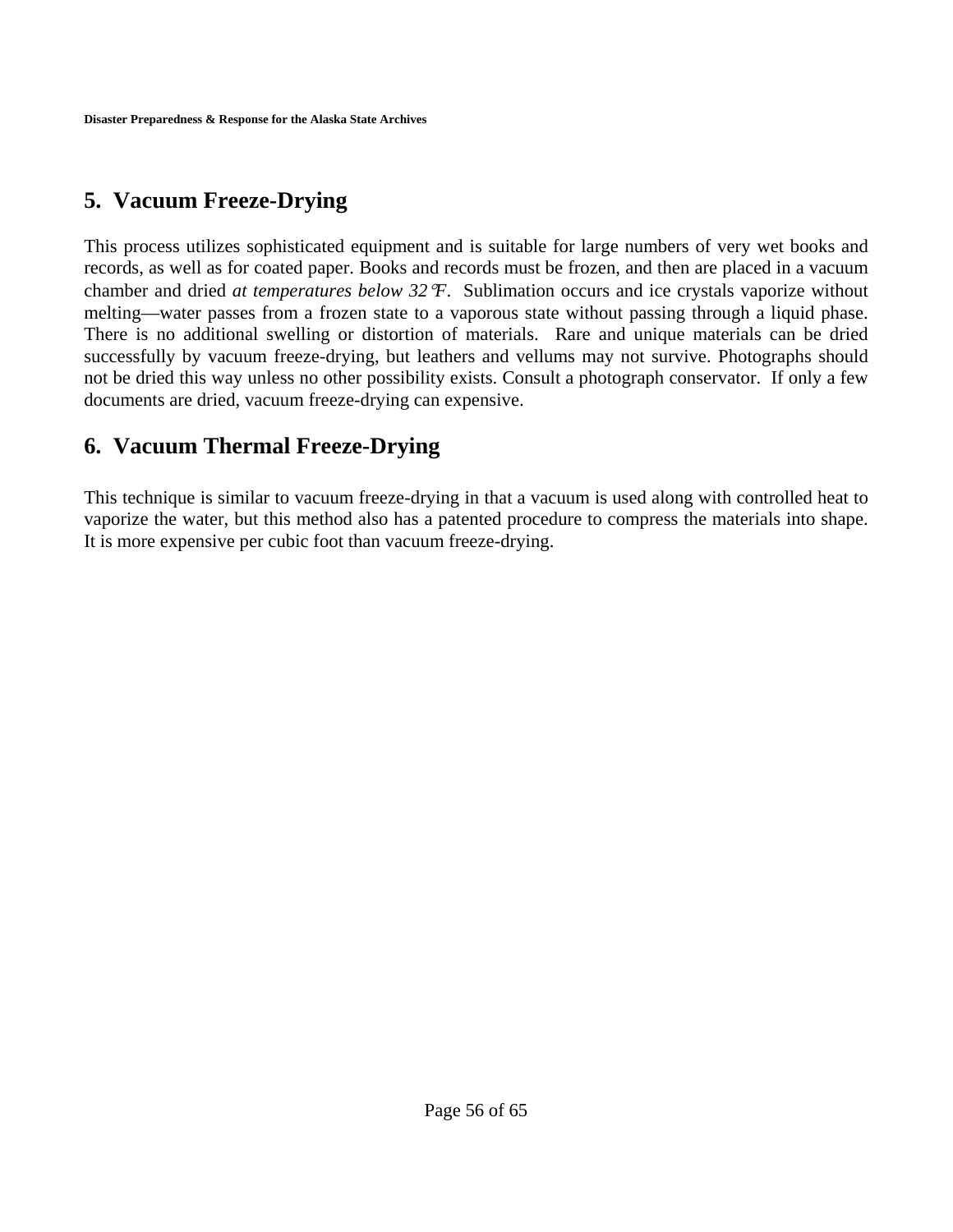## 5. Vacuum Freeze-Drying

This process utilizes sophisticated equipment and is suitable for large numbers of very wet books and records, as well as for coated paper. Books and records must be frozen, and then are placed in a vacuum chamber and dried *at temperatures below 32°F*. Sublimation occurs and ice crystals vaporize without melting—water passes from a frozen state to a vaporous state without passing through a liquid phase. There is no additional swelling or distortion of materials. Rare and unique materials can be dried successfully by vacuum freeze-drying, but leathers and vellums may not survive. Photographs should not be dried this way unless no other possibility exists. Consult a photograph conservator. If only a few documents are dried, vacuum freeze-drying can expensive.

## 6. Vacuum Thermal Freeze-Drying

This technique is similar to vacuum freeze-drying in that a vacuum is used along with controlled heat to vaporize the water, but this method also has a patented procedure to compress the materials into shape. It is more expensive per cubic foot than vacuum freeze-drying.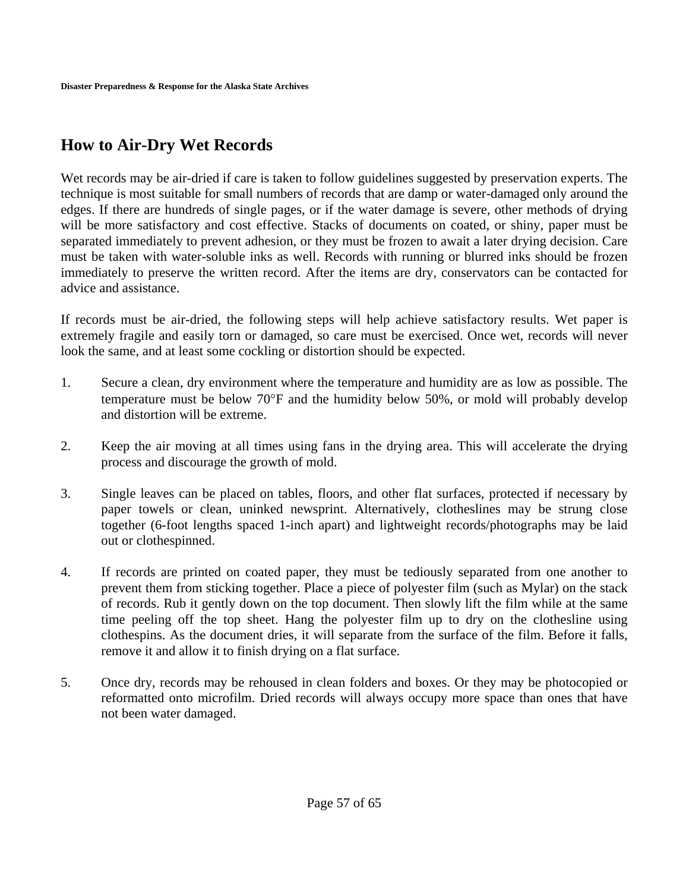## How to Air-Dry Wet Records

Wet records may be air-dried if care is taken to follow guidelines suggested by preservation experts. The technique is most suitable for small numbers of records that are damp or water-damaged only around the edges. If there are hundreds of single pages, or if the water damage is severe, other methods of drying will be more satisfactory and cost effective. Stacks of documents on coated, or shiny, paper must be separated immediately to prevent adhesion, or they must be frozen to await a later drying decision. Care must be taken with water-soluble inks as well. Records with running or blurred inks should be frozen immediately to preserve the written record. After the items are dry, conservators can be contacted for advice and assistance.

If records must be air-dried, the following steps will help achieve satisfactory results. Wet paper is extremely fragile and easily torn or damaged, so care must be exercised. Once wet, records will never look the same, and at least some cockling or distortion should be expected.

1. Secure a clean, dry environment where the temperature and humidity are as low as possible. The temperature must be below 70°F and the humidity below 50%, or mold will probably develop and distortion will be extreme.

2. Keep the air moving at all times using fans in the drying area. This will accelerate the drying process and discourage the growth of mold.

3. Single leaves can be placed on tables, floors, and other flat surfaces, protected if necessary by paper towels or clean, uninked newsprint. Alternatively, clotheslines may be strung close together (6-foot lengths spaced 1-inch apart) and lightweight records/photographs may be laid out or clothespinned.

4. If records are printed on coated paper, they must be tediously separated from one another to prevent them from sticking together. Place a piece of polyester film (such as Mylar) on the stack of records. Rub it gently down on the top document. Then slowly lift the film while at the same time peeling off the top sheet. Hang the polyester film up to dry on the clothesline using clothespins. As the document dries, it will separate from the surface of the film. Before it falls, remove it and allow it to finish drying on a flat surface.

5. Once dry, records may be rehoused in clean folders and boxes. Or they may be photocopied or reformatted onto microfilm. Dried records will always occupy more space than ones that have not been water damaged.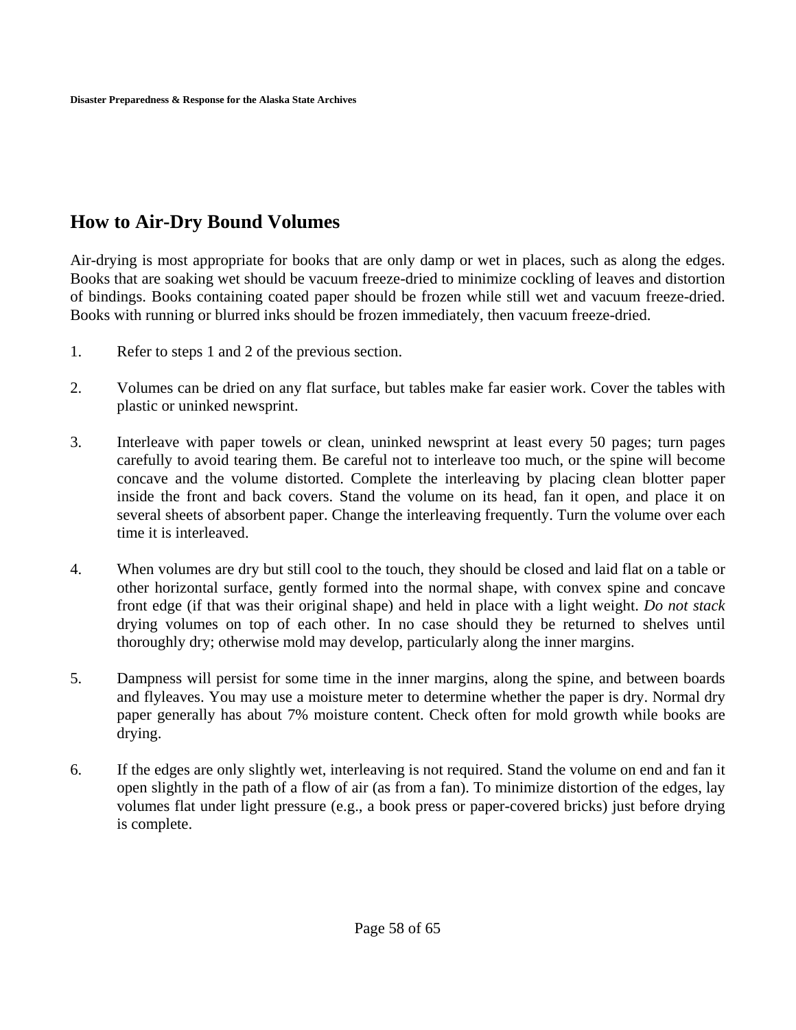## How to Air-Dry Bound Volumes

Air-drying is most appropriate for books that are only damp or wet in places, such as along the edges. Books that are soaking wet should be vacuum freeze-dried to minimize cockling of leaves and distortion of bindings. Books containing coated paper should be frozen while still wet and vacuum freeze-dried. Books with running or blurred inks should be frozen immediately, then vacuum freeze-dried.

1. Refer to steps 1 and 2 of the previous section.

2. Volumes can be dried on any flat surface, but tables make far easier work. Cover the tables with plastic or uninked newsprint.

3. Interleave with paper towels or clean, uninked newsprint at least every 50 pages; turn pages carefully to avoid tearing them. Be careful not to interleave too much, or the spine will become concave and the volume distorted. Complete the interleaving by placing clean blotter paper inside the front and back covers. Stand the volume on its head, fan it open, and place it on several sheets of absorbent paper. Change the interleaving frequently. Turn the volume over each time it is interleaved.

4. When volumes are dry but still cool to the touch, they should be closed and laid flat on a table or other horizontal surface, gently formed into the normal shape, with convex spine and concave front edge (if that was their original shape) and held in place with a light weight. *Do not stack* drying volumes on top of each other. In no case should they be returned to shelves until thoroughly dry; otherwise mold may develop, particularly along the inner margins.

5. Dampness will persist for some time in the inner margins, along the spine, and between boards and flyleaves. You may use a moisture meter to determine whether the paper is dry. Normal dry paper generally has about 7% moisture content. Check often for mold growth while books are drying.

6. If the edges are only slightly wet, interleaving is not required. Stand the volume on end and fan it open slightly in the path of a flow of air (as from a fan). To minimize distortion of the edges, lay volumes flat under light pressure (e.g., a book press or paper-covered bricks) just before drying is complete.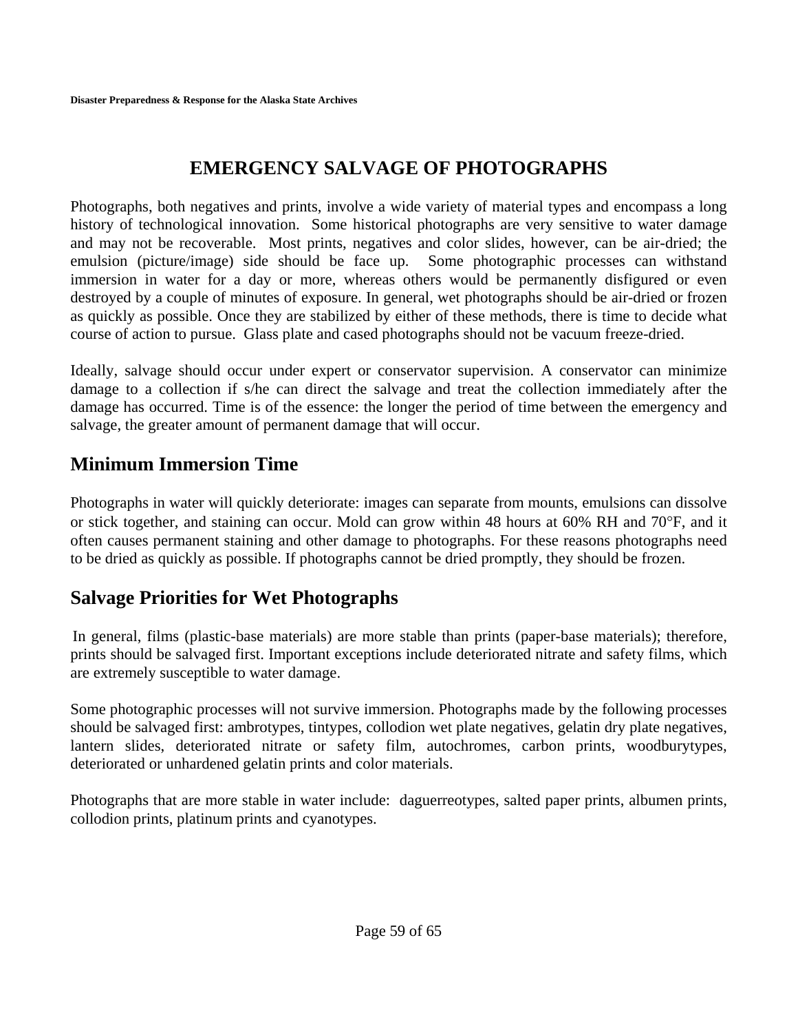# EMERGENCY SALVAGE OF PHOTOGRAPHS

Photographs, both negatives and prints, involve a wide variety of material types and encompass a long history of technological innovation. Some historical photographs are very sensitive to water damage and may not be recoverable. Most prints, negatives and color slides, however, can be air-dried; the emulsion (picture/image) side should be face up. Some photographic processes can withstand immersion in water for a day or more, whereas others would be permanently disfigured or even destroyed by a couple of minutes of exposure. In general, wet photographs should be air-dried or frozen as quickly as possible. Once they are stabilized by either of these methods, there is time to decide what course of action to pursue. Glass plate and cased photographs should not be vacuum freeze-dried.

Ideally, salvage should occur under expert or conservator supervision. A conservator can minimize damage to a collection if s/he can direct the salvage and treat the collection immediately after the damage has occurred. Time is of the essence: the longer the period of time between the emergency and salvage, the greater amount of permanent damage that will occur.

## Minimum Immersion Time

Photographs in water will quickly deteriorate: images can separate from mounts, emulsions can dissolve or stick together, and staining can occur. Mold can grow within 48 hours at 60% RH and 70°F, and it often causes permanent staining and other damage to photographs. For these reasons photographs need to be dried as quickly as possible. If photographs cannot be dried promptly, they should be frozen.

## Salvage Priorities for Wet Photographs

In general, films (plastic-base materials) are more stable than prints (paper-base materials); therefore, prints should be salvaged first. Important exceptions include deteriorated nitrate and safety films, which are extremely susceptible to water damage.

Some photographic processes will not survive immersion. Photographs made by the following processes should be salvaged first: ambrotypes, tintypes, collodion wet plate negatives, gelatin dry plate negatives, lantern slides, deteriorated nitrate or safety film, autochromes, carbon prints, woodburytypes, deteriorated or unhardened gelatin prints and color materials.

Photographs that are more stable in water include: daguerreotypes, salted paper prints, albumen prints, collodion prints, platinum prints and cyanotypes.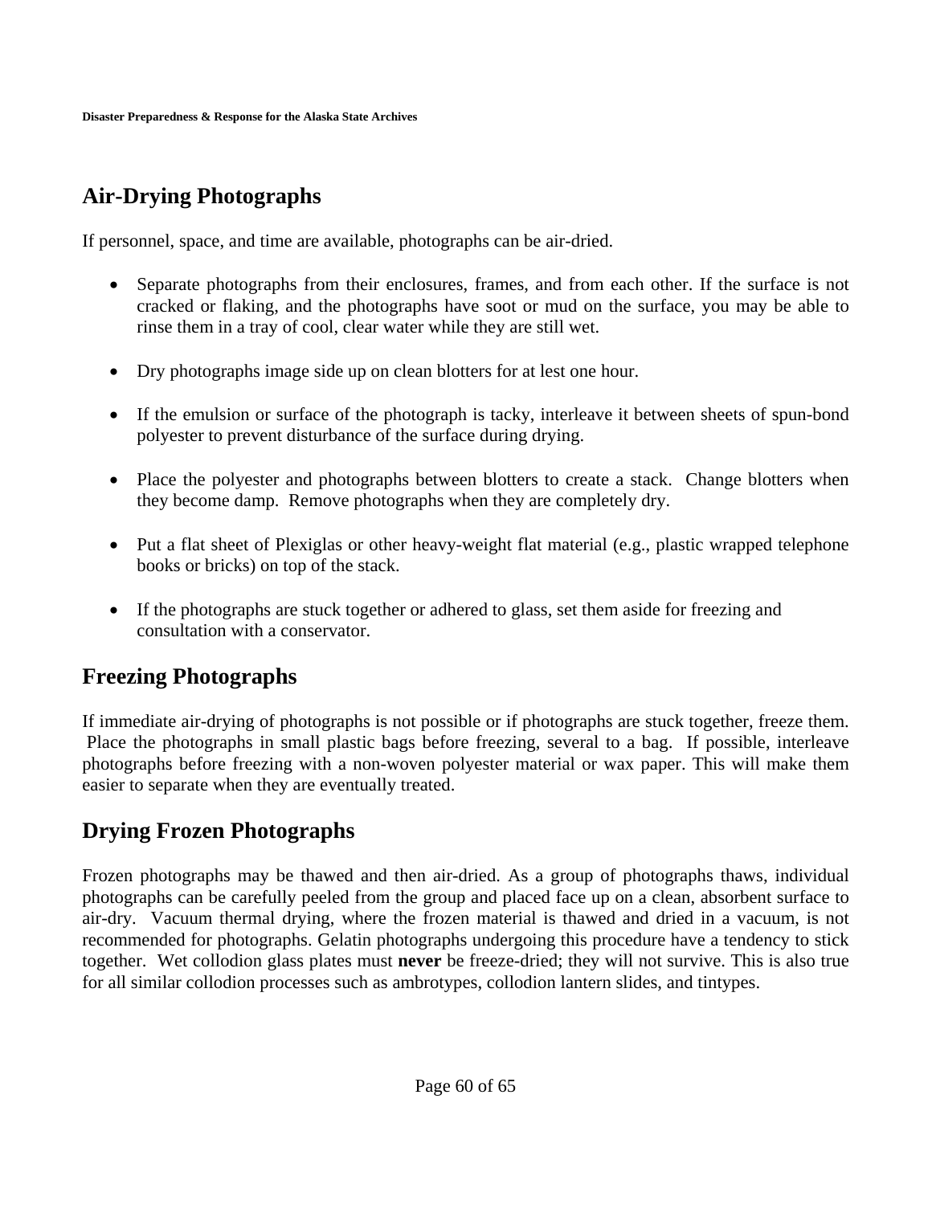## Air-Drying Photographs

If personnel, space, and time are available, photographs can be air-dried.

- Separate photographs from their enclosures, frames, and from each other. If the surface is not cracked or flaking, and the photographs have soot or mud on the surface, you may be able to rinse them in a tray of cool, clear water while they are still wet.

- Dry photographs image side up on clean blotters for at lest one hour.

- If the emulsion or surface of the photograph is tacky, interleave it between sheets of spun-bond polyester to prevent disturbance of the surface during drying.

- Place the polyester and photographs between blotters to create a stack. Change blotters when they become damp. Remove photographs when they are completely dry.

- Put a flat sheet of Plexiglas or other heavy-weight flat material (e.g., plastic wrapped telephone books or bricks) on top of the stack.

- If the photographs are stuck together or adhered to glass, set them aside for freezing and consultation with a conservator.

## Freezing Photographs

If immediate air-drying of photographs is not possible or if photographs are stuck together, freeze them. Place the photographs in small plastic bags before freezing, several to a bag. If possible, interleave photographs before freezing with a non-woven polyester material or wax paper. This will make them easier to separate when they are eventually treated.

## Drying Frozen Photographs

Frozen photographs may be thawed and then air-dried. As a group of photographs thaws, individual photographs can be carefully peeled from the group and placed face up on a clean, absorbent surface to air-dry. Vacuum thermal drying, where the frozen material is thawed and dried in a vacuum, is not recommended for photographs. Gelatin photographs undergoing this procedure have a tendency to stick together. Wet collodion glass plates must **never** be freeze-dried; they will not survive. This is also true for all similar collodion processes such as ambrotypes, collodion lantern slides, and tintypes.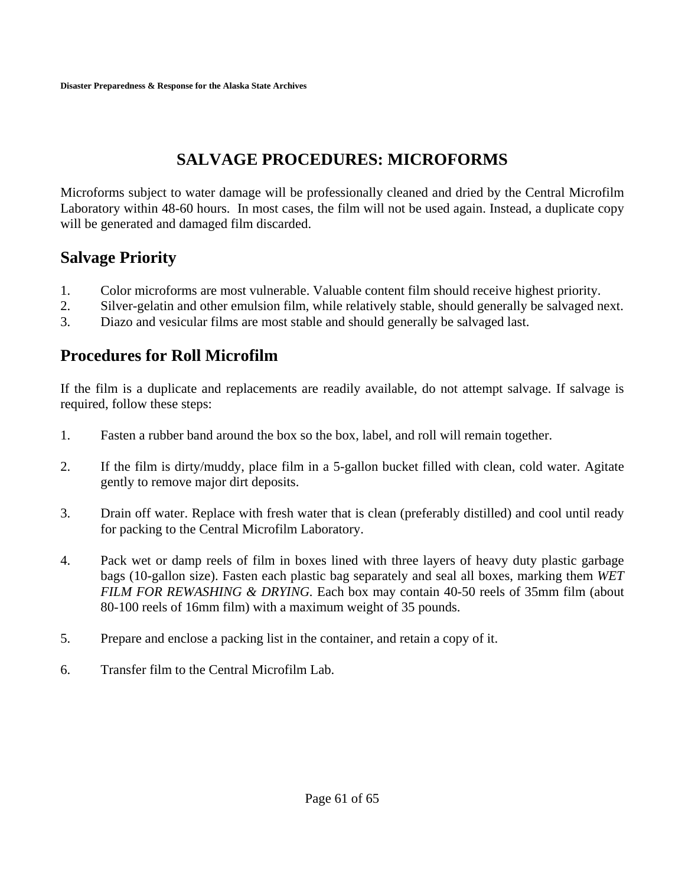# SALVAGE PROCEDURES: MICROFORMS

Microforms subject to water damage will be professionally cleaned and dried by the Central Microfilm Laboratory within 48-60 hours. In most cases, the film will not be used again. Instead, a duplicate copy will be generated and damaged film discarded.

## Salvage Priority

1. Color microforms are most vulnerable. Valuable content film should receive highest priority.
2. Silver-gelatin and other emulsion film, while relatively stable, should generally be salvaged next.
3. Diazo and vesicular films are most stable and should generally be salvaged last.

## Procedures for Roll Microfilm

If the film is a duplicate and replacements are readily available, do not attempt salvage. If salvage is required, follow these steps:

1. Fasten a rubber band around the box so the box, label, and roll will remain together.

2. If the film is dirty/muddy, place film in a 5-gallon bucket filled with clean, cold water. Agitate gently to remove major dirt deposits.

3. Drain off water. Replace with fresh water that is clean (preferably distilled) and cool until ready for packing to the Central Microfilm Laboratory.

4. Pack wet or damp reels of film in boxes lined with three layers of heavy duty plastic garbage bags (10-gallon size). Fasten each plastic bag separately and seal all boxes, marking them *WET FILM FOR REWASHING & DRYING*. Each box may contain 40-50 reels of 35mm film (about 80-100 reels of 16mm film) with a maximum weight of 35 pounds.

5. Prepare and enclose a packing list in the container, and retain a copy of it.

6. Transfer film to the Central Microfilm Lab.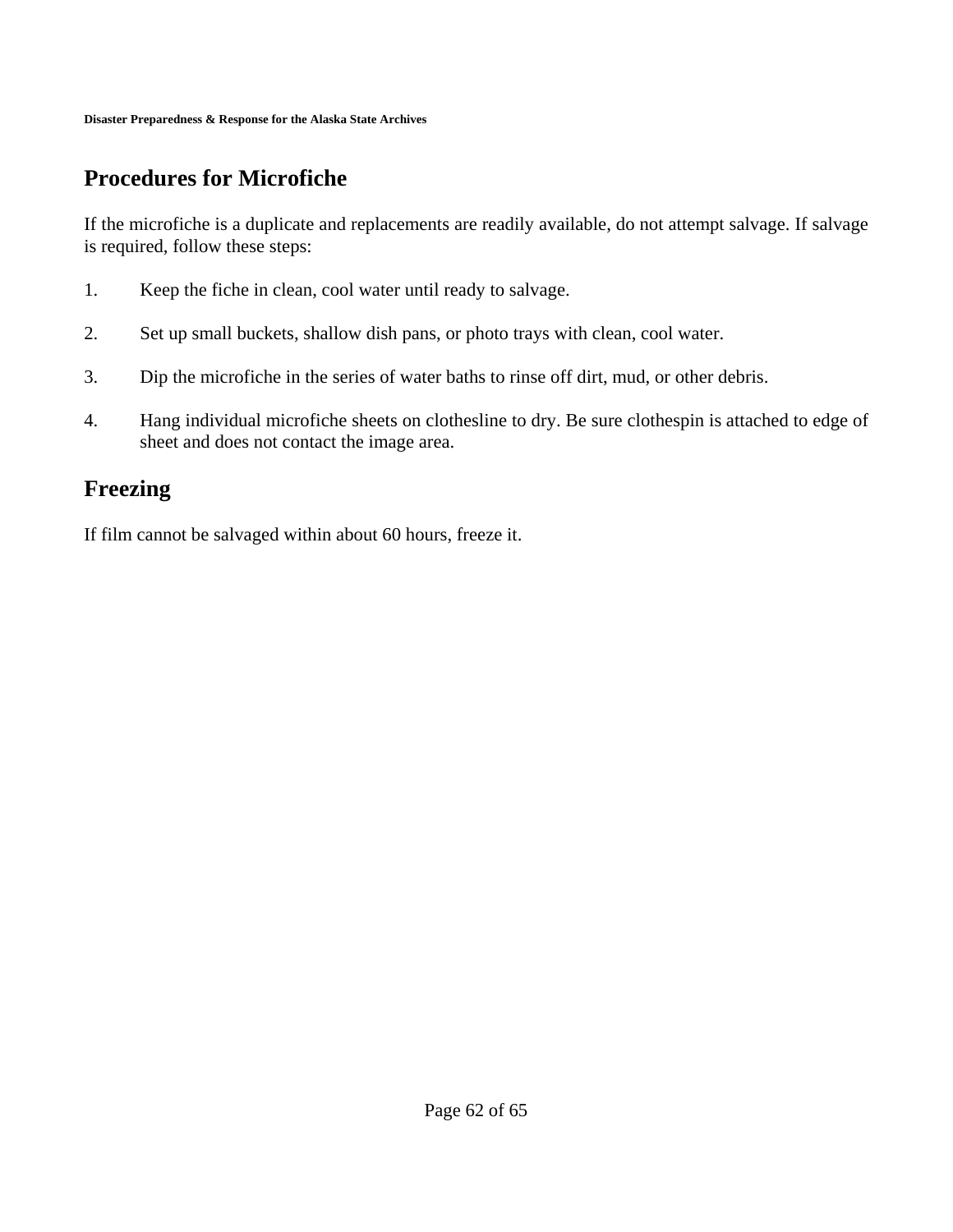## Procedures for Microfiche

If the microfiche is a duplicate and replacements are readily available, do not attempt salvage. If salvage is required, follow these steps:

1. Keep the fiche in clean, cool water until ready to salvage.

2. Set up small buckets, shallow dish pans, or photo trays with clean, cool water.

3. Dip the microfiche in the series of water baths to rinse off dirt, mud, or other debris.

4. Hang individual microfiche sheets on clothesline to dry. Be sure clothespin is attached to edge of sheet and does not contact the image area.

## Freezing

If film cannot be salvaged within about 60 hours, freeze it.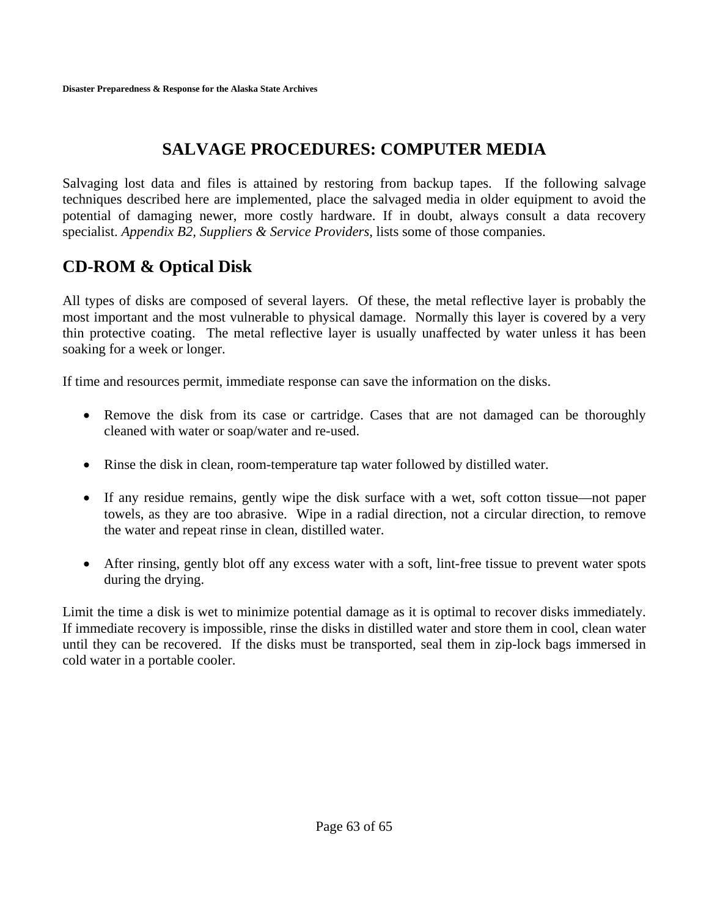# SALVAGE PROCEDURES: COMPUTER MEDIA

Salvaging lost data and files is attained by restoring from backup tapes. If the following salvage techniques described here are implemented, place the salvaged media in older equipment to avoid the potential of damaging newer, more costly hardware. If in doubt, always consult a data recovery specialist. *Appendix B2, Suppliers & Service Providers*, lists some of those companies.

## CD-ROM & Optical Disk

All types of disks are composed of several layers. Of these, the metal reflective layer is probably the most important and the most vulnerable to physical damage. Normally this layer is covered by a very thin protective coating. The metal reflective layer is usually unaffected by water unless it has been soaking for a week or longer.

If time and resources permit, immediate response can save the information on the disks.

- Remove the disk from its case or cartridge. Cases that are not damaged can be thoroughly cleaned with water or soap/water and re-used.

- Rinse the disk in clean, room-temperature tap water followed by distilled water.

- If any residue remains, gently wipe the disk surface with a wet, soft cotton tissue—not paper towels, as they are too abrasive. Wipe in a radial direction, not a circular direction, to remove the water and repeat rinse in clean, distilled water.

- After rinsing, gently blot off any excess water with a soft, lint-free tissue to prevent water spots during the drying.

Limit the time a disk is wet to minimize potential damage as it is optimal to recover disks immediately. If immediate recovery is impossible, rinse the disks in distilled water and store them in cool, clean water until they can be recovered. If the disks must be transported, seal them in zip-lock bags immersed in cold water in a portable cooler.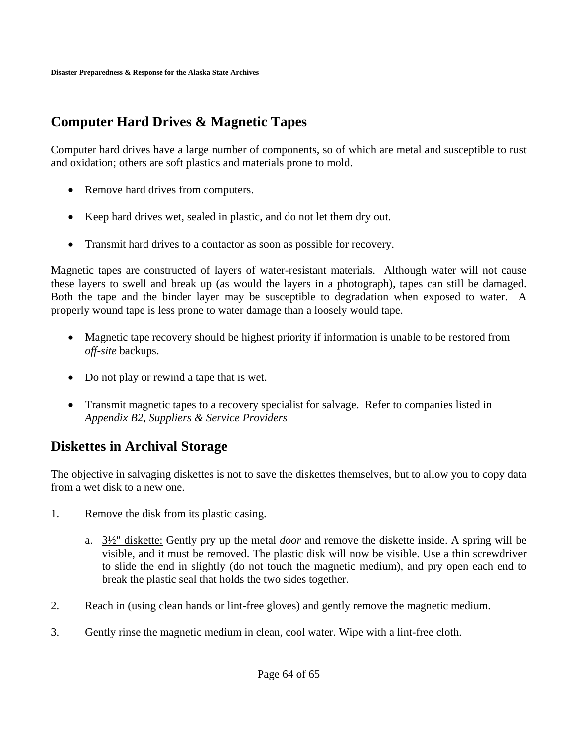## Computer Hard Drives & Magnetic Tapes

Computer hard drives have a large number of components, so of which are metal and susceptible to rust and oxidation; others are soft plastics and materials prone to mold.

- Remove hard drives from computers.
- Keep hard drives wet, sealed in plastic, and do not let them dry out.
- Transmit hard drives to a contactor as soon as possible for recovery.

Magnetic tapes are constructed of layers of water-resistant materials. Although water will not cause these layers to swell and break up (as would the layers in a photograph), tapes can still be damaged. Both the tape and the binder layer may be susceptible to degradation when exposed to water. A properly wound tape is less prone to water damage than a loosely would tape.

- Magnetic tape recovery should be highest priority if information is unable to be restored from *off-site* backups.
- Do not play or rewind a tape that is wet.
- Transmit magnetic tapes to a recovery specialist for salvage. Refer to companies listed in *Appendix B2, Suppliers & Service Providers*

## Diskettes in Archival Storage

The objective in salvaging diskettes is not to save the diskettes themselves, but to allow you to copy data from a wet disk to a new one.

1. Remove the disk from its plastic casing.
    a. <u>3½" diskette:</u> Gently pry up the metal *door* and remove the diskette inside. A spring will be visible, and it must be removed. The plastic disk will now be visible. Use a thin screwdriver to slide the end in slightly (do not touch the magnetic medium), and pry open each end to break the plastic seal that holds the two sides together.
2. Reach in (using clean hands or lint-free gloves) and gently remove the magnetic medium.
3. Gently rinse the magnetic medium in clean, cool water. Wipe with a lint-free cloth.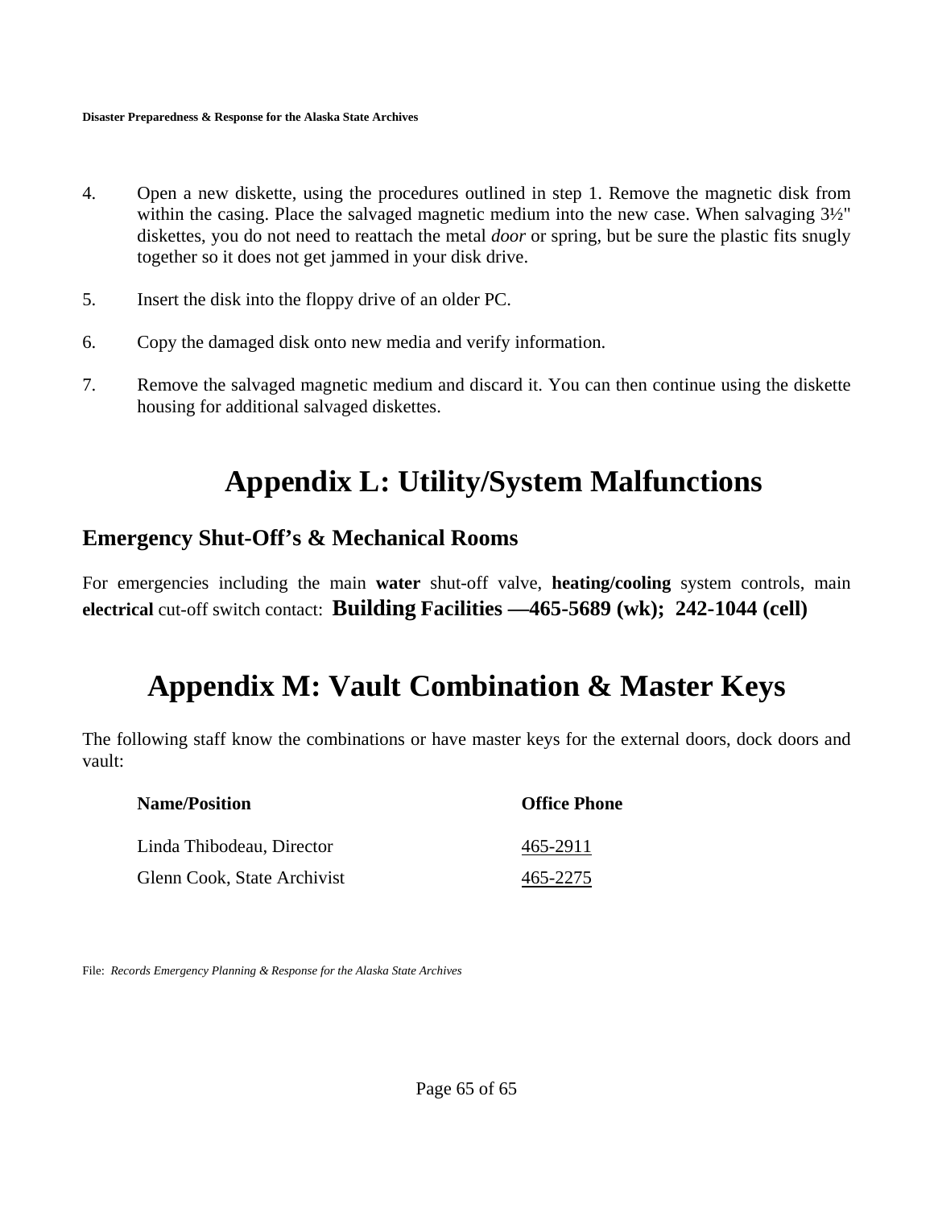4. Open a new diskette, using the procedures outlined in step 1. Remove the magnetic disk from within the casing. Place the salvaged magnetic medium into the new case. When salvaging 3½" diskettes, you do not need to reattach the metal *door* or spring, but be sure the plastic fits snugly together so it does not get jammed in your disk drive.

5. Insert the disk into the floppy drive of an older PC.

6. Copy the damaged disk onto new media and verify information.

7. Remove the salvaged magnetic medium and discard it. You can then continue using the diskette housing for additional salvaged diskettes.

# Appendix L: Utility/System Malfunctions

## Emergency Shut-Off's & Mechanical Rooms

For emergencies including the main **water** shut-off valve, **heating/cooling** system controls, main **electrical** cut-off switch contact: **Building Facilities —465-5689 (wk); 242-1044 (cell)**

# Appendix M: Vault Combination & Master Keys

The following staff know the combinations or have master keys for the external doors, dock doors and vault:

| Name/Position | Office Phone |
|---|---|
| Linda Thibodeau, Director | 465-2911 |
| Glenn Cook, State Archivist | 465-2275 |

File: *Records Emergency Planning & Response for the Alaska State Archives*